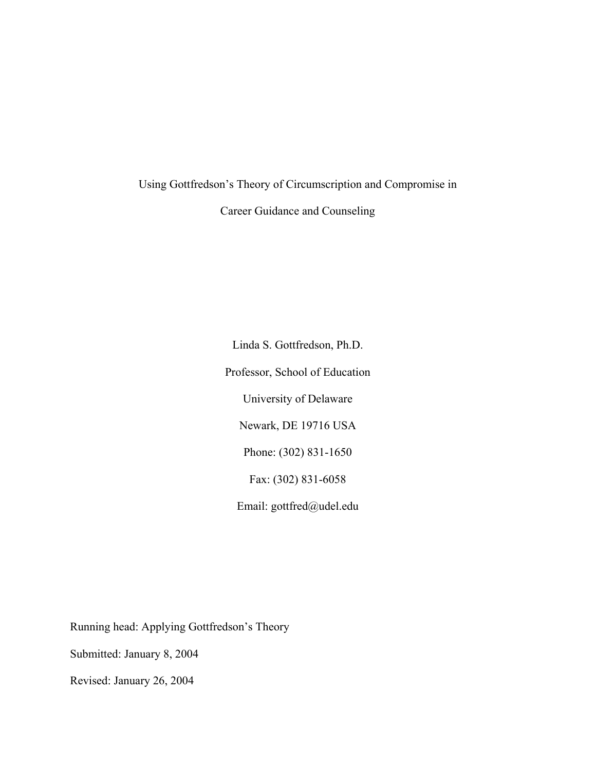# Using Gottfredson's Theory of Circumscription and Compromise in Career Guidance and Counseling

Linda S. Gottfredson, Ph.D.

Professor, School of Education

University of Delaware

Newark, DE 19716 USA

Phone: (302) 831-1650

Fax: (302) 831-6058

Email: gottfred@udel.edu

Running head: Applying Gottfredson's Theory

Submitted: January 8, 2004

Revised: January 26, 2004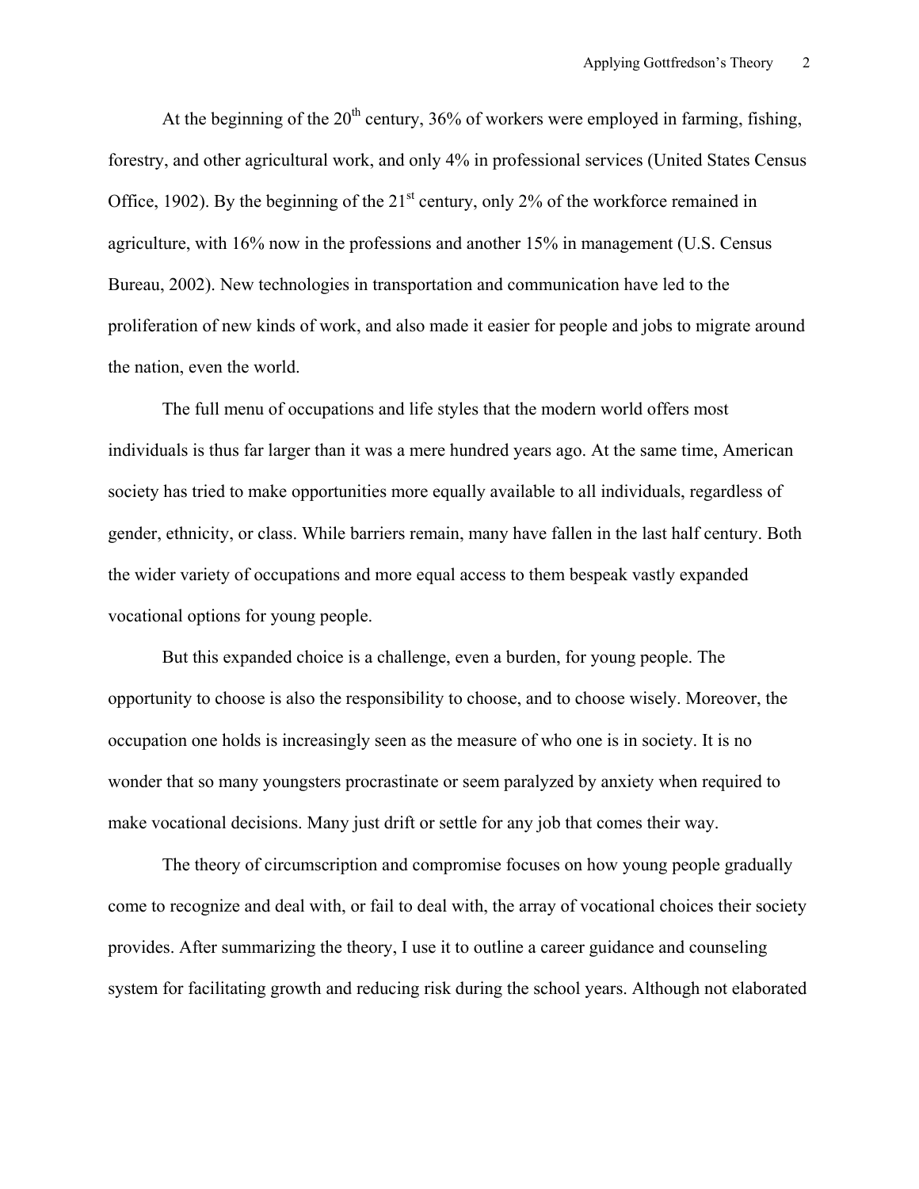At the beginning of the 20th century, 36% of workers were employed in farming, fishing, forestry, and other agricultural work, and only 4% in professional services (United States Census Office, 1902). By the beginning of the 21st century, only 2% of the workforce remained in agriculture, with 16% now in the professions and another 15% in management (U.S. Census Bureau, 2002). New technologies in transportation and communication have led to the proliferation of new kinds of work, and also made it easier for people and jobs to migrate around the nation, even the world.

The full menu of occupations and life styles that the modern world offers most individuals is thus far larger than it was a mere hundred years ago. At the same time, American society has tried to make opportunities more equally available to all individuals, regardless of gender, ethnicity, or class. While barriers remain, many have fallen in the last half century. Both the wider variety of occupations and more equal access to them bespeak vastly expanded vocational options for young people.

But this expanded choice is a challenge, even a burden, for young people. The opportunity to choose is also the responsibility to choose, and to choose wisely. Moreover, the occupation one holds is increasingly seen as the measure of who one is in society. It is no wonder that so many youngsters procrastinate or seem paralyzed by anxiety when required to make vocational decisions. Many just drift or settle for any job that comes their way.

The theory of circumscription and compromise focuses on how young people gradually come to recognize and deal with, or fail to deal with, the array of vocational choices their society provides. After summarizing the theory, I use it to outline a career guidance and counseling system for facilitating growth and reducing risk during the school years. Although not elaborated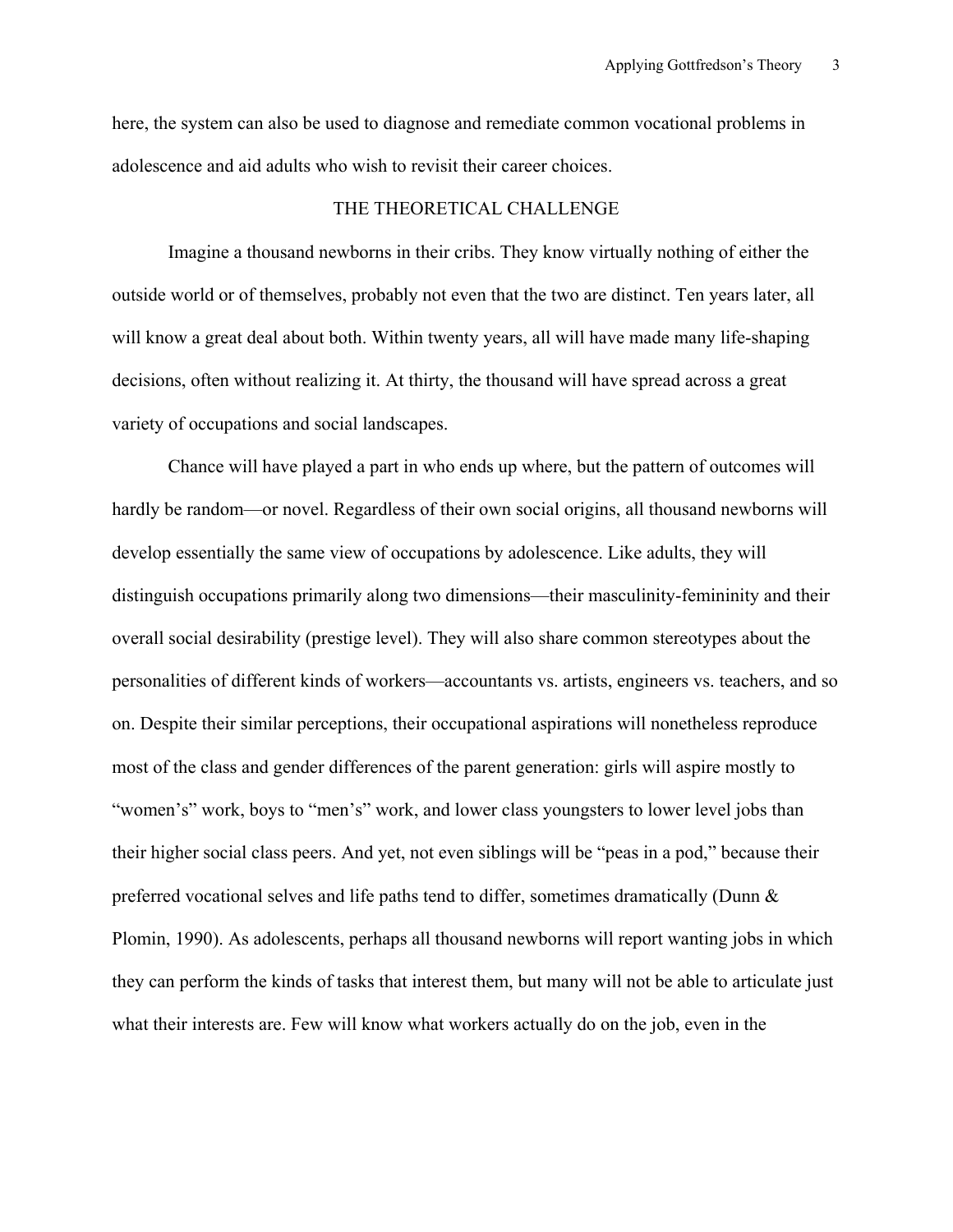here, the system can also be used to diagnose and remediate common vocational problems in adolescence and aid adults who wish to revisit their career choices.

## THE THEORETICAL CHALLENGE

Imagine a thousand newborns in their cribs. They know virtually nothing of either the outside world or of themselves, probably not even that the two are distinct. Ten years later, all will know a great deal about both. Within twenty years, all will have made many life-shaping decisions, often without realizing it. At thirty, the thousand will have spread across a great variety of occupations and social landscapes.

Chance will have played a part in who ends up where, but the pattern of outcomes will hardly be random—or novel. Regardless of their own social origins, all thousand newborns will develop essentially the same view of occupations by adolescence. Like adults, they will distinguish occupations primarily along two dimensions—their masculinity-femininity and their overall social desirability (prestige level). They will also share common stereotypes about the personalities of different kinds of workers—accountants vs. artists, engineers vs. teachers, and so on. Despite their similar perceptions, their occupational aspirations will nonetheless reproduce most of the class and gender differences of the parent generation: girls will aspire mostly to "women's" work, boys to "men's" work, and lower class youngsters to lower level jobs than their higher social class peers. And yet, not even siblings will be "peas in a pod," because their preferred vocational selves and life paths tend to differ, sometimes dramatically (Dunn & Plomin, 1990). As adolescents, perhaps all thousand newborns will report wanting jobs in which they can perform the kinds of tasks that interest them, but many will not be able to articulate just what their interests are. Few will know what workers actually do on the job, even in the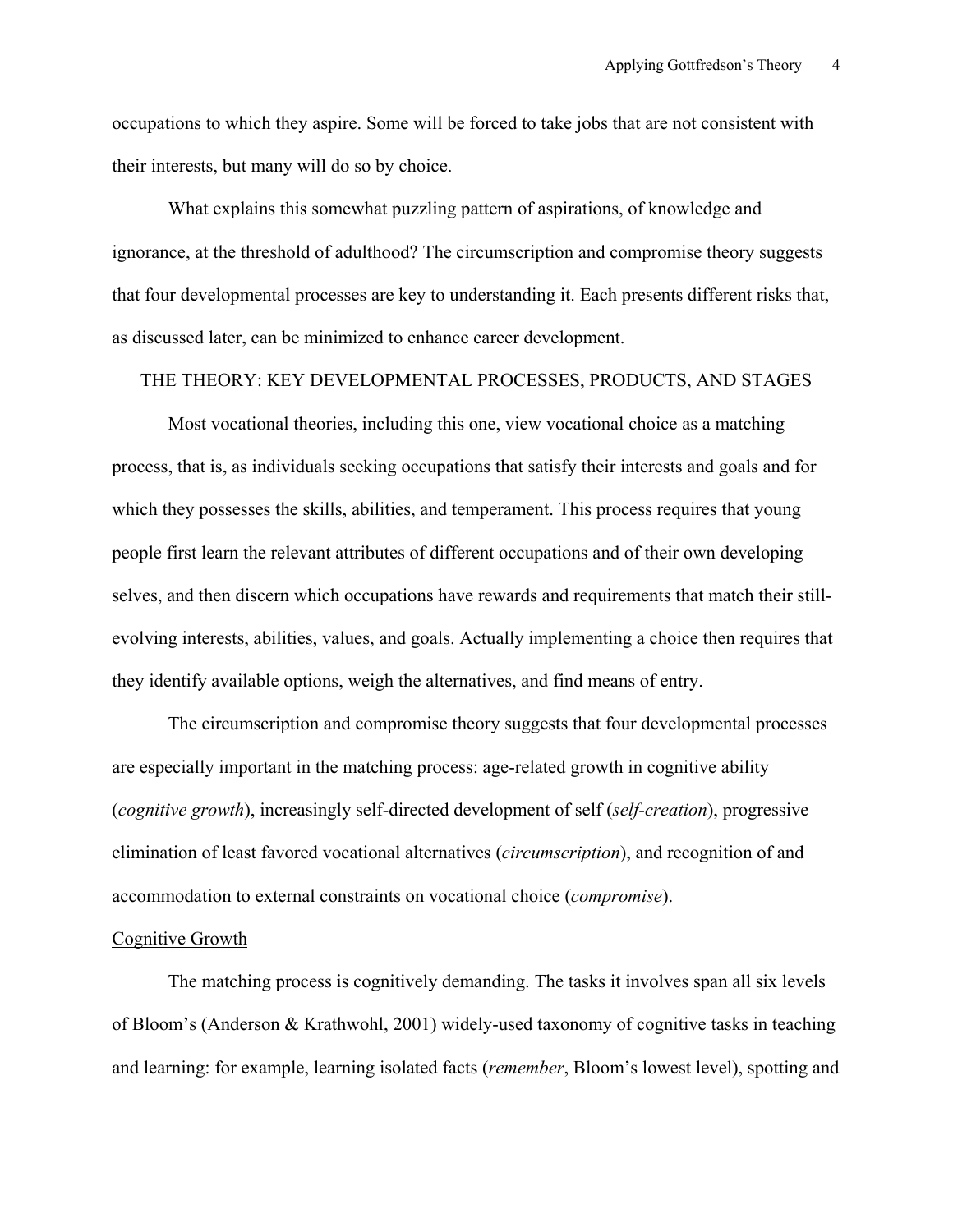occupations to which they aspire. Some will be forced to take jobs that are not consistent with their interests, but many will do so by choice.

What explains this somewhat puzzling pattern of aspirations, of knowledge and ignorance, at the threshold of adulthood? The circumscription and compromise theory suggests that four developmental processes are key to understanding it. Each presents different risks that, as discussed later, can be minimized to enhance career development.

## THE THEORY: KEY DEVELOPMENTAL PROCESSES, PRODUCTS, AND STAGES

Most vocational theories, including this one, view vocational choice as a matching process, that is, as individuals seeking occupations that satisfy their interests and goals and for which they possesses the skills, abilities, and temperament. This process requires that young people first learn the relevant attributes of different occupations and of their own developing selves, and then discern which occupations have rewards and requirements that match their still-evolving interests, abilities, values, and goals. Actually implementing a choice then requires that they identify available options, weigh the alternatives, and find means of entry.

The circumscription and compromise theory suggests that four developmental processes are especially important in the matching process: age-related growth in cognitive ability (*cognitive growth*), increasingly self-directed development of self (*self-creation*), progressive elimination of least favored vocational alternatives (*circumscription*), and recognition of and accommodation to external constraints on vocational choice (*compromise*).

### Cognitive Growth

The matching process is cognitively demanding. The tasks it involves span all six levels of Bloom's (Anderson & Krathwohl, 2001) widely-used taxonomy of cognitive tasks in teaching and learning: for example, learning isolated facts (*remember*, Bloom's lowest level), spotting and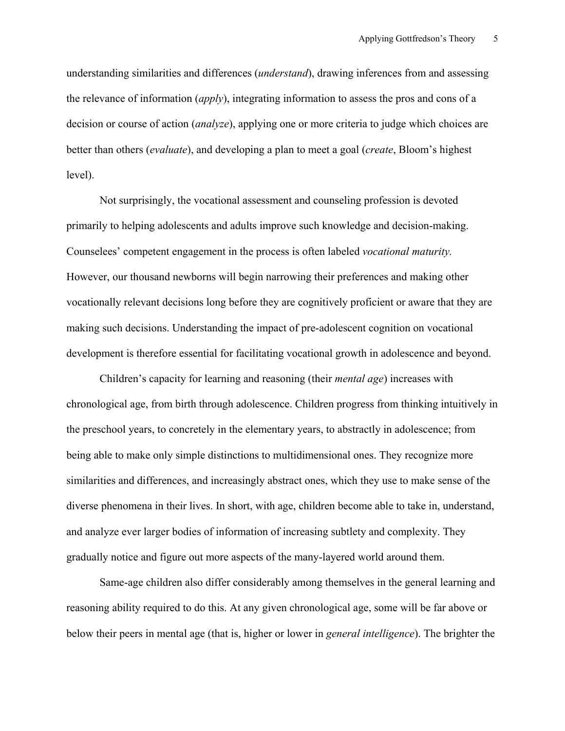understanding similarities and differences (*understand*), drawing inferences from and assessing the relevance of information (*apply*), integrating information to assess the pros and cons of a decision or course of action (*analyze*), applying one or more criteria to judge which choices are better than others (*evaluate*), and developing a plan to meet a goal (*create*, Bloom's highest level).

Not surprisingly, the vocational assessment and counseling profession is devoted primarily to helping adolescents and adults improve such knowledge and decision-making. Counselees' competent engagement in the process is often labeled *vocational maturity.* However, our thousand newborns will begin narrowing their preferences and making other vocationally relevant decisions long before they are cognitively proficient or aware that they are making such decisions. Understanding the impact of pre-adolescent cognition on vocational development is therefore essential for facilitating vocational growth in adolescence and beyond.

Children's capacity for learning and reasoning (their *mental age*) increases with chronological age, from birth through adolescence. Children progress from thinking intuitively in the preschool years, to concretely in the elementary years, to abstractly in adolescence; from being able to make only simple distinctions to multidimensional ones. They recognize more similarities and differences, and increasingly abstract ones, which they use to make sense of the diverse phenomena in their lives. In short, with age, children become able to take in, understand, and analyze ever larger bodies of information of increasing subtlety and complexity. They gradually notice and figure out more aspects of the many-layered world around them.

Same-age children also differ considerably among themselves in the general learning and reasoning ability required to do this. At any given chronological age, some will be far above or below their peers in mental age (that is, higher or lower in *general intelligence*). The brighter the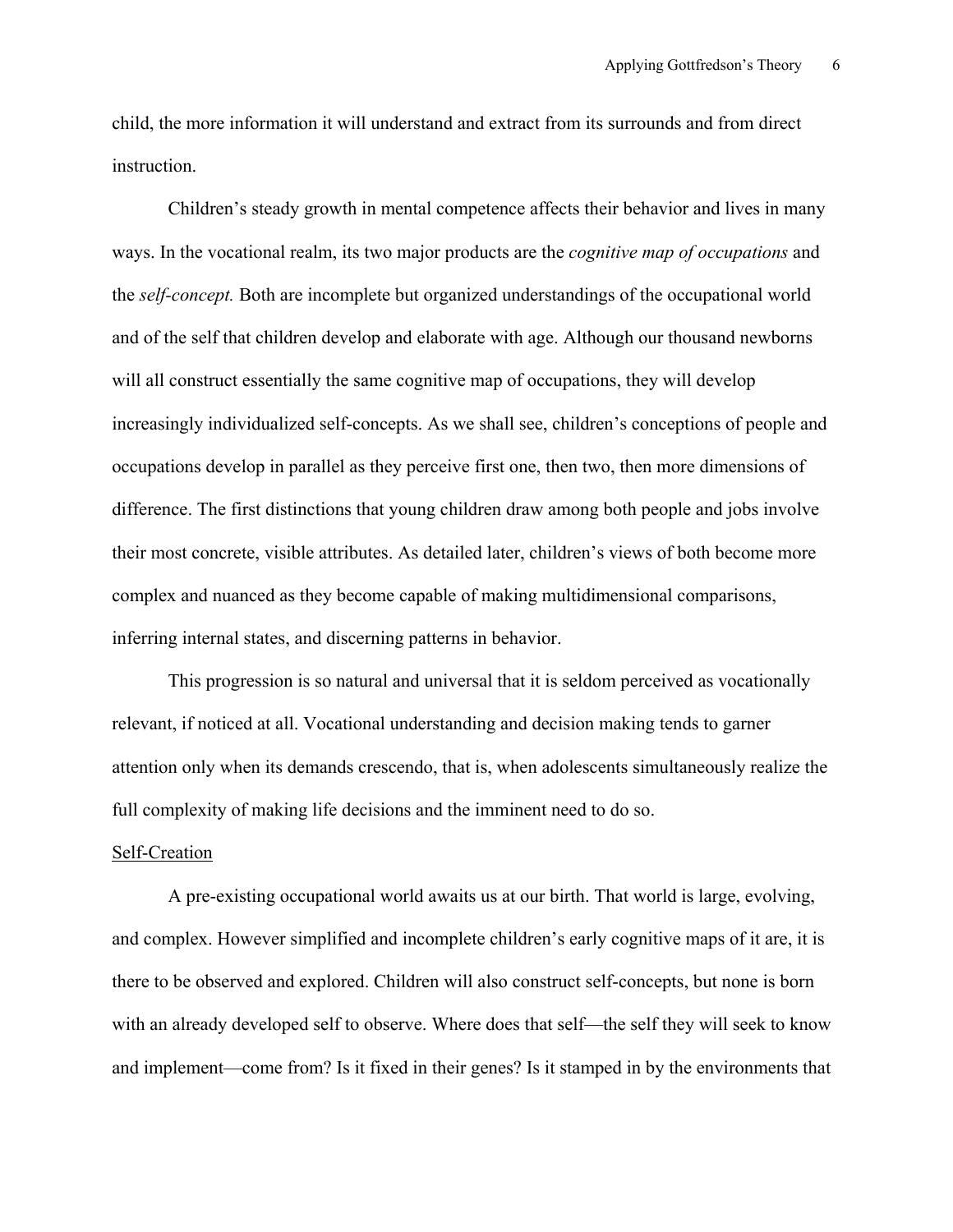child, the more information it will understand and extract from its surrounds and from direct instruction.

Children's steady growth in mental competence affects their behavior and lives in many ways. In the vocational realm, its two major products are the *cognitive map of occupations* and the *self-concept.* Both are incomplete but organized understandings of the occupational world and of the self that children develop and elaborate with age. Although our thousand newborns will all construct essentially the same cognitive map of occupations, they will develop increasingly individualized self-concepts. As we shall see, children's conceptions of people and occupations develop in parallel as they perceive first one, then two, then more dimensions of difference. The first distinctions that young children draw among both people and jobs involve their most concrete, visible attributes. As detailed later, children's views of both become more complex and nuanced as they become capable of making multidimensional comparisons, inferring internal states, and discerning patterns in behavior.

This progression is so natural and universal that it is seldom perceived as vocationally relevant, if noticed at all. Vocational understanding and decision making tends to garner attention only when its demands crescendo, that is, when adolescents simultaneously realize the full complexity of making life decisions and the imminent need to do so.

### Self-Creation

A pre-existing occupational world awaits us at our birth. That world is large, evolving, and complex. However simplified and incomplete children's early cognitive maps of it are, it is there to be observed and explored. Children will also construct self-concepts, but none is born with an already developed self to observe. Where does that self—the self they will seek to know and implement—come from? Is it fixed in their genes? Is it stamped in by the environments that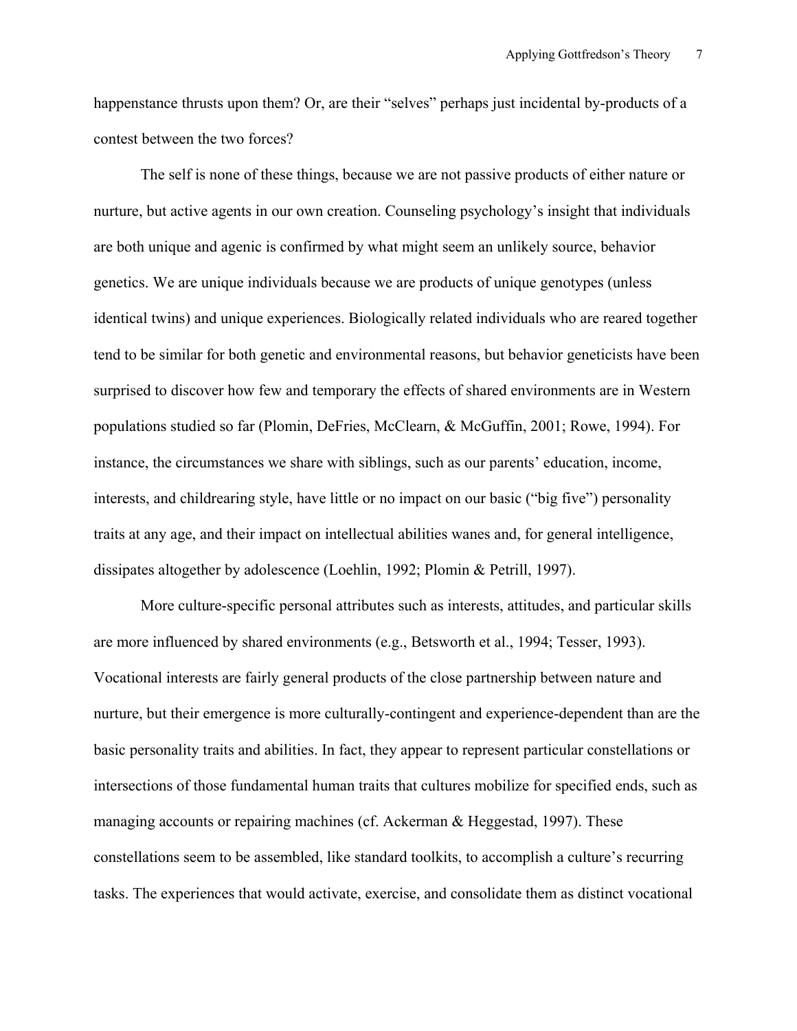happenstance thrusts upon them? Or, are their "selves" perhaps just incidental by-products of a contest between the two forces?

The self is none of these things, because we are not passive products of either nature or nurture, but active agents in our own creation. Counseling psychology's insight that individuals are both unique and agenic is confirmed by what might seem an unlikely source, behavior genetics. We are unique individuals because we are products of unique genotypes (unless identical twins) and unique experiences. Biologically related individuals who are reared together tend to be similar for both genetic and environmental reasons, but behavior geneticists have been surprised to discover how few and temporary the effects of shared environments are in Western populations studied so far (Plomin, DeFries, McClearn, & McGuffin, 2001; Rowe, 1994). For instance, the circumstances we share with siblings, such as our parents' education, income, interests, and childrearing style, have little or no impact on our basic ("big five") personality traits at any age, and their impact on intellectual abilities wanes and, for general intelligence, dissipates altogether by adolescence (Loehlin, 1992; Plomin & Petrill, 1997).

More culture-specific personal attributes such as interests, attitudes, and particular skills are more influenced by shared environments (e.g., Betsworth et al., 1994; Tesser, 1993). Vocational interests are fairly general products of the close partnership between nature and nurture, but their emergence is more culturally-contingent and experience-dependent than are the basic personality traits and abilities. In fact, they appear to represent particular constellations or intersections of those fundamental human traits that cultures mobilize for specified ends, such as managing accounts or repairing machines (cf. Ackerman & Heggestad, 1997). These constellations seem to be assembled, like standard toolkits, to accomplish a culture's recurring tasks. The experiences that would activate, exercise, and consolidate them as distinct vocational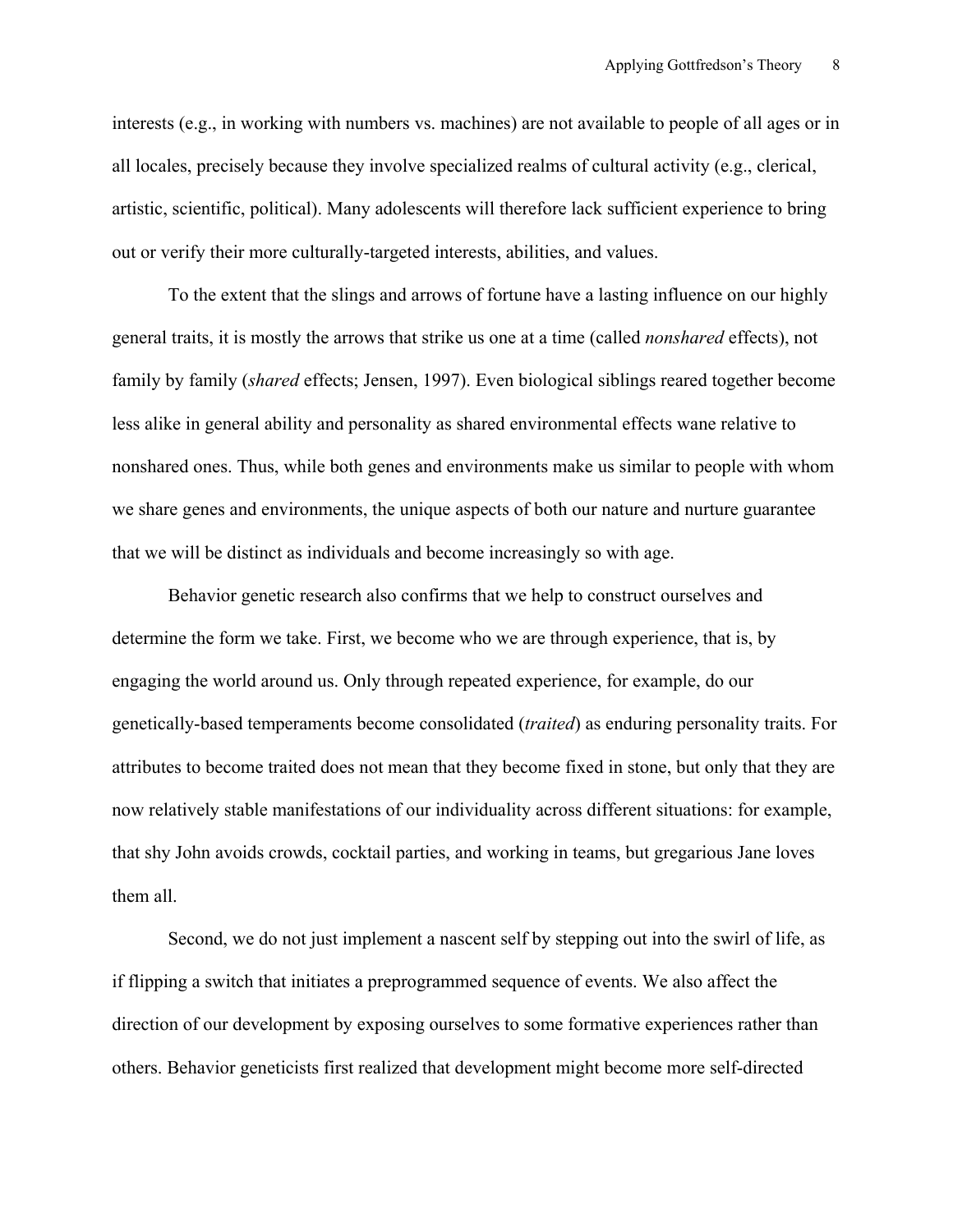interests (e.g., in working with numbers vs. machines) are not available to people of all ages or in all locales, precisely because they involve specialized realms of cultural activity (e.g., clerical, artistic, scientific, political). Many adolescents will therefore lack sufficient experience to bring out or verify their more culturally-targeted interests, abilities, and values.

To the extent that the slings and arrows of fortune have a lasting influence on our highly general traits, it is mostly the arrows that strike us one at a time (called *nonshared* effects), not family by family (*shared* effects; Jensen, 1997). Even biological siblings reared together become less alike in general ability and personality as shared environmental effects wane relative to nonshared ones. Thus, while both genes and environments make us similar to people with whom we share genes and environments, the unique aspects of both our nature and nurture guarantee that we will be distinct as individuals and become increasingly so with age.

Behavior genetic research also confirms that we help to construct ourselves and determine the form we take. First, we become who we are through experience, that is, by engaging the world around us. Only through repeated experience, for example, do our genetically-based temperaments become consolidated (*traited*) as enduring personality traits. For attributes to become traited does not mean that they become fixed in stone, but only that they are now relatively stable manifestations of our individuality across different situations: for example, that shy John avoids crowds, cocktail parties, and working in teams, but gregarious Jane loves them all.

Second, we do not just implement a nascent self by stepping out into the swirl of life, as if flipping a switch that initiates a preprogrammed sequence of events. We also affect the direction of our development by exposing ourselves to some formative experiences rather than others. Behavior geneticists first realized that development might become more self-directed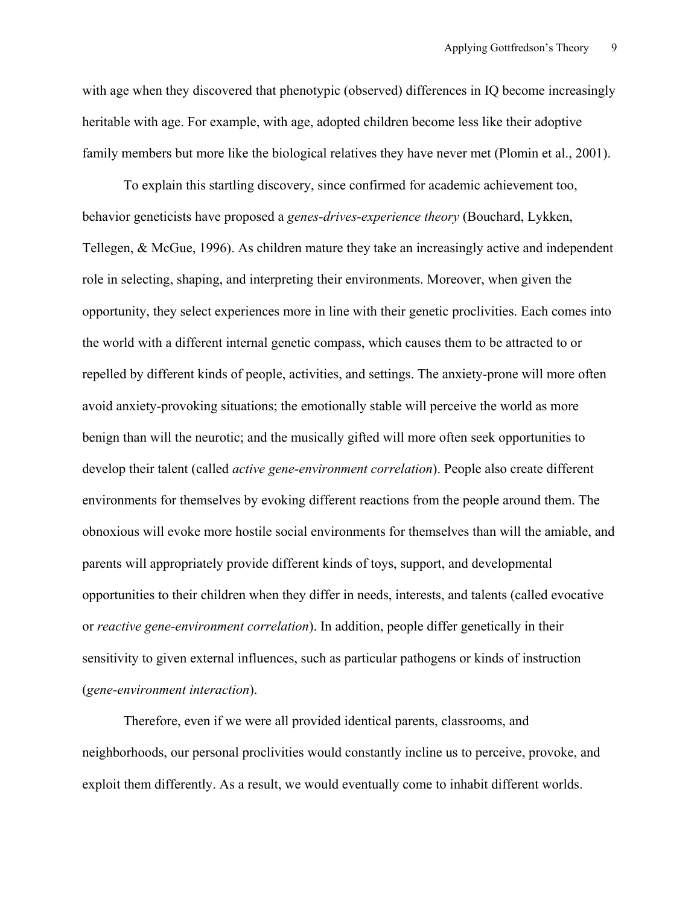with age when they discovered that phenotypic (observed) differences in IQ become increasingly heritable with age. For example, with age, adopted children become less like their adoptive family members but more like the biological relatives they have never met (Plomin et al., 2001).

To explain this startling discovery, since confirmed for academic achievement too, behavior geneticists have proposed a *genes-drives-experience theory* (Bouchard, Lykken, Tellegen, & McGue, 1996). As children mature they take an increasingly active and independent role in selecting, shaping, and interpreting their environments. Moreover, when given the opportunity, they select experiences more in line with their genetic proclivities. Each comes into the world with a different internal genetic compass, which causes them to be attracted to or repelled by different kinds of people, activities, and settings. The anxiety-prone will more often avoid anxiety-provoking situations; the emotionally stable will perceive the world as more benign than will the neurotic; and the musically gifted will more often seek opportunities to develop their talent (called *active gene-environment correlation*). People also create different environments for themselves by evoking different reactions from the people around them. The obnoxious will evoke more hostile social environments for themselves than will the amiable, and parents will appropriately provide different kinds of toys, support, and developmental opportunities to their children when they differ in needs, interests, and talents (called evocative or *reactive gene-environment correlation*). In addition, people differ genetically in their sensitivity to given external influences, such as particular pathogens or kinds of instruction (*gene-environment interaction*).

Therefore, even if we were all provided identical parents, classrooms, and neighborhoods, our personal proclivities would constantly incline us to perceive, provoke, and exploit them differently. As a result, we would eventually come to inhabit different worlds.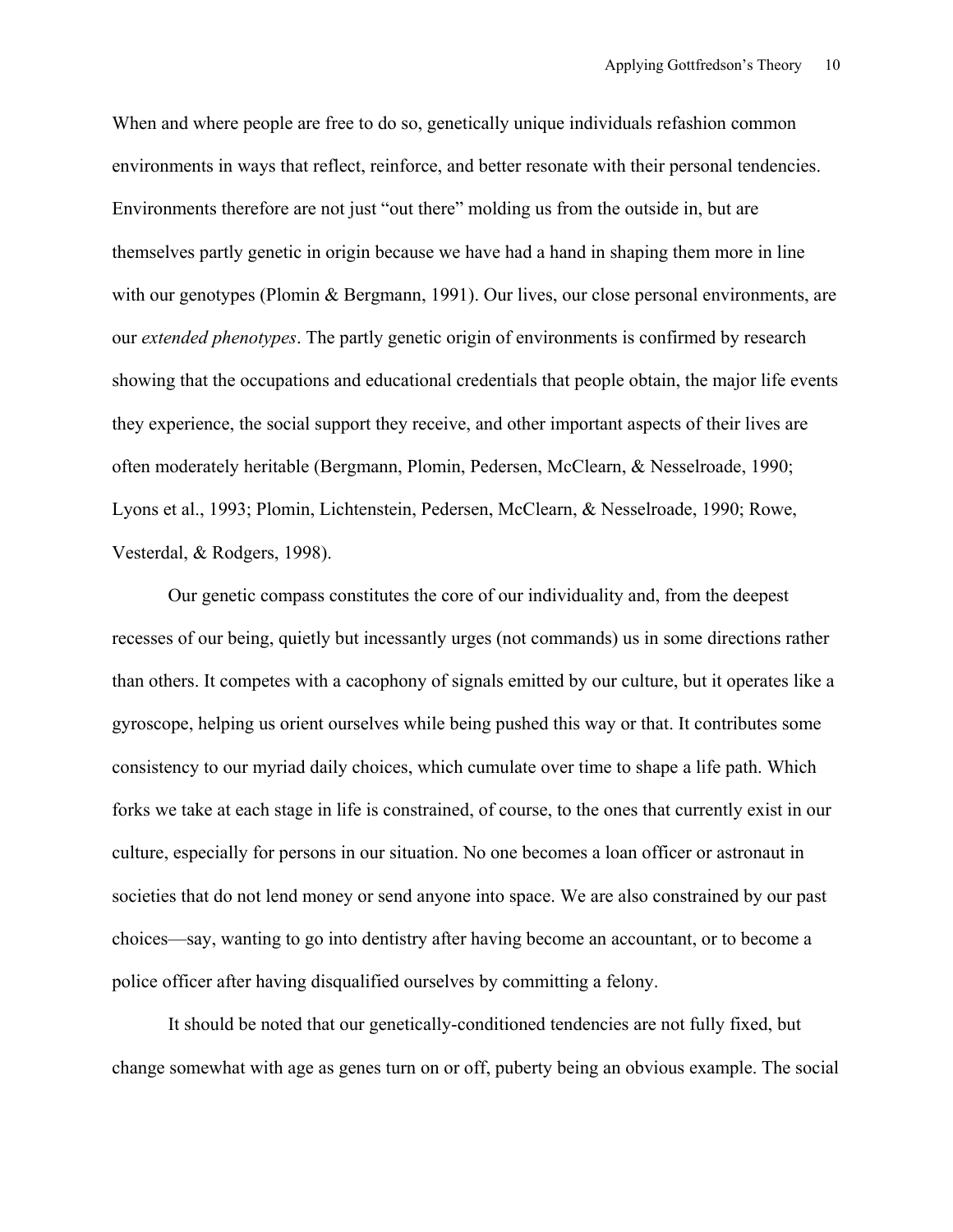When and where people are free to do so, genetically unique individuals refashion common environments in ways that reflect, reinforce, and better resonate with their personal tendencies. Environments therefore are not just "out there" molding us from the outside in, but are themselves partly genetic in origin because we have had a hand in shaping them more in line with our genotypes (Plomin & Bergmann, 1991). Our lives, our close personal environments, are our *extended phenotypes*. The partly genetic origin of environments is confirmed by research showing that the occupations and educational credentials that people obtain, the major life events they experience, the social support they receive, and other important aspects of their lives are often moderately heritable (Bergmann, Plomin, Pedersen, McClearn, & Nesselroade, 1990; Lyons et al., 1993; Plomin, Lichtenstein, Pedersen, McClearn, & Nesselroade, 1990; Rowe, Vesterdal, & Rodgers, 1998).

Our genetic compass constitutes the core of our individuality and, from the deepest recesses of our being, quietly but incessantly urges (not commands) us in some directions rather than others. It competes with a cacophony of signals emitted by our culture, but it operates like a gyroscope, helping us orient ourselves while being pushed this way or that. It contributes some consistency to our myriad daily choices, which cumulate over time to shape a life path. Which forks we take at each stage in life is constrained, of course, to the ones that currently exist in our culture, especially for persons in our situation. No one becomes a loan officer or astronaut in societies that do not lend money or send anyone into space. We are also constrained by our past choices—say, wanting to go into dentistry after having become an accountant, or to become a police officer after having disqualified ourselves by committing a felony.

It should be noted that our genetically-conditioned tendencies are not fully fixed, but change somewhat with age as genes turn on or off, puberty being an obvious example. The social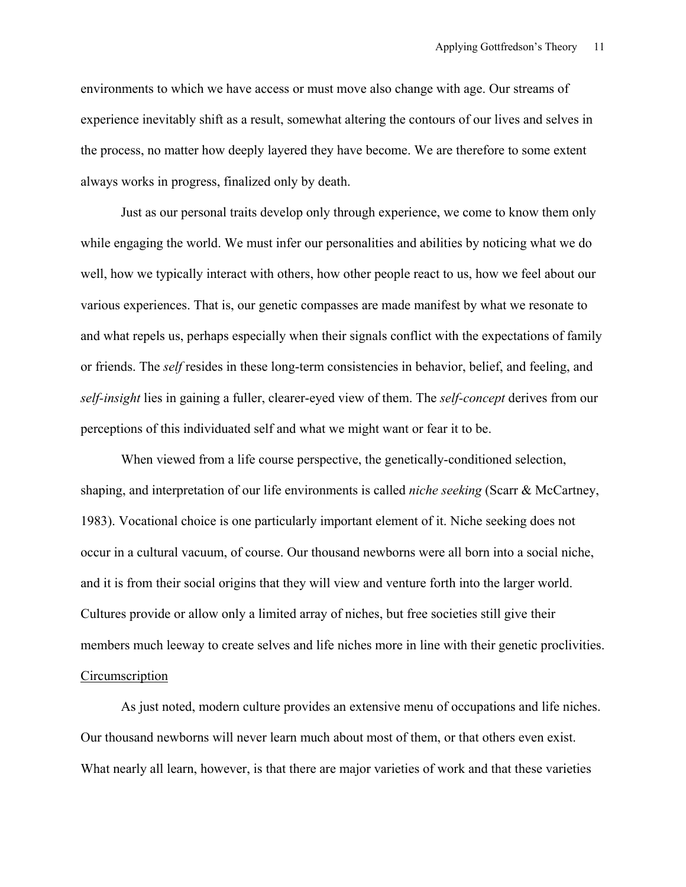environments to which we have access or must move also change with age. Our streams of experience inevitably shift as a result, somewhat altering the contours of our lives and selves in the process, no matter how deeply layered they have become. We are therefore to some extent always works in progress, finalized only by death.

Just as our personal traits develop only through experience, we come to know them only while engaging the world. We must infer our personalities and abilities by noticing what we do well, how we typically interact with others, how other people react to us, how we feel about our various experiences. That is, our genetic compasses are made manifest by what we resonate to and what repels us, perhaps especially when their signals conflict with the expectations of family or friends. The *self* resides in these long-term consistencies in behavior, belief, and feeling, and *self-insight* lies in gaining a fuller, clearer-eyed view of them. The *self-concept* derives from our perceptions of this individuated self and what we might want or fear it to be.

When viewed from a life course perspective, the genetically-conditioned selection, shaping, and interpretation of our life environments is called *niche seeking* (Scarr & McCartney, 1983). Vocational choice is one particularly important element of it. Niche seeking does not occur in a cultural vacuum, of course. Our thousand newborns were all born into a social niche, and it is from their social origins that they will view and venture forth into the larger world. Cultures provide or allow only a limited array of niches, but free societies still give their members much leeway to create selves and life niches more in line with their genetic proclivities.

### Circumscription

As just noted, modern culture provides an extensive menu of occupations and life niches. Our thousand newborns will never learn much about most of them, or that others even exist. What nearly all learn, however, is that there are major varieties of work and that these varieties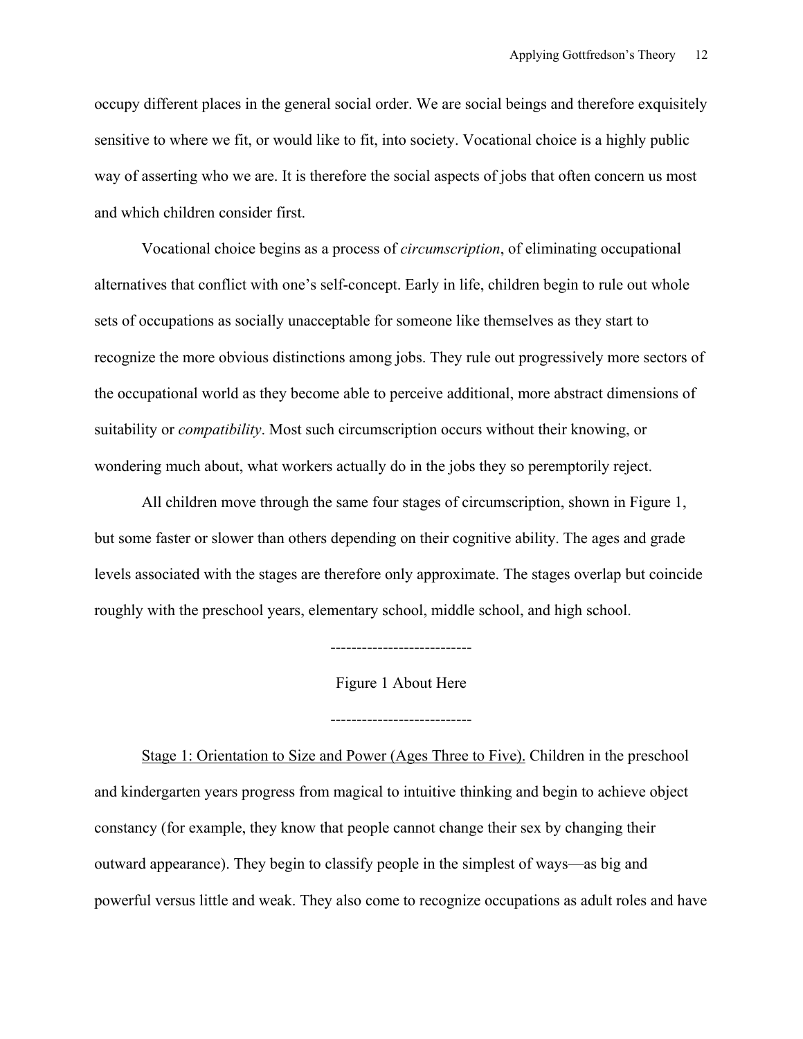occupy different places in the general social order. We are social beings and therefore exquisitely sensitive to where we fit, or would like to fit, into society. Vocational choice is a highly public way of asserting who we are. It is therefore the social aspects of jobs that often concern us most and which children consider first.

Vocational choice begins as a process of *circumscription*, of eliminating occupational alternatives that conflict with one's self-concept. Early in life, children begin to rule out whole sets of occupations as socially unacceptable for someone like themselves as they start to recognize the more obvious distinctions among jobs. They rule out progressively more sectors of the occupational world as they become able to perceive additional, more abstract dimensions of suitability or *compatibility*. Most such circumscription occurs without their knowing, or wondering much about, what workers actually do in the jobs they so peremptorily reject.

All children move through the same four stages of circumscription, shown in Figure 1, but some faster or slower than others depending on their cognitive ability. The ages and grade levels associated with the stages are therefore only approximate. The stages overlap but coincide roughly with the preschool years, elementary school, middle school, and high school.

---------------------------

Figure 1 About Here

---------------------------

Stage 1: Orientation to Size and Power (Ages Three to Five). Children in the preschool and kindergarten years progress from magical to intuitive thinking and begin to achieve object constancy (for example, they know that people cannot change their sex by changing their outward appearance). They begin to classify people in the simplest of ways—as big and powerful versus little and weak. They also come to recognize occupations as adult roles and have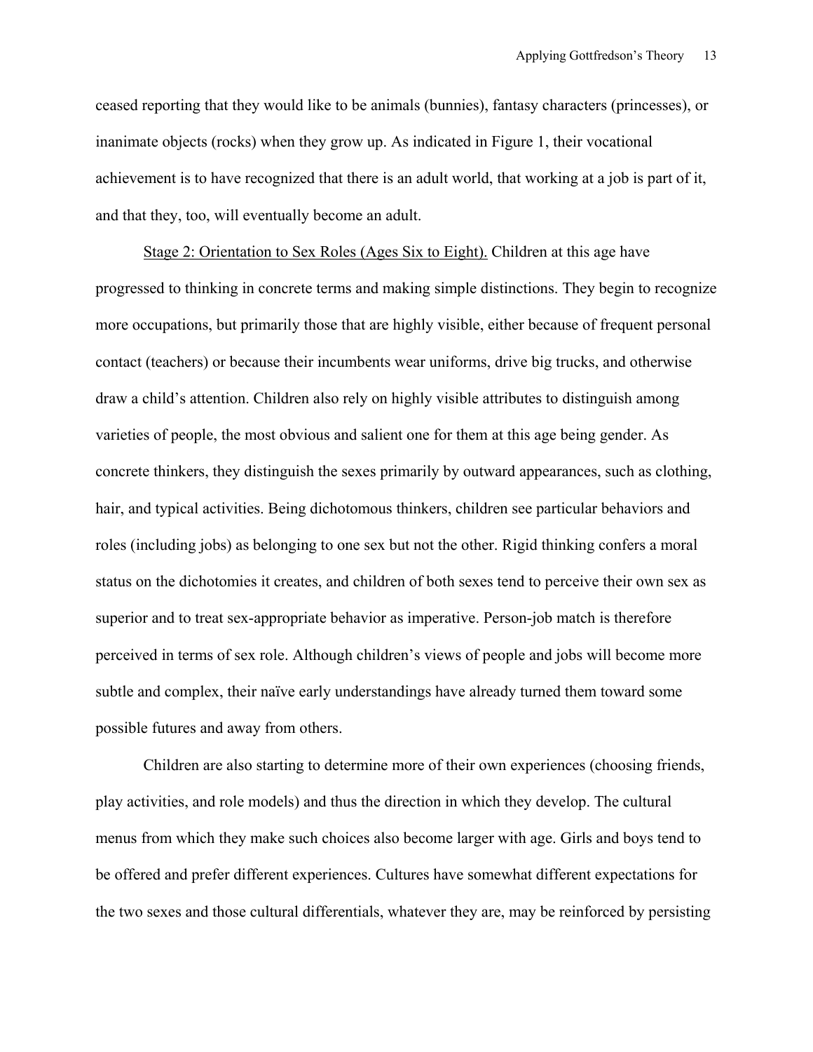ceased reporting that they would like to be animals (bunnies), fantasy characters (princesses), or inanimate objects (rocks) when they grow up. As indicated in Figure 1, their vocational achievement is to have recognized that there is an adult world, that working at a job is part of it, and that they, too, will eventually become an adult.

Stage 2: Orientation to Sex Roles (Ages Six to Eight). Children at this age have progressed to thinking in concrete terms and making simple distinctions. They begin to recognize more occupations, but primarily those that are highly visible, either because of frequent personal contact (teachers) or because their incumbents wear uniforms, drive big trucks, and otherwise draw a child's attention. Children also rely on highly visible attributes to distinguish among varieties of people, the most obvious and salient one for them at this age being gender. As concrete thinkers, they distinguish the sexes primarily by outward appearances, such as clothing, hair, and typical activities. Being dichotomous thinkers, children see particular behaviors and roles (including jobs) as belonging to one sex but not the other. Rigid thinking confers a moral status on the dichotomies it creates, and children of both sexes tend to perceive their own sex as superior and to treat sex-appropriate behavior as imperative. Person-job match is therefore perceived in terms of sex role. Although children's views of people and jobs will become more subtle and complex, their naïve early understandings have already turned them toward some possible futures and away from others.

Children are also starting to determine more of their own experiences (choosing friends, play activities, and role models) and thus the direction in which they develop. The cultural menus from which they make such choices also become larger with age. Girls and boys tend to be offered and prefer different experiences. Cultures have somewhat different expectations for the two sexes and those cultural differentials, whatever they are, may be reinforced by persisting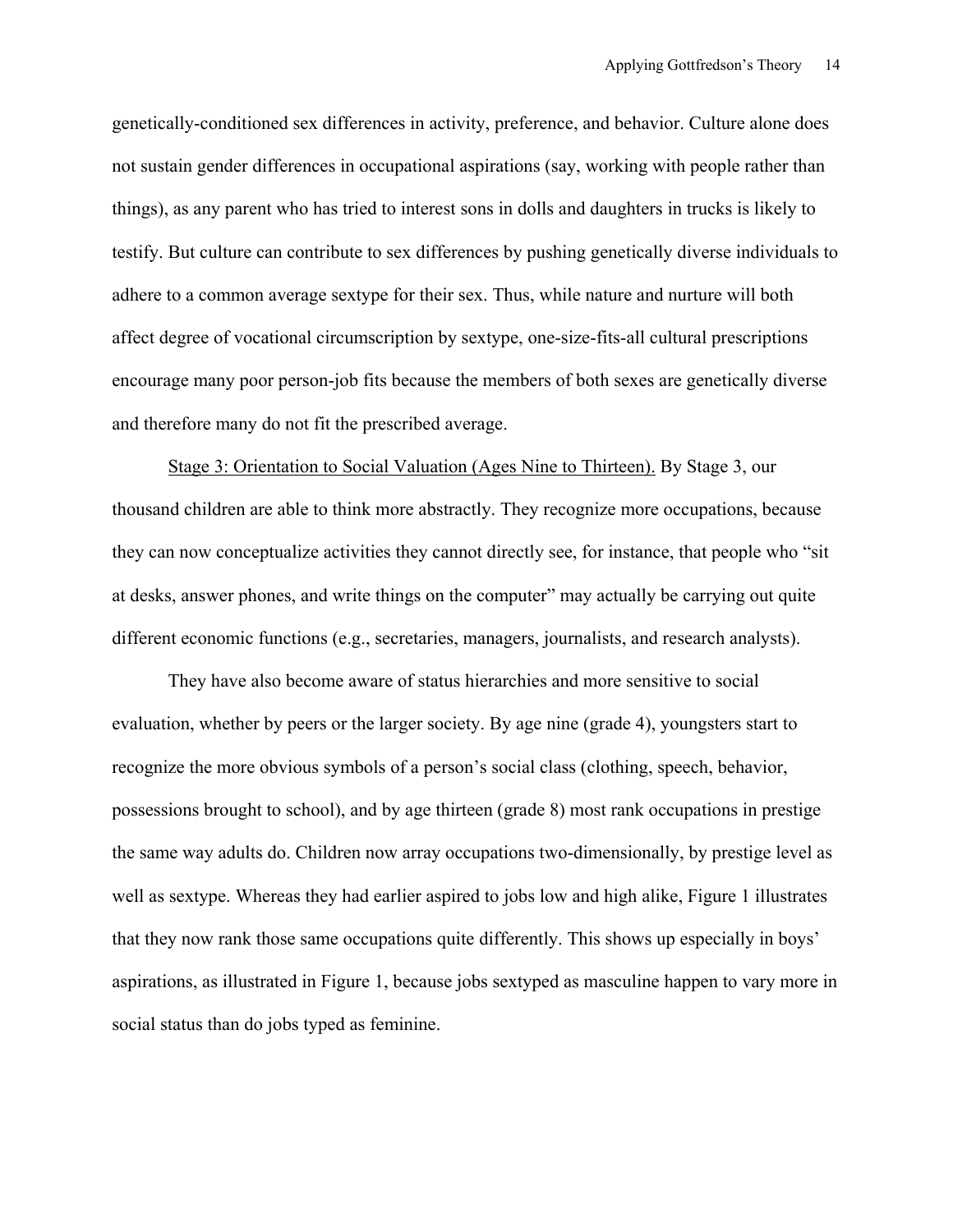genetically-conditioned sex differences in activity, preference, and behavior. Culture alone does not sustain gender differences in occupational aspirations (say, working with people rather than things), as any parent who has tried to interest sons in dolls and daughters in trucks is likely to testify. But culture can contribute to sex differences by pushing genetically diverse individuals to adhere to a common average sextype for their sex. Thus, while nature and nurture will both affect degree of vocational circumscription by sextype, one-size-fits-all cultural prescriptions encourage many poor person-job fits because the members of both sexes are genetically diverse and therefore many do not fit the prescribed average.

Stage 3: Orientation to Social Valuation (Ages Nine to Thirteen). By Stage 3, our thousand children are able to think more abstractly. They recognize more occupations, because they can now conceptualize activities they cannot directly see, for instance, that people who "sit at desks, answer phones, and write things on the computer" may actually be carrying out quite different economic functions (e.g., secretaries, managers, journalists, and research analysts).

They have also become aware of status hierarchies and more sensitive to social evaluation, whether by peers or the larger society. By age nine (grade 4), youngsters start to recognize the more obvious symbols of a person's social class (clothing, speech, behavior, possessions brought to school), and by age thirteen (grade 8) most rank occupations in prestige the same way adults do. Children now array occupations two-dimensionally, by prestige level as well as sextype. Whereas they had earlier aspired to jobs low and high alike, Figure 1 illustrates that they now rank those same occupations quite differently. This shows up especially in boys' aspirations, as illustrated in Figure 1, because jobs sextyped as masculine happen to vary more in social status than do jobs typed as feminine.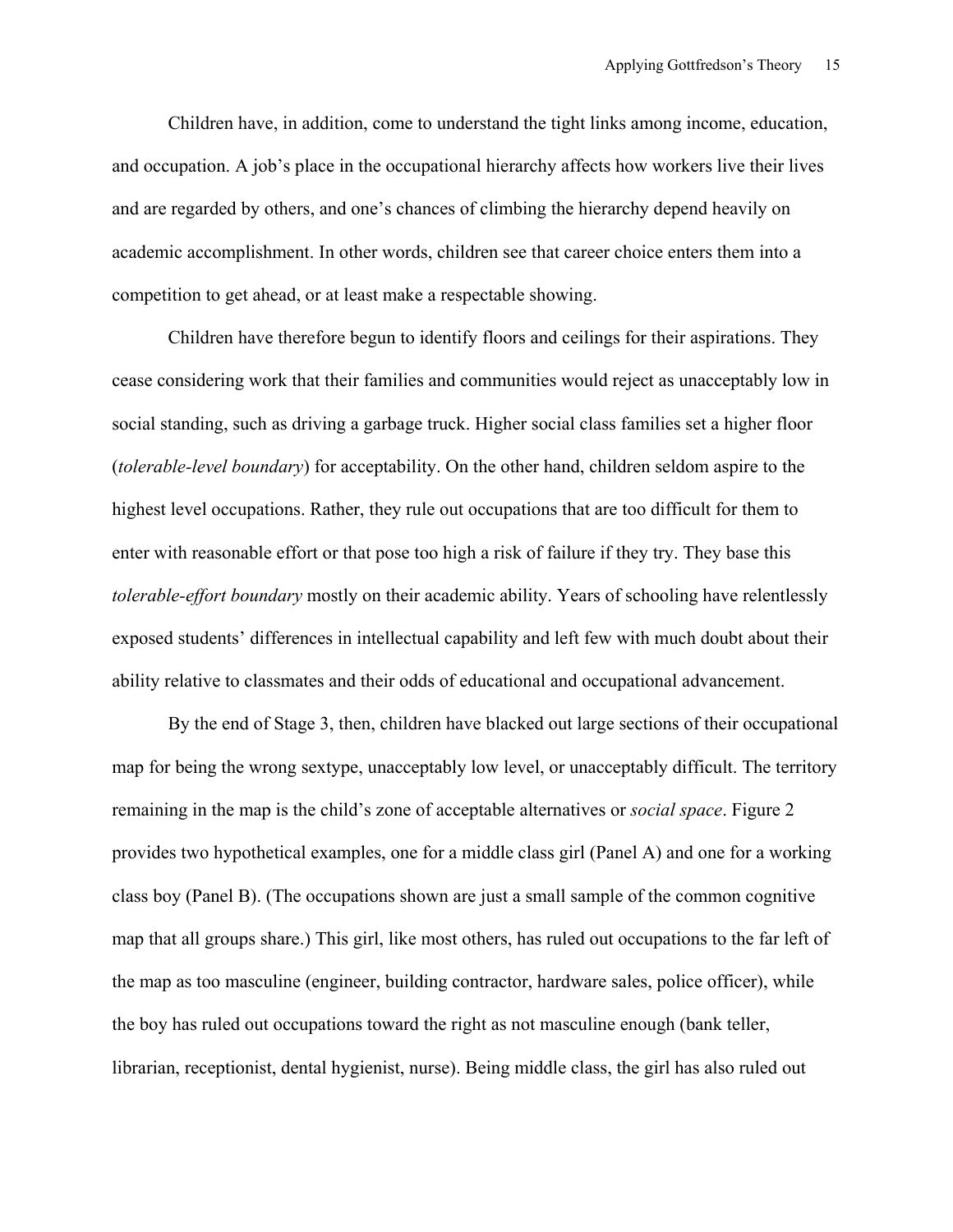Children have, in addition, come to understand the tight links among income, education, and occupation. A job's place in the occupational hierarchy affects how workers live their lives and are regarded by others, and one's chances of climbing the hierarchy depend heavily on academic accomplishment. In other words, children see that career choice enters them into a competition to get ahead, or at least make a respectable showing.

Children have therefore begun to identify floors and ceilings for their aspirations. They cease considering work that their families and communities would reject as unacceptably low in social standing, such as driving a garbage truck. Higher social class families set a higher floor (*tolerable-level boundary*) for acceptability. On the other hand, children seldom aspire to the highest level occupations. Rather, they rule out occupations that are too difficult for them to enter with reasonable effort or that pose too high a risk of failure if they try. They base this *tolerable-effort boundary* mostly on their academic ability. Years of schooling have relentlessly exposed students' differences in intellectual capability and left few with much doubt about their ability relative to classmates and their odds of educational and occupational advancement.

By the end of Stage 3, then, children have blacked out large sections of their occupational map for being the wrong sextype, unacceptably low level, or unacceptably difficult. The territory remaining in the map is the child's zone of acceptable alternatives or *social space*. Figure 2 provides two hypothetical examples, one for a middle class girl (Panel A) and one for a working class boy (Panel B). (The occupations shown are just a small sample of the common cognitive map that all groups share.) This girl, like most others, has ruled out occupations to the far left of the map as too masculine (engineer, building contractor, hardware sales, police officer), while the boy has ruled out occupations toward the right as not masculine enough (bank teller, librarian, receptionist, dental hygienist, nurse). Being middle class, the girl has also ruled out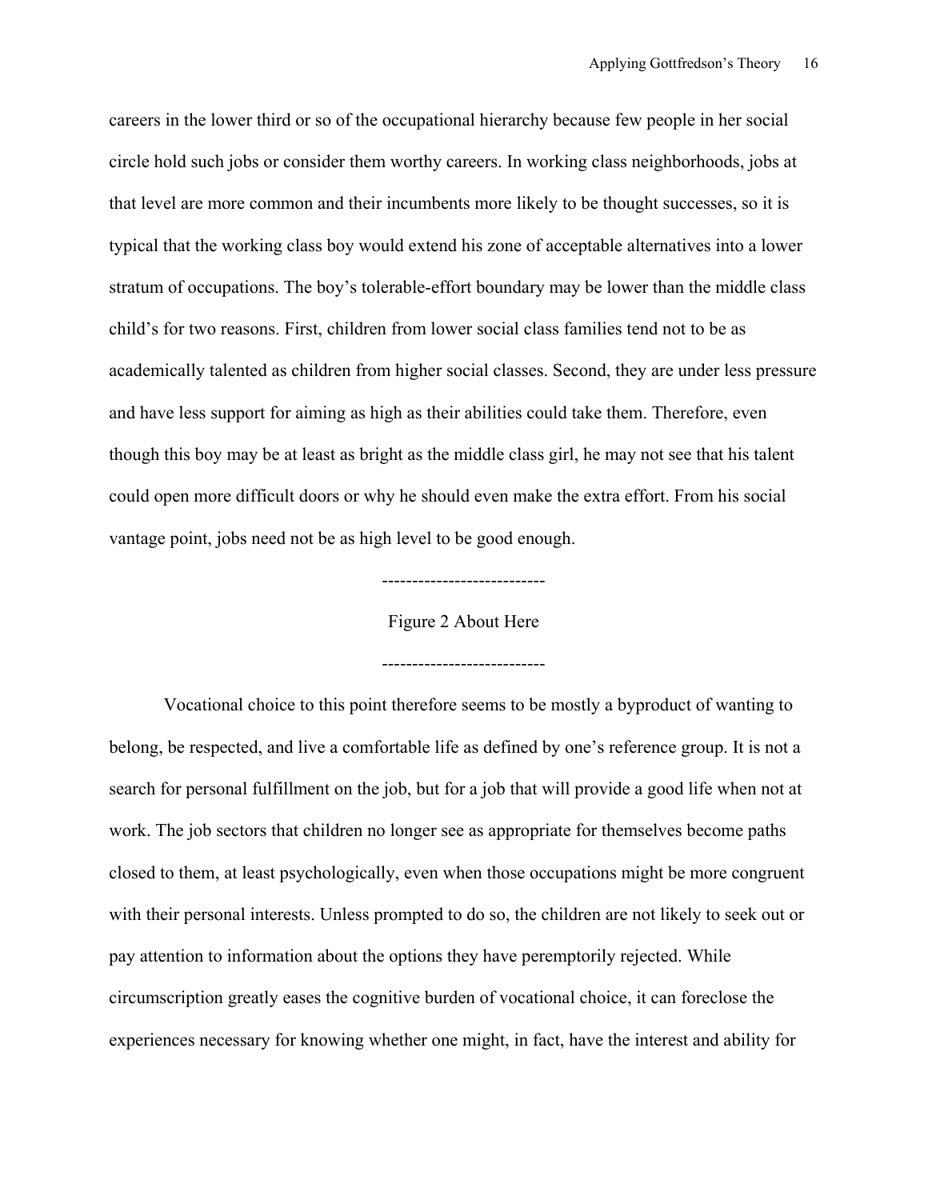careers in the lower third or so of the occupational hierarchy because few people in her social circle hold such jobs or consider them worthy careers. In working class neighborhoods, jobs at that level are more common and their incumbents more likely to be thought successes, so it is typical that the working class boy would extend his zone of acceptable alternatives into a lower stratum of occupations. The boy's tolerable-effort boundary may be lower than the middle class child's for two reasons. First, children from lower social class families tend not to be as academically talented as children from higher social classes. Second, they are under less pressure and have less support for aiming as high as their abilities could take them. Therefore, even though this boy may be at least as bright as the middle class girl, he may not see that his talent could open more difficult doors or why he should even make the extra effort. From his social vantage point, jobs need not be as high level to be good enough.

---------------------------

Figure 2 About Here

---------------------------

Vocational choice to this point therefore seems to be mostly a byproduct of wanting to belong, be respected, and live a comfortable life as defined by one's reference group. It is not a search for personal fulfillment on the job, but for a job that will provide a good life when not at work. The job sectors that children no longer see as appropriate for themselves become paths closed to them, at least psychologically, even when those occupations might be more congruent with their personal interests. Unless prompted to do so, the children are not likely to seek out or pay attention to information about the options they have peremptorily rejected. While circumscription greatly eases the cognitive burden of vocational choice, it can foreclose the experiences necessary for knowing whether one might, in fact, have the interest and ability for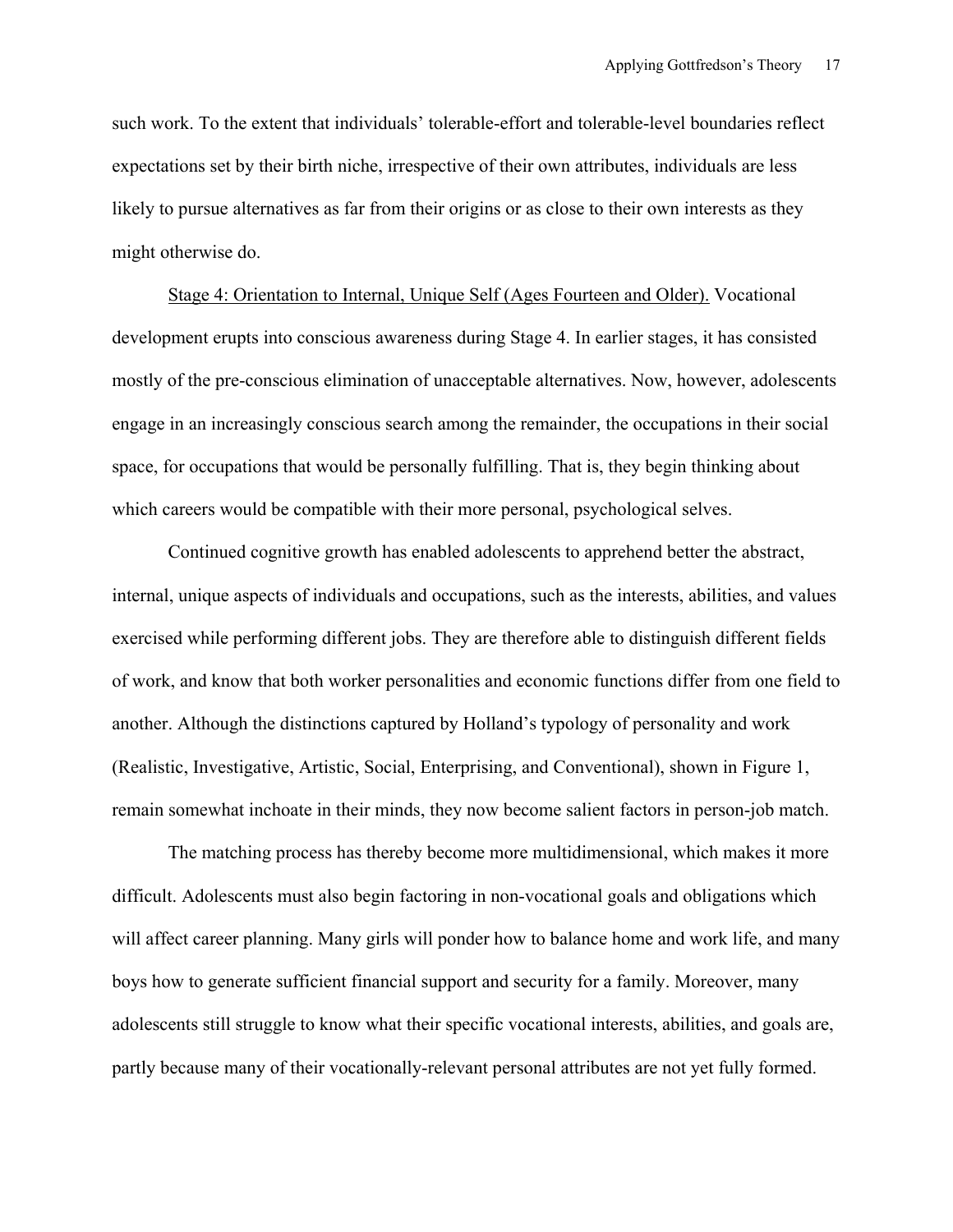such work. To the extent that individuals' tolerable-effort and tolerable-level boundaries reflect expectations set by their birth niche, irrespective of their own attributes, individuals are less likely to pursue alternatives as far from their origins or as close to their own interests as they might otherwise do.

<u>Stage 4: Orientation to Internal, Unique Self (Ages Fourteen and Older).</u> Vocational development erupts into conscious awareness during Stage 4. In earlier stages, it has consisted mostly of the pre-conscious elimination of unacceptable alternatives. Now, however, adolescents engage in an increasingly conscious search among the remainder, the occupations in their social space, for occupations that would be personally fulfilling. That is, they begin thinking about which careers would be compatible with their more personal, psychological selves.

Continued cognitive growth has enabled adolescents to apprehend better the abstract, internal, unique aspects of individuals and occupations, such as the interests, abilities, and values exercised while performing different jobs. They are therefore able to distinguish different fields of work, and know that both worker personalities and economic functions differ from one field to another. Although the distinctions captured by Holland's typology of personality and work (Realistic, Investigative, Artistic, Social, Enterprising, and Conventional), shown in Figure 1, remain somewhat inchoate in their minds, they now become salient factors in person-job match.

The matching process has thereby become more multidimensional, which makes it more difficult. Adolescents must also begin factoring in non-vocational goals and obligations which will affect career planning. Many girls will ponder how to balance home and work life, and many boys how to generate sufficient financial support and security for a family. Moreover, many adolescents still struggle to know what their specific vocational interests, abilities, and goals are, partly because many of their vocationally-relevant personal attributes are not yet fully formed.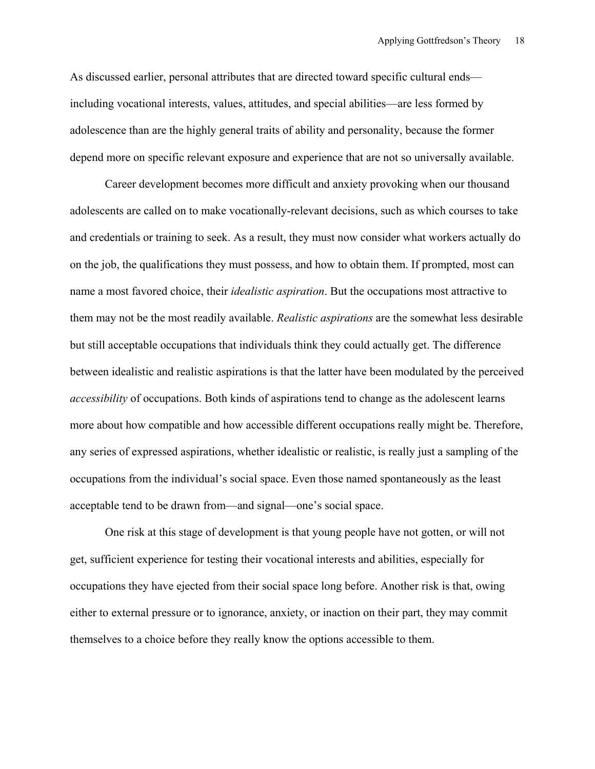As discussed earlier, personal attributes that are directed toward specific cultural ends—including vocational interests, values, attitudes, and special abilities—are less formed by adolescence than are the highly general traits of ability and personality, because the former depend more on specific relevant exposure and experience that are not so universally available.

Career development becomes more difficult and anxiety provoking when our thousand adolescents are called on to make vocationally-relevant decisions, such as which courses to take and credentials or training to seek. As a result, they must now consider what workers actually do on the job, the qualifications they must possess, and how to obtain them. If prompted, most can name a most favored choice, their *idealistic aspiration*. But the occupations most attractive to them may not be the most readily available. *Realistic aspirations* are the somewhat less desirable but still acceptable occupations that individuals think they could actually get. The difference between idealistic and realistic aspirations is that the latter have been modulated by the perceived *accessibility* of occupations. Both kinds of aspirations tend to change as the adolescent learns more about how compatible and how accessible different occupations really might be. Therefore, any series of expressed aspirations, whether idealistic or realistic, is really just a sampling of the occupations from the individual's social space. Even those named spontaneously as the least acceptable tend to be drawn from—and signal—one's social space.

One risk at this stage of development is that young people have not gotten, or will not get, sufficient experience for testing their vocational interests and abilities, especially for occupations they have ejected from their social space long before. Another risk is that, owing either to external pressure or to ignorance, anxiety, or inaction on their part, they may commit themselves to a choice before they really know the options accessible to them.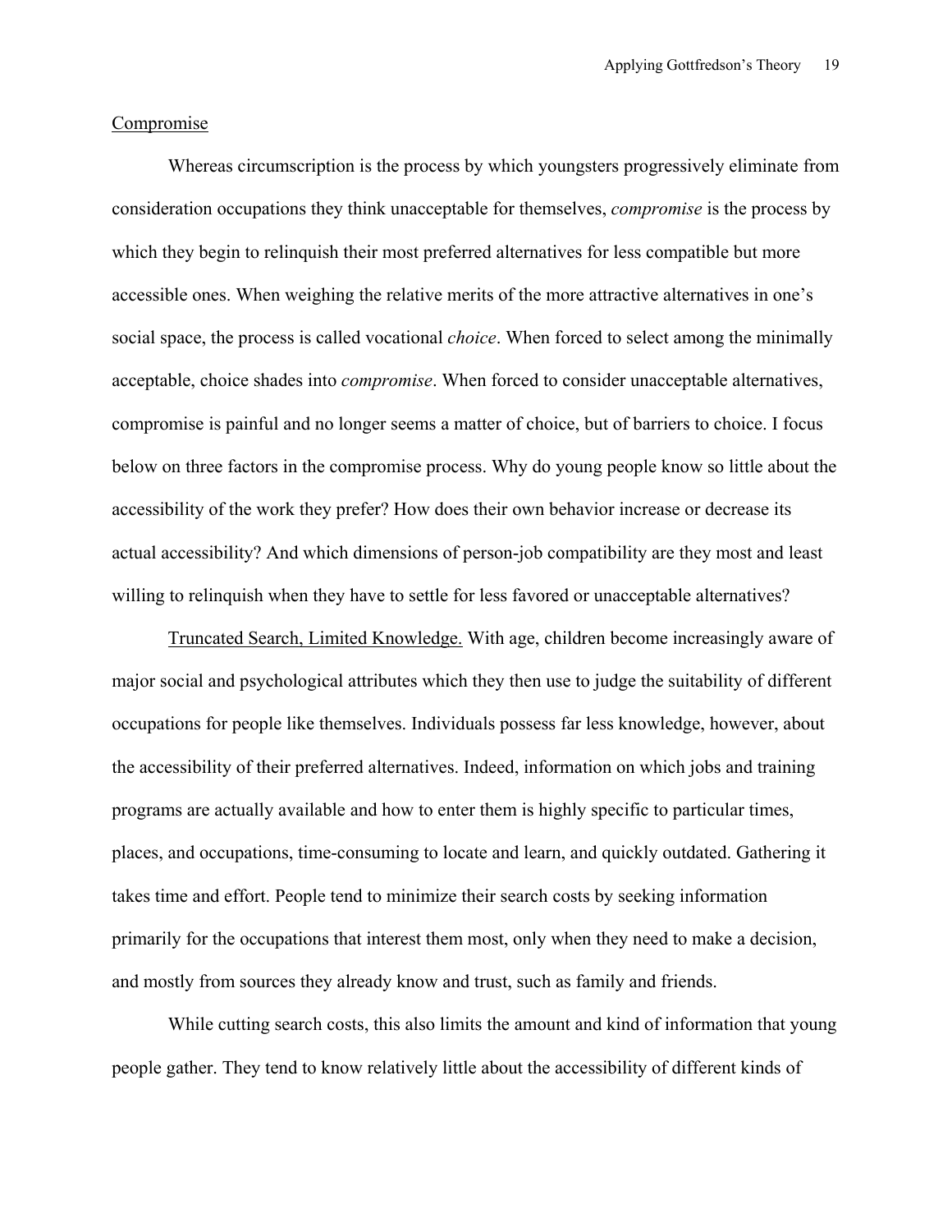## Compromise

Whereas circumscription is the process by which youngsters progressively eliminate from consideration occupations they think unacceptable for themselves, *compromise* is the process by which they begin to relinquish their most preferred alternatives for less compatible but more accessible ones. When weighing the relative merits of the more attractive alternatives in one's social space, the process is called vocational *choice*. When forced to select among the minimally acceptable, choice shades into *compromise*. When forced to consider unacceptable alternatives, compromise is painful and no longer seems a matter of choice, but of barriers to choice. I focus below on three factors in the compromise process. Why do young people know so little about the accessibility of the work they prefer? How does their own behavior increase or decrease its actual accessibility? And which dimensions of person-job compatibility are they most and least willing to relinquish when they have to settle for less favored or unacceptable alternatives?

### Truncated Search, Limited Knowledge.

With age, children become increasingly aware of major social and psychological attributes which they then use to judge the suitability of different occupations for people like themselves. Individuals possess far less knowledge, however, about the accessibility of their preferred alternatives. Indeed, information on which jobs and training programs are actually available and how to enter them is highly specific to particular times, places, and occupations, time-consuming to locate and learn, and quickly outdated. Gathering it takes time and effort. People tend to minimize their search costs by seeking information primarily for the occupations that interest them most, only when they need to make a decision, and mostly from sources they already know and trust, such as family and friends.

While cutting search costs, this also limits the amount and kind of information that young people gather. They tend to know relatively little about the accessibility of different kinds of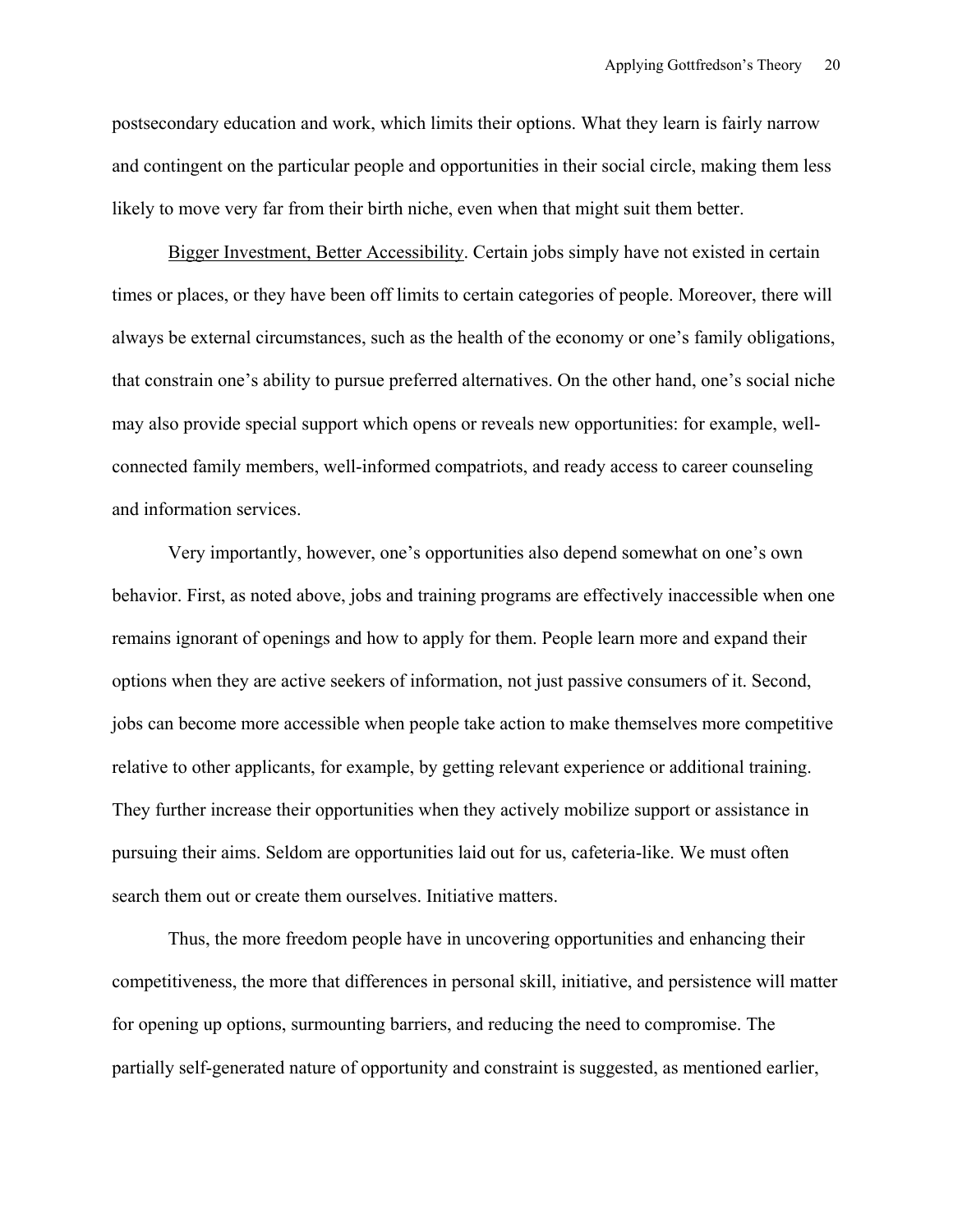postsecondary education and work, which limits their options. What they learn is fairly narrow and contingent on the particular people and opportunities in their social circle, making them less likely to move very far from their birth niche, even when that might suit them better.

<u>Bigger Investment, Better Accessibility</u>. Certain jobs simply have not existed in certain times or places, or they have been off limits to certain categories of people. Moreover, there will always be external circumstances, such as the health of the economy or one's family obligations, that constrain one's ability to pursue preferred alternatives. On the other hand, one's social niche may also provide special support which opens or reveals new opportunities: for example, well-connected family members, well-informed compatriots, and ready access to career counseling and information services.

Very importantly, however, one's opportunities also depend somewhat on one's own behavior. First, as noted above, jobs and training programs are effectively inaccessible when one remains ignorant of openings and how to apply for them. People learn more and expand their options when they are active seekers of information, not just passive consumers of it. Second, jobs can become more accessible when people take action to make themselves more competitive relative to other applicants, for example, by getting relevant experience or additional training. They further increase their opportunities when they actively mobilize support or assistance in pursuing their aims. Seldom are opportunities laid out for us, cafeteria-like. We must often search them out or create them ourselves. Initiative matters.

Thus, the more freedom people have in uncovering opportunities and enhancing their competitiveness, the more that differences in personal skill, initiative, and persistence will matter for opening up options, surmounting barriers, and reducing the need to compromise. The partially self-generated nature of opportunity and constraint is suggested, as mentioned earlier,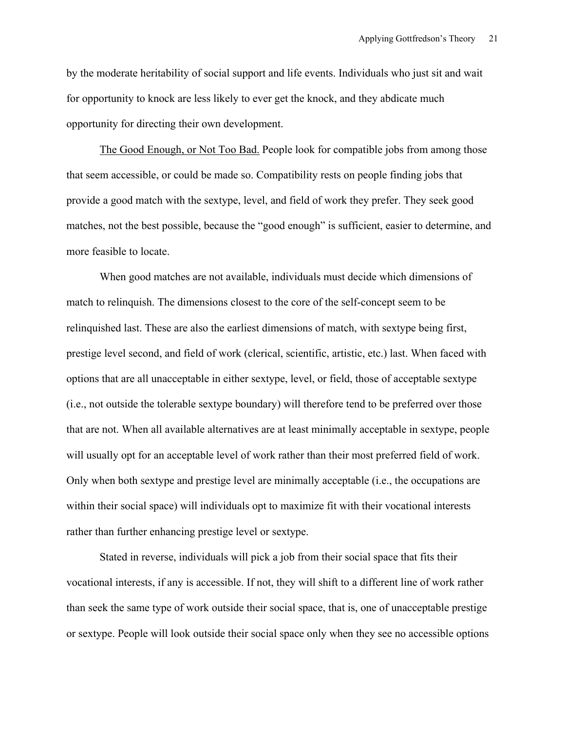by the moderate heritability of social support and life events. Individuals who just sit and wait for opportunity to knock are less likely to ever get the knock, and they abdicate much opportunity for directing their own development.

The Good Enough, or Not Too Bad. People look for compatible jobs from among those that seem accessible, or could be made so. Compatibility rests on people finding jobs that provide a good match with the sextype, level, and field of work they prefer. They seek good matches, not the best possible, because the "good enough" is sufficient, easier to determine, and more feasible to locate.

When good matches are not available, individuals must decide which dimensions of match to relinquish. The dimensions closest to the core of the self-concept seem to be relinquished last. These are also the earliest dimensions of match, with sextype being first, prestige level second, and field of work (clerical, scientific, artistic, etc.) last. When faced with options that are all unacceptable in either sextype, level, or field, those of acceptable sextype (i.e., not outside the tolerable sextype boundary) will therefore tend to be preferred over those that are not. When all available alternatives are at least minimally acceptable in sextype, people will usually opt for an acceptable level of work rather than their most preferred field of work. Only when both sextype and prestige level are minimally acceptable (i.e., the occupations are within their social space) will individuals opt to maximize fit with their vocational interests rather than further enhancing prestige level or sextype.

Stated in reverse, individuals will pick a job from their social space that fits their vocational interests, if any is accessible. If not, they will shift to a different line of work rather than seek the same type of work outside their social space, that is, one of unacceptable prestige or sextype. People will look outside their social space only when they see no accessible options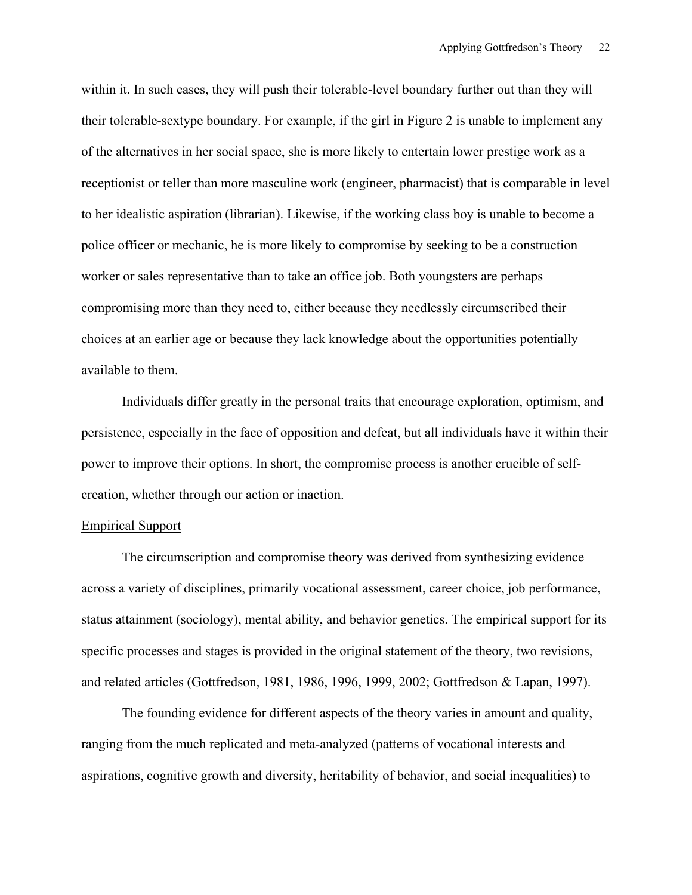within it. In such cases, they will push their tolerable-level boundary further out than they will their tolerable-sextype boundary. For example, if the girl in Figure 2 is unable to implement any of the alternatives in her social space, she is more likely to entertain lower prestige work as a receptionist or teller than more masculine work (engineer, pharmacist) that is comparable in level to her idealistic aspiration (librarian). Likewise, if the working class boy is unable to become a police officer or mechanic, he is more likely to compromise by seeking to be a construction worker or sales representative than to take an office job. Both youngsters are perhaps compromising more than they need to, either because they needlessly circumscribed their choices at an earlier age or because they lack knowledge about the opportunities potentially available to them.

Individuals differ greatly in the personal traits that encourage exploration, optimism, and persistence, especially in the face of opposition and defeat, but all individuals have it within their power to improve their options. In short, the compromise process is another crucible of self-creation, whether through our action or inaction.

### Empirical Support

The circumscription and compromise theory was derived from synthesizing evidence across a variety of disciplines, primarily vocational assessment, career choice, job performance, status attainment (sociology), mental ability, and behavior genetics. The empirical support for its specific processes and stages is provided in the original statement of the theory, two revisions, and related articles (Gottfredson, 1981, 1986, 1996, 1999, 2002; Gottfredson & Lapan, 1997).

The founding evidence for different aspects of the theory varies in amount and quality, ranging from the much replicated and meta-analyzed (patterns of vocational interests and aspirations, cognitive growth and diversity, heritability of behavior, and social inequalities) to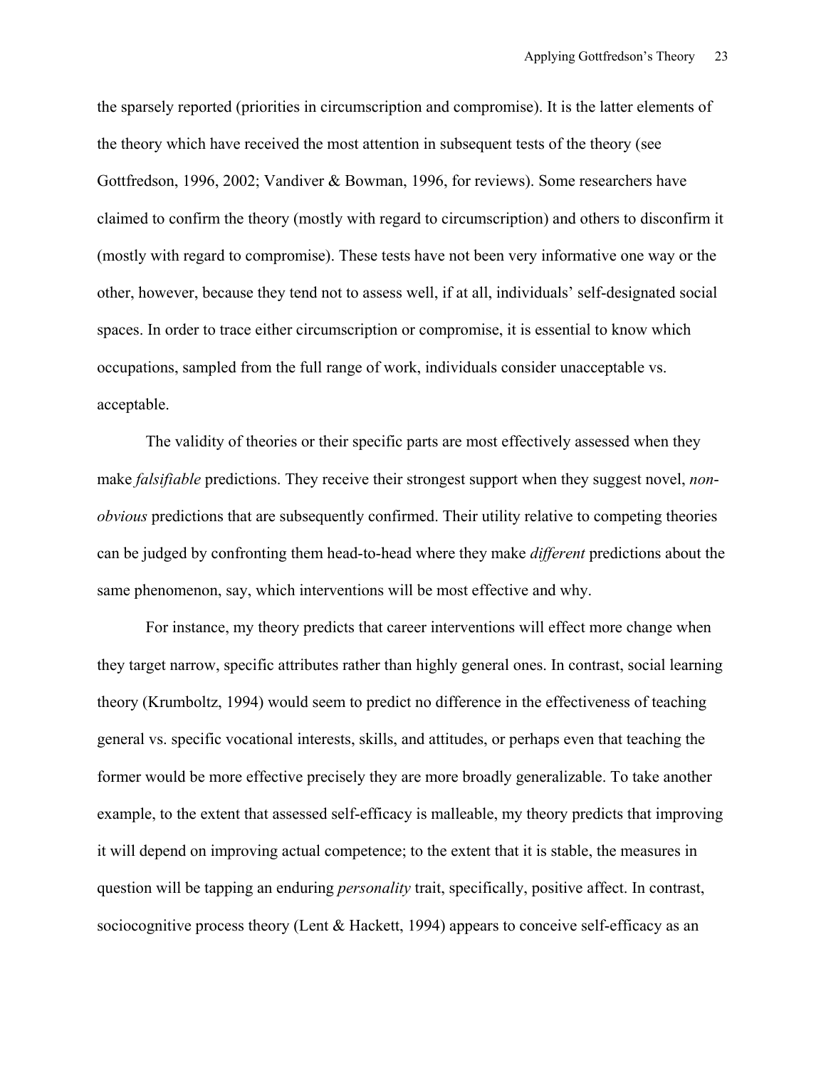the sparsely reported (priorities in circumscription and compromise). It is the latter elements of the theory which have received the most attention in subsequent tests of the theory (see Gottfredson, 1996, 2002; Vandiver & Bowman, 1996, for reviews). Some researchers have claimed to confirm the theory (mostly with regard to circumscription) and others to disconfirm it (mostly with regard to compromise). These tests have not been very informative one way or the other, however, because they tend not to assess well, if at all, individuals' self-designated social spaces. In order to trace either circumscription or compromise, it is essential to know which occupations, sampled from the full range of work, individuals consider unacceptable vs. acceptable.

The validity of theories or their specific parts are most effectively assessed when they make *falsifiable* predictions. They receive their strongest support when they suggest novel, *non-obvious* predictions that are subsequently confirmed. Their utility relative to competing theories can be judged by confronting them head-to-head where they make *different* predictions about the same phenomenon, say, which interventions will be most effective and why.

For instance, my theory predicts that career interventions will effect more change when they target narrow, specific attributes rather than highly general ones. In contrast, social learning theory (Krumboltz, 1994) would seem to predict no difference in the effectiveness of teaching general vs. specific vocational interests, skills, and attitudes, or perhaps even that teaching the former would be more effective precisely they are more broadly generalizable. To take another example, to the extent that assessed self-efficacy is malleable, my theory predicts that improving it will depend on improving actual competence; to the extent that it is stable, the measures in question will be tapping an enduring *personality* trait, specifically, positive affect. In contrast, sociocognitive process theory (Lent & Hackett, 1994) appears to conceive self-efficacy as an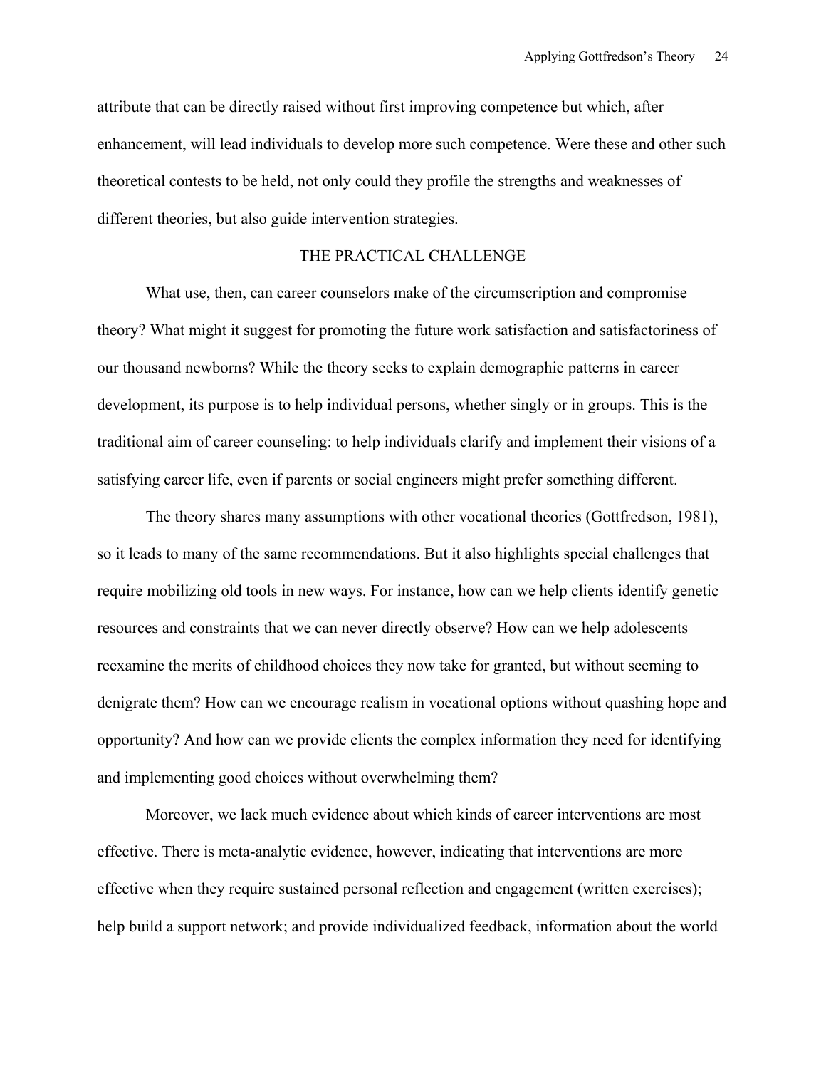attribute that can be directly raised without first improving competence but which, after enhancement, will lead individuals to develop more such competence. Were these and other such theoretical contests to be held, not only could they profile the strengths and weaknesses of different theories, but also guide intervention strategies.

## THE PRACTICAL CHALLENGE

What use, then, can career counselors make of the circumscription and compromise theory? What might it suggest for promoting the future work satisfaction and satisfactoriness of our thousand newborns? While the theory seeks to explain demographic patterns in career development, its purpose is to help individual persons, whether singly or in groups. This is the traditional aim of career counseling: to help individuals clarify and implement their visions of a satisfying career life, even if parents or social engineers might prefer something different.

The theory shares many assumptions with other vocational theories (Gottfredson, 1981), so it leads to many of the same recommendations. But it also highlights special challenges that require mobilizing old tools in new ways. For instance, how can we help clients identify genetic resources and constraints that we can never directly observe? How can we help adolescents reexamine the merits of childhood choices they now take for granted, but without seeming to denigrate them? How can we encourage realism in vocational options without quashing hope and opportunity? And how can we provide clients the complex information they need for identifying and implementing good choices without overwhelming them?

Moreover, we lack much evidence about which kinds of career interventions are most effective. There is meta-analytic evidence, however, indicating that interventions are more effective when they require sustained personal reflection and engagement (written exercises); help build a support network; and provide individualized feedback, information about the world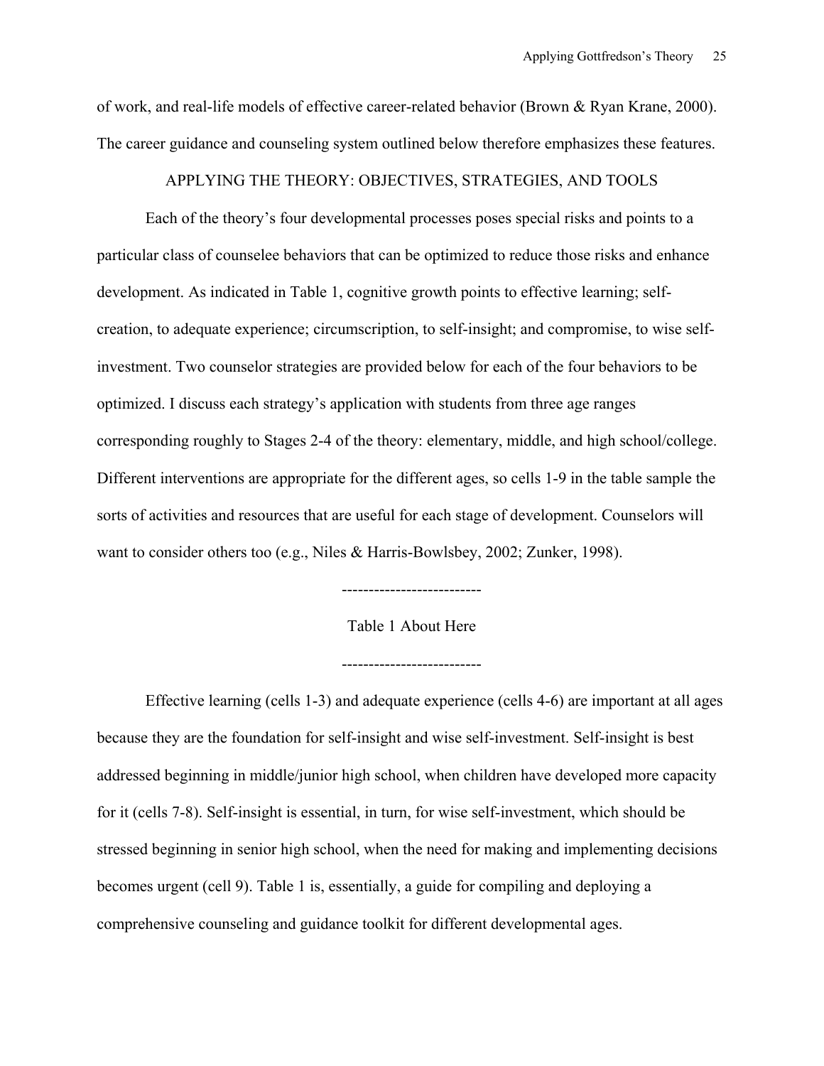of work, and real-life models of effective career-related behavior (Brown & Ryan Krane, 2000). The career guidance and counseling system outlined below therefore emphasizes these features.

## APPLYING THE THEORY: OBJECTIVES, STRATEGIES, AND TOOLS

Each of the theory's four developmental processes poses special risks and points to a particular class of counselee behaviors that can be optimized to reduce those risks and enhance development. As indicated in Table 1, cognitive growth points to effective learning; self-creation, to adequate experience; circumscription, to self-insight; and compromise, to wise self-investment. Two counselor strategies are provided below for each of the four behaviors to be optimized. I discuss each strategy's application with students from three age ranges corresponding roughly to Stages 2-4 of the theory: elementary, middle, and high school/college. Different interventions are appropriate for the different ages, so cells 1-9 in the table sample the sorts of activities and resources that are useful for each stage of development. Counselors will want to consider others too (e.g., Niles & Harris-Bowlsbey, 2002; Zunker, 1998).

-------------------------

Table 1 About Here

-------------------------

Effective learning (cells 1-3) and adequate experience (cells 4-6) are important at all ages because they are the foundation for self-insight and wise self-investment. Self-insight is best addressed beginning in middle/junior high school, when children have developed more capacity for it (cells 7-8). Self-insight is essential, in turn, for wise self-investment, which should be stressed beginning in senior high school, when the need for making and implementing decisions becomes urgent (cell 9). Table 1 is, essentially, a guide for compiling and deploying a comprehensive counseling and guidance toolkit for different developmental ages.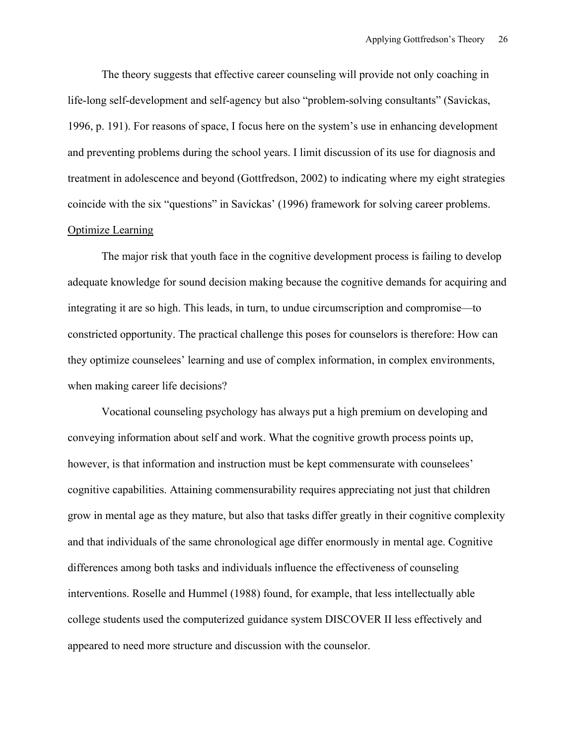The theory suggests that effective career counseling will provide not only coaching in life-long self-development and self-agency but also “problem-solving consultants” (Savickas, 1996, p. 191). For reasons of space, I focus here on the system’s use in enhancing development and preventing problems during the school years. I limit discussion of its use for diagnosis and treatment in adolescence and beyond (Gottfredson, 2002) to indicating where my eight strategies coincide with the six “questions” in Savickas’ (1996) framework for solving career problems.

## Optimize Learning

The major risk that youth face in the cognitive development process is failing to develop adequate knowledge for sound decision making because the cognitive demands for acquiring and integrating it are so high. This leads, in turn, to undue circumscription and compromise—to constricted opportunity. The practical challenge this poses for counselors is therefore: How can they optimize counselees’ learning and use of complex information, in complex environments, when making career life decisions?

Vocational counseling psychology has always put a high premium on developing and conveying information about self and work. What the cognitive growth process points up, however, is that information and instruction must be kept commensurate with counselees’ cognitive capabilities. Attaining commensurability requires appreciating not just that children grow in mental age as they mature, but also that tasks differ greatly in their cognitive complexity and that individuals of the same chronological age differ enormously in mental age. Cognitive differences among both tasks and individuals influence the effectiveness of counseling interventions. Roselle and Hummel (1988) found, for example, that less intellectually able college students used the computerized guidance system DISCOVER II less effectively and appeared to need more structure and discussion with the counselor.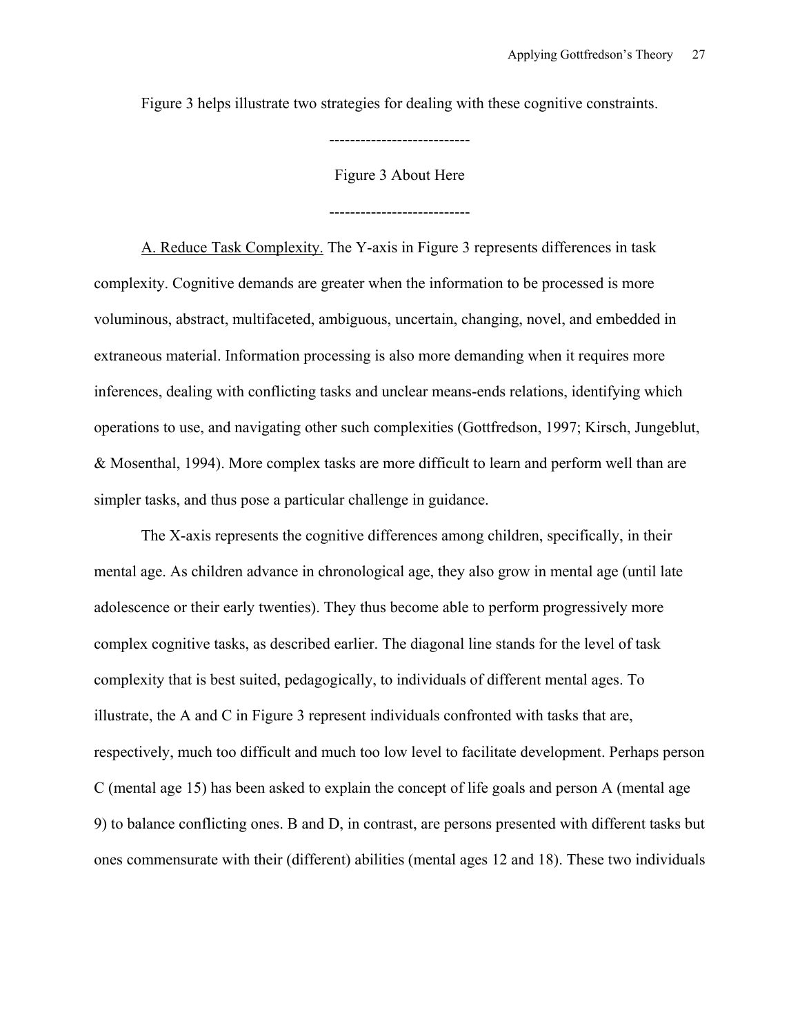Figure 3 helps illustrate two strategies for dealing with these cognitive constraints.

---------------------------

Figure 3 About Here

---------------------------

A. Reduce Task Complexity. The Y-axis in Figure 3 represents differences in task complexity. Cognitive demands are greater when the information to be processed is more voluminous, abstract, multifaceted, ambiguous, uncertain, changing, novel, and embedded in extraneous material. Information processing is also more demanding when it requires more inferences, dealing with conflicting tasks and unclear means-ends relations, identifying which operations to use, and navigating other such complexities (Gottfredson, 1997; Kirsch, Jungeblut, & Mosenthal, 1994). More complex tasks are more difficult to learn and perform well than are simpler tasks, and thus pose a particular challenge in guidance.

The X-axis represents the cognitive differences among children, specifically, in their mental age. As children advance in chronological age, they also grow in mental age (until late adolescence or their early twenties). They thus become able to perform progressively more complex cognitive tasks, as described earlier. The diagonal line stands for the level of task complexity that is best suited, pedagogically, to individuals of different mental ages. To illustrate, the A and C in Figure 3 represent individuals confronted with tasks that are, respectively, much too difficult and much too low level to facilitate development. Perhaps person C (mental age 15) has been asked to explain the concept of life goals and person A (mental age 9) to balance conflicting ones. B and D, in contrast, are persons presented with different tasks but ones commensurate with their (different) abilities (mental ages 12 and 18). These two individuals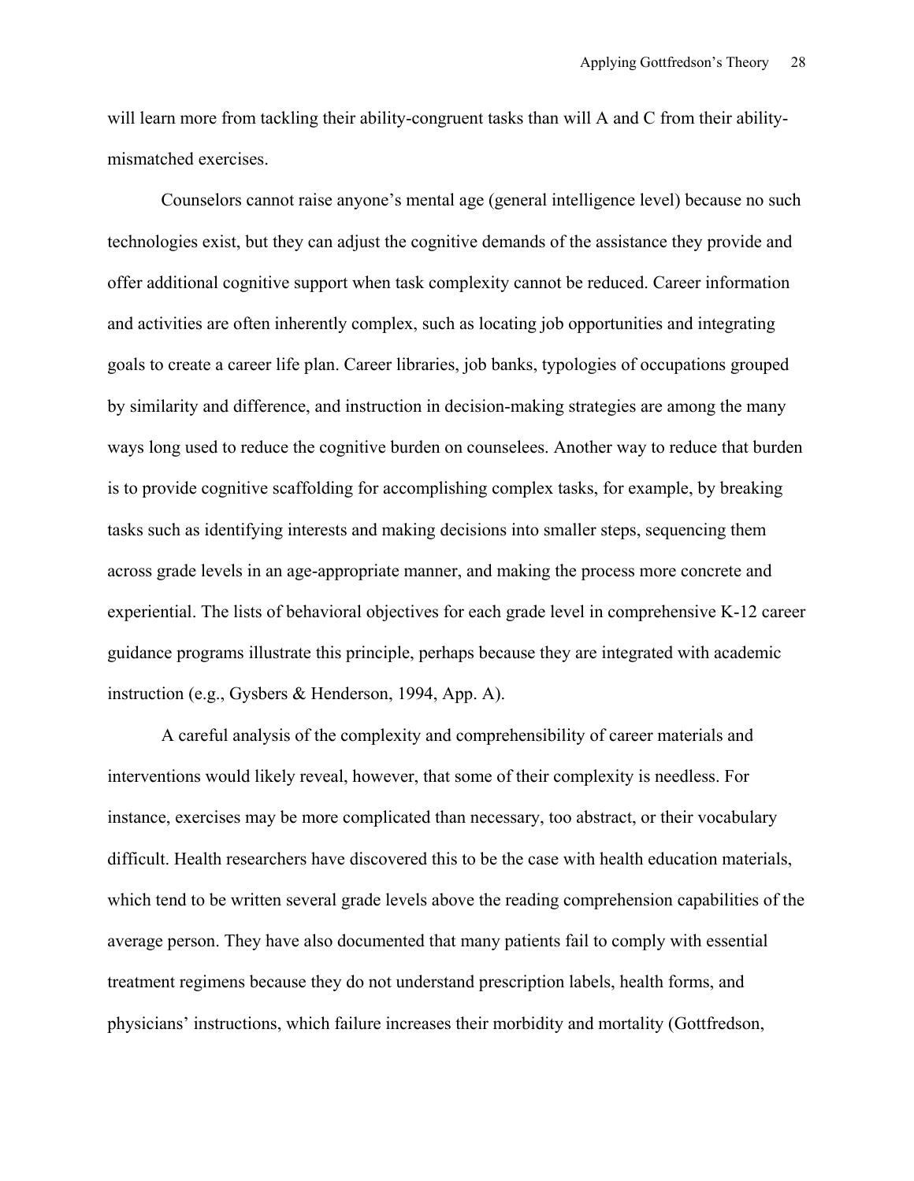will learn more from tackling their ability-congruent tasks than will A and C from their ability-mismatched exercises.

Counselors cannot raise anyone's mental age (general intelligence level) because no such technologies exist, but they can adjust the cognitive demands of the assistance they provide and offer additional cognitive support when task complexity cannot be reduced. Career information and activities are often inherently complex, such as locating job opportunities and integrating goals to create a career life plan. Career libraries, job banks, typologies of occupations grouped by similarity and difference, and instruction in decision-making strategies are among the many ways long used to reduce the cognitive burden on counselees. Another way to reduce that burden is to provide cognitive scaffolding for accomplishing complex tasks, for example, by breaking tasks such as identifying interests and making decisions into smaller steps, sequencing them across grade levels in an age-appropriate manner, and making the process more concrete and experiential. The lists of behavioral objectives for each grade level in comprehensive K-12 career guidance programs illustrate this principle, perhaps because they are integrated with academic instruction (e.g., Gysbers & Henderson, 1994, App. A).

A careful analysis of the complexity and comprehensibility of career materials and interventions would likely reveal, however, that some of their complexity is needless. For instance, exercises may be more complicated than necessary, too abstract, or their vocabulary difficult. Health researchers have discovered this to be the case with health education materials, which tend to be written several grade levels above the reading comprehension capabilities of the average person. They have also documented that many patients fail to comply with essential treatment regimens because they do not understand prescription labels, health forms, and physicians' instructions, which failure increases their morbidity and mortality (Gottfredson,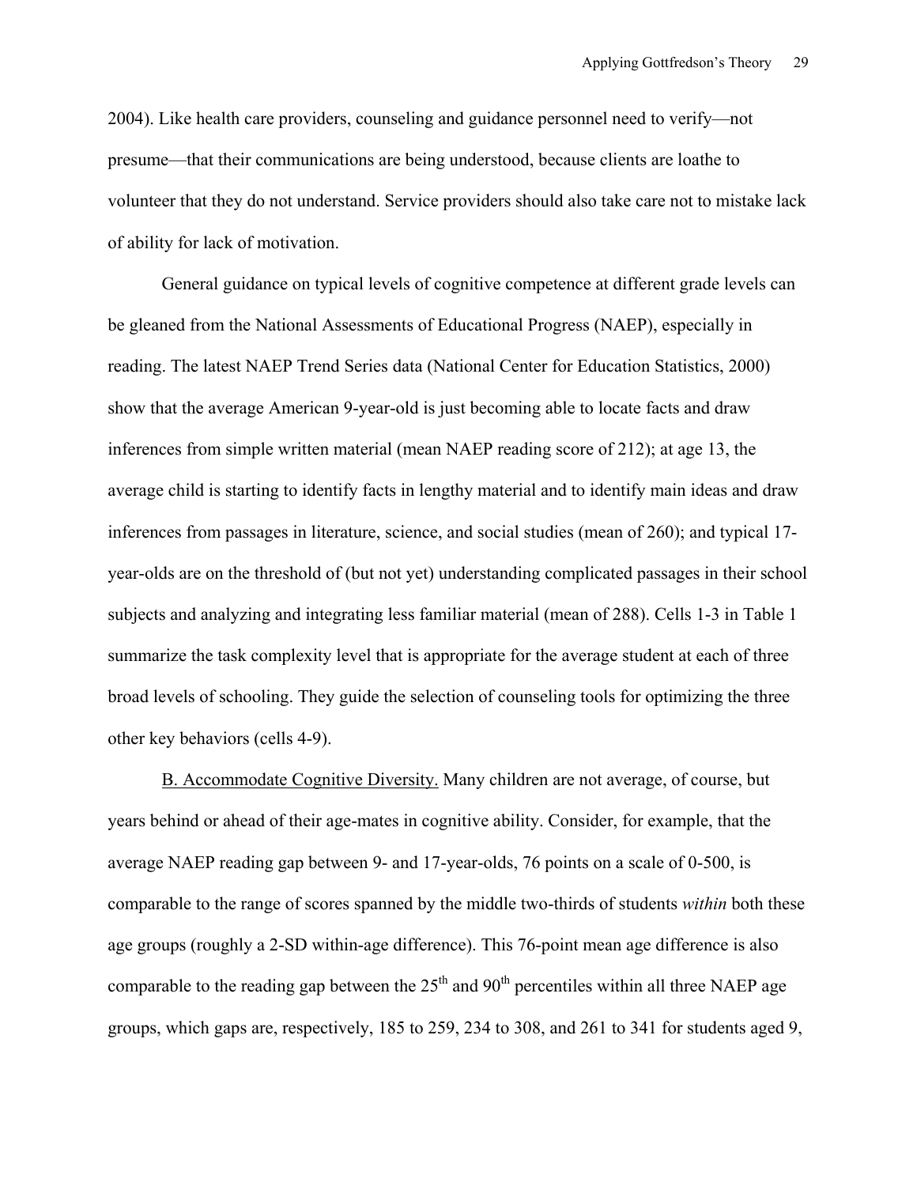2004). Like health care providers, counseling and guidance personnel need to verify—not presume—that their communications are being understood, because clients are loathe to volunteer that they do not understand. Service providers should also take care not to mistake lack of ability for lack of motivation.

General guidance on typical levels of cognitive competence at different grade levels can be gleaned from the National Assessments of Educational Progress (NAEP), especially in reading. The latest NAEP Trend Series data (National Center for Education Statistics, 2000) show that the average American 9-year-old is just becoming able to locate facts and draw inferences from simple written material (mean NAEP reading score of 212); at age 13, the average child is starting to identify facts in lengthy material and to identify main ideas and draw inferences from passages in literature, science, and social studies (mean of 260); and typical 17-year-olds are on the threshold of (but not yet) understanding complicated passages in their school subjects and analyzing and integrating less familiar material (mean of 288). Cells 1-3 in Table 1 summarize the task complexity level that is appropriate for the average student at each of three broad levels of schooling. They guide the selection of counseling tools for optimizing the three other key behaviors (cells 4-9).

B. Accommodate Cognitive Diversity. Many children are not average, of course, but years behind or ahead of their age-mates in cognitive ability. Consider, for example, that the average NAEP reading gap between 9- and 17-year-olds, 76 points on a scale of 0-500, is comparable to the range of scores spanned by the middle two-thirds of students *within* both these age groups (roughly a 2-SD within-age difference). This 76-point mean age difference is also comparable to the reading gap between the 25th and 90th percentiles within all three NAEP age groups, which gaps are, respectively, 185 to 259, 234 to 308, and 261 to 341 for students aged 9,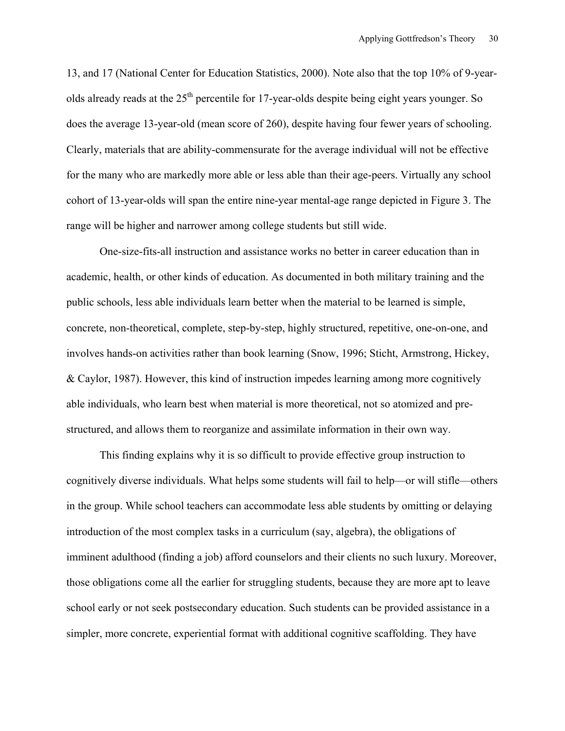13, and 17 (National Center for Education Statistics, 2000). Note also that the top 10% of 9-year-olds already reads at the 25th percentile for 17-year-olds despite being eight years younger. So does the average 13-year-old (mean score of 260), despite having four fewer years of schooling. Clearly, materials that are ability-commensurate for the average individual will not be effective for the many who are markedly more able or less able than their age-peers. Virtually any school cohort of 13-year-olds will span the entire nine-year mental-age range depicted in Figure 3. The range will be higher and narrower among college students but still wide.

One-size-fits-all instruction and assistance works no better in career education than in academic, health, or other kinds of education. As documented in both military training and the public schools, less able individuals learn better when the material to be learned is simple, concrete, non-theoretical, complete, step-by-step, highly structured, repetitive, one-on-one, and involves hands-on activities rather than book learning (Snow, 1996; Sticht, Armstrong, Hickey, & Caylor, 1987). However, this kind of instruction impedes learning among more cognitively able individuals, who learn best when material is more theoretical, not so atomized and pre-structured, and allows them to reorganize and assimilate information in their own way.

This finding explains why it is so difficult to provide effective group instruction to cognitively diverse individuals. What helps some students will fail to help—or will stifle—others in the group. While school teachers can accommodate less able students by omitting or delaying introduction of the most complex tasks in a curriculum (say, algebra), the obligations of imminent adulthood (finding a job) afford counselors and their clients no such luxury. Moreover, those obligations come all the earlier for struggling students, because they are more apt to leave school early or not seek postsecondary education. Such students can be provided assistance in a simpler, more concrete, experiential format with additional cognitive scaffolding. They have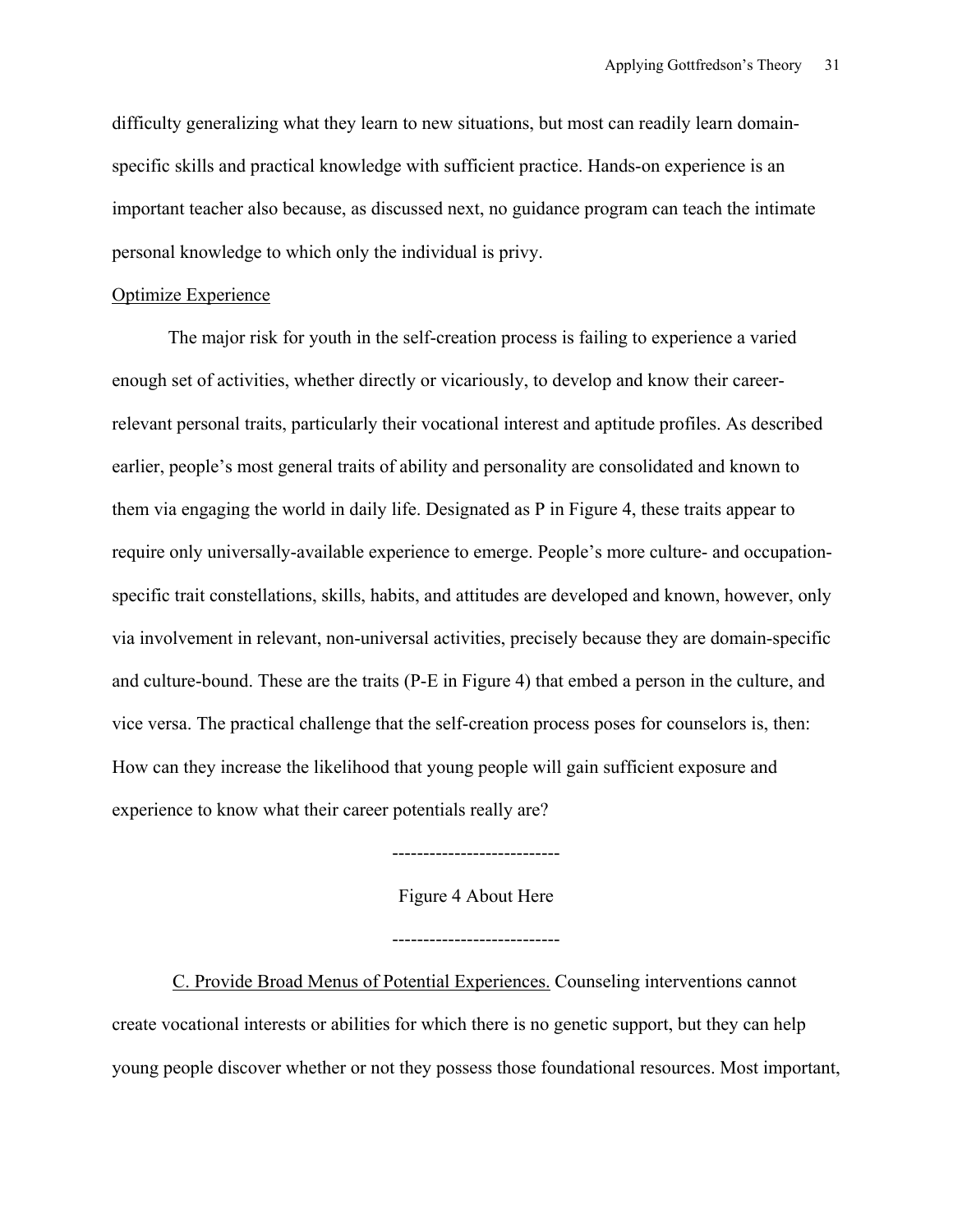difficulty generalizing what they learn to new situations, but most can readily learn domain-specific skills and practical knowledge with sufficient practice. Hands-on experience is an important teacher also because, as discussed next, no guidance program can teach the intimate personal knowledge to which only the individual is privy.

## Optimize Experience

The major risk for youth in the self-creation process is failing to experience a varied enough set of activities, whether directly or vicariously, to develop and know their career-relevant personal traits, particularly their vocational interest and aptitude profiles. As described earlier, people's most general traits of ability and personality are consolidated and known to them via engaging the world in daily life. Designated as P in Figure 4, these traits appear to require only universally-available experience to emerge. People's more culture- and occupation-specific trait constellations, skills, habits, and attitudes are developed and known, however, only via involvement in relevant, non-universal activities, precisely because they are domain-specific and culture-bound. These are the traits (P-E in Figure 4) that embed a person in the culture, and vice versa. The practical challenge that the self-creation process poses for counselors is, then: How can they increase the likelihood that young people will gain sufficient exposure and experience to know what their career potentials really are?

--------------------------

Figure 4 About Here

--------------------------

C. Provide Broad Menus of Potential Experiences. Counseling interventions cannot create vocational interests or abilities for which there is no genetic support, but they can help young people discover whether or not they possess those foundational resources. Most important,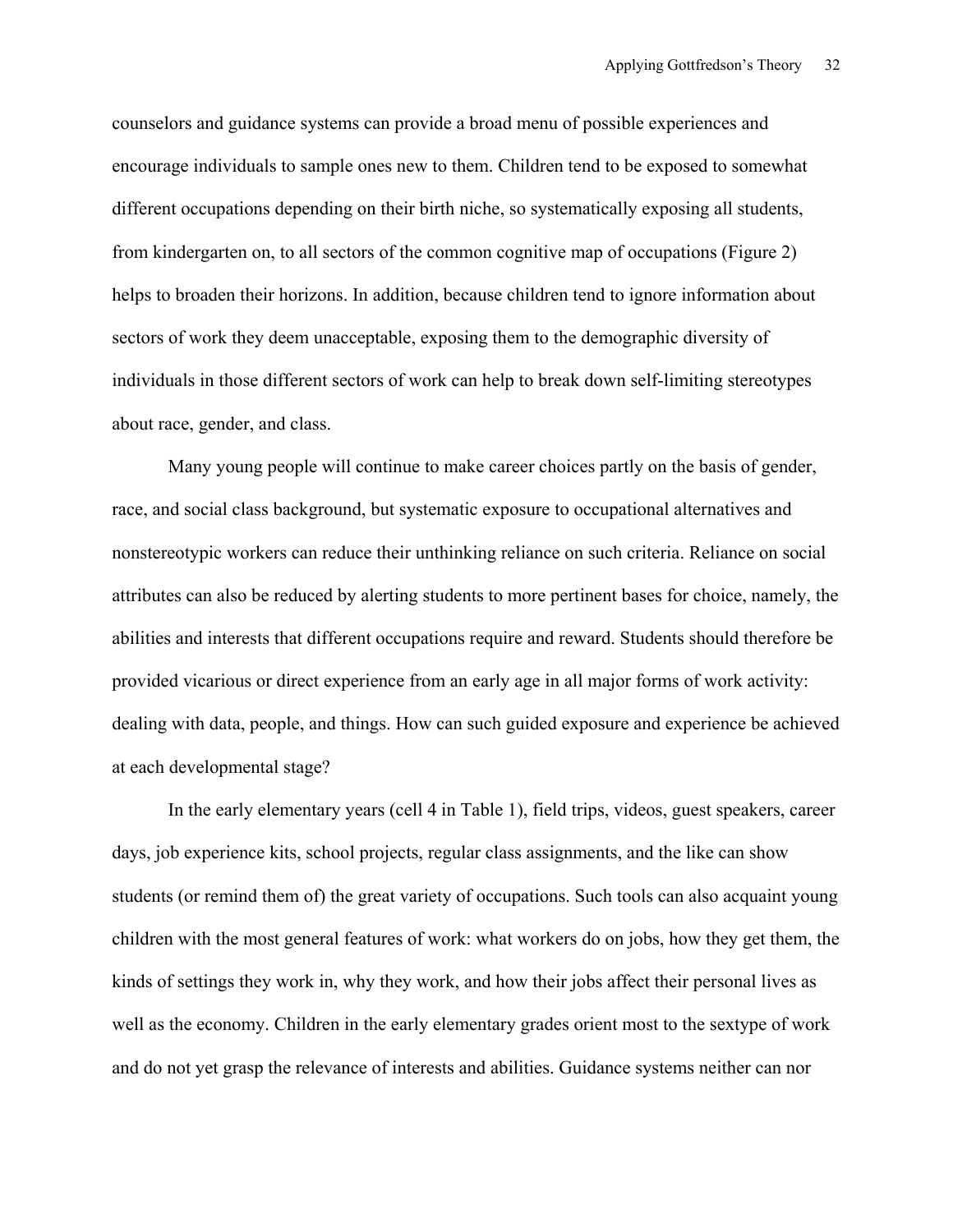counselors and guidance systems can provide a broad menu of possible experiences and encourage individuals to sample ones new to them. Children tend to be exposed to somewhat different occupations depending on their birth niche, so systematically exposing all students, from kindergarten on, to all sectors of the common cognitive map of occupations (Figure 2) helps to broaden their horizons. In addition, because children tend to ignore information about sectors of work they deem unacceptable, exposing them to the demographic diversity of individuals in those different sectors of work can help to break down self-limiting stereotypes about race, gender, and class.

Many young people will continue to make career choices partly on the basis of gender, race, and social class background, but systematic exposure to occupational alternatives and nonstereotypic workers can reduce their unthinking reliance on such criteria. Reliance on social attributes can also be reduced by alerting students to more pertinent bases for choice, namely, the abilities and interests that different occupations require and reward. Students should therefore be provided vicarious or direct experience from an early age in all major forms of work activity: dealing with data, people, and things. How can such guided exposure and experience be achieved at each developmental stage?

In the early elementary years (cell 4 in Table 1), field trips, videos, guest speakers, career days, job experience kits, school projects, regular class assignments, and the like can show students (or remind them of) the great variety of occupations. Such tools can also acquaint young children with the most general features of work: what workers do on jobs, how they get them, the kinds of settings they work in, why they work, and how their jobs affect their personal lives as well as the economy. Children in the early elementary grades orient most to the sextype of work and do not yet grasp the relevance of interests and abilities. Guidance systems neither can nor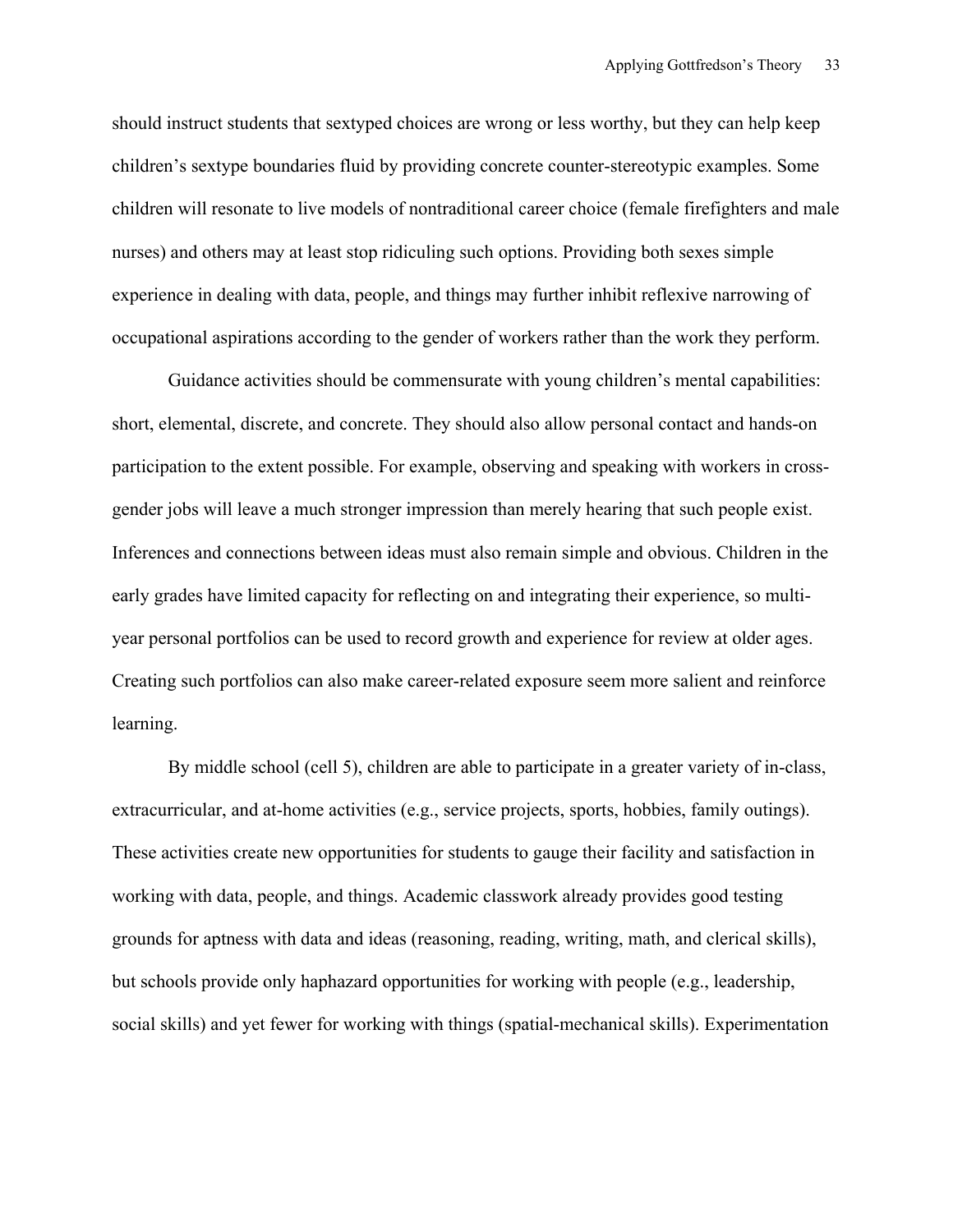should instruct students that sextyped choices are wrong or less worthy, but they can help keep children's sextype boundaries fluid by providing concrete counter-stereotypic examples. Some children will resonate to live models of nontraditional career choice (female firefighters and male nurses) and others may at least stop ridiculing such options. Providing both sexes simple experience in dealing with data, people, and things may further inhibit reflexive narrowing of occupational aspirations according to the gender of workers rather than the work they perform.

Guidance activities should be commensurate with young children's mental capabilities: short, elemental, discrete, and concrete. They should also allow personal contact and hands-on participation to the extent possible. For example, observing and speaking with workers in cross-gender jobs will leave a much stronger impression than merely hearing that such people exist. Inferences and connections between ideas must also remain simple and obvious. Children in the early grades have limited capacity for reflecting on and integrating their experience, so multi-year personal portfolios can be used to record growth and experience for review at older ages. Creating such portfolios can also make career-related exposure seem more salient and reinforce learning.

By middle school (cell 5), children are able to participate in a greater variety of in-class, extracurricular, and at-home activities (e.g., service projects, sports, hobbies, family outings). These activities create new opportunities for students to gauge their facility and satisfaction in working with data, people, and things. Academic classwork already provides good testing grounds for aptness with data and ideas (reasoning, reading, writing, math, and clerical skills), but schools provide only haphazard opportunities for working with people (e.g., leadership, social skills) and yet fewer for working with things (spatial-mechanical skills). Experimentation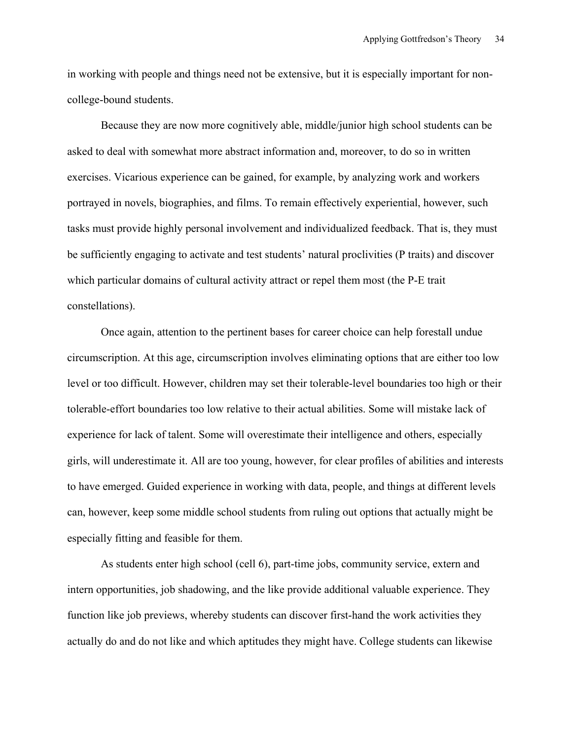in working with people and things need not be extensive, but it is especially important for non-college-bound students.

Because they are now more cognitively able, middle/junior high school students can be asked to deal with somewhat more abstract information and, moreover, to do so in written exercises. Vicarious experience can be gained, for example, by analyzing work and workers portrayed in novels, biographies, and films. To remain effectively experiential, however, such tasks must provide highly personal involvement and individualized feedback. That is, they must be sufficiently engaging to activate and test students' natural proclivities (P traits) and discover which particular domains of cultural activity attract or repel them most (the P-E trait constellations).

Once again, attention to the pertinent bases for career choice can help forestall undue circumscription. At this age, circumscription involves eliminating options that are either too low level or too difficult. However, children may set their tolerable-level boundaries too high or their tolerable-effort boundaries too low relative to their actual abilities. Some will mistake lack of experience for lack of talent. Some will overestimate their intelligence and others, especially girls, will underestimate it. All are too young, however, for clear profiles of abilities and interests to have emerged. Guided experience in working with data, people, and things at different levels can, however, keep some middle school students from ruling out options that actually might be especially fitting and feasible for them.

As students enter high school (cell 6), part-time jobs, community service, extern and intern opportunities, job shadowing, and the like provide additional valuable experience. They function like job previews, whereby students can discover first-hand the work activities they actually do and do not like and which aptitudes they might have. College students can likewise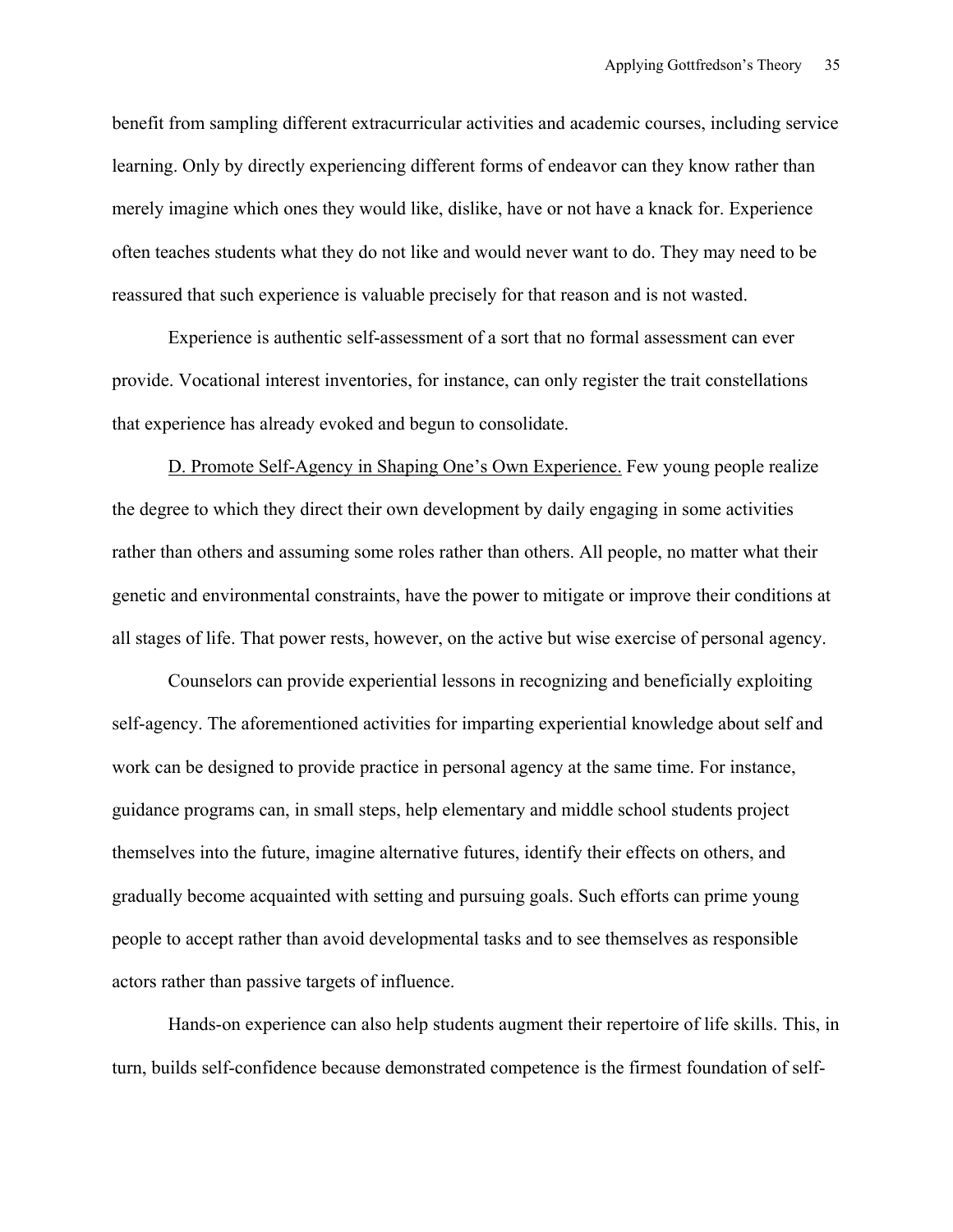benefit from sampling different extracurricular activities and academic courses, including service learning. Only by directly experiencing different forms of endeavor can they know rather than merely imagine which ones they would like, dislike, have or not have a knack for. Experience often teaches students what they do not like and would never want to do. They may need to be reassured that such experience is valuable precisely for that reason and is not wasted.

Experience is authentic self-assessment of a sort that no formal assessment can ever provide. Vocational interest inventories, for instance, can only register the trait constellations that experience has already evoked and begun to consolidate.

<u>D. Promote Self-Agency in Shaping One's Own Experience.</u> Few young people realize the degree to which they direct their own development by daily engaging in some activities rather than others and assuming some roles rather than others. All people, no matter what their genetic and environmental constraints, have the power to mitigate or improve their conditions at all stages of life. That power rests, however, on the active but wise exercise of personal agency.

Counselors can provide experiential lessons in recognizing and beneficially exploiting self-agency. The aforementioned activities for imparting experiential knowledge about self and work can be designed to provide practice in personal agency at the same time. For instance, guidance programs can, in small steps, help elementary and middle school students project themselves into the future, imagine alternative futures, identify their effects on others, and gradually become acquainted with setting and pursuing goals. Such efforts can prime young people to accept rather than avoid developmental tasks and to see themselves as responsible actors rather than passive targets of influence.

Hands-on experience can also help students augment their repertoire of life skills. This, in turn, builds self-confidence because demonstrated competence is the firmest foundation of self-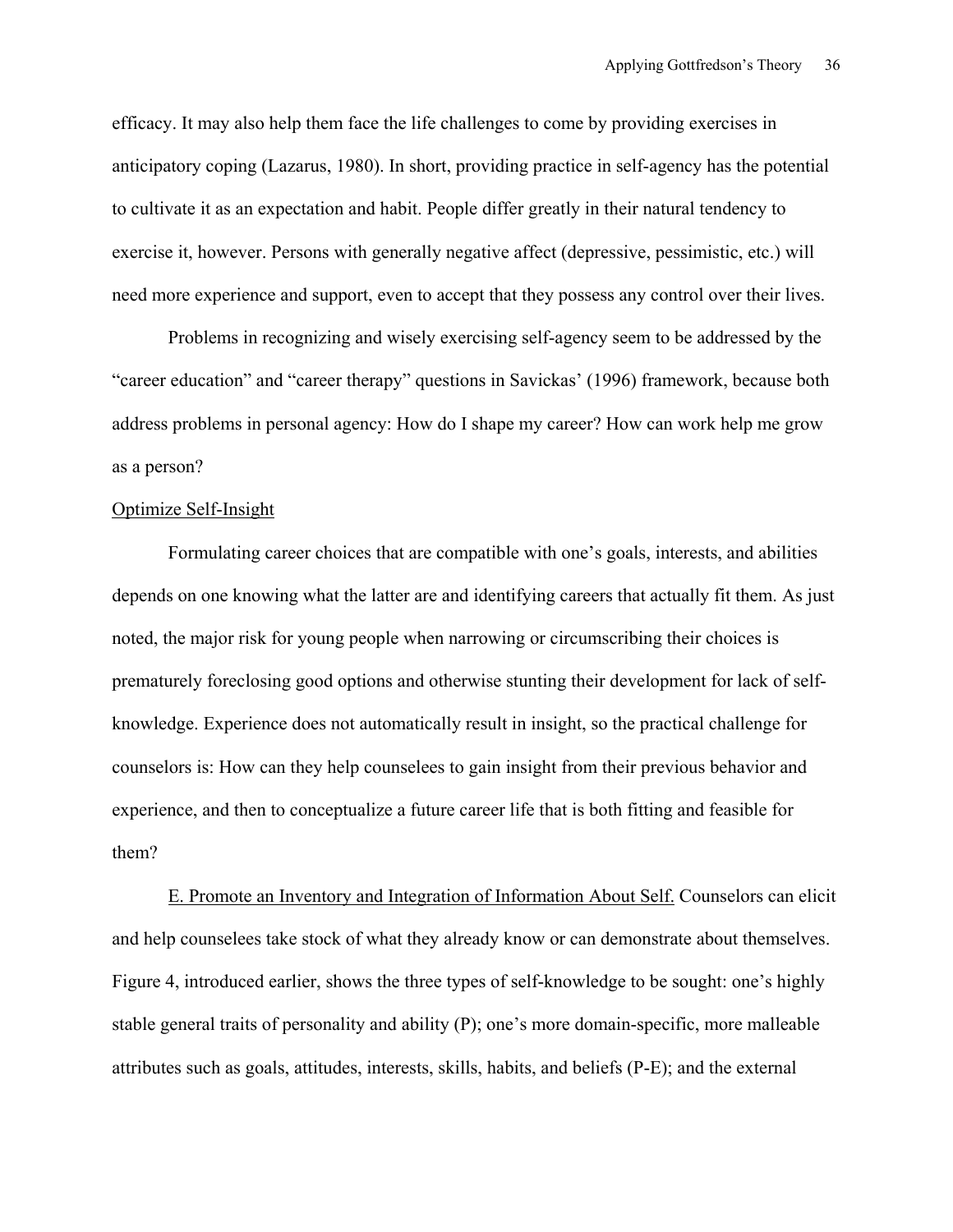efficacy. It may also help them face the life challenges to come by providing exercises in anticipatory coping (Lazarus, 1980). In short, providing practice in self-agency has the potential to cultivate it as an expectation and habit. People differ greatly in their natural tendency to exercise it, however. Persons with generally negative affect (depressive, pessimistic, etc.) will need more experience and support, even to accept that they possess any control over their lives.

Problems in recognizing and wisely exercising self-agency seem to be addressed by the "career education" and "career therapy" questions in Savickas' (1996) framework, because both address problems in personal agency: How do I shape my career? How can work help me grow as a person?

### Optimize Self-Insight

Formulating career choices that are compatible with one's goals, interests, and abilities depends on one knowing what the latter are and identifying careers that actually fit them. As just noted, the major risk for young people when narrowing or circumscribing their choices is prematurely foreclosing good options and otherwise stunting their development for lack of self-knowledge. Experience does not automatically result in insight, so the practical challenge for counselors is: How can they help counselees to gain insight from their previous behavior and experience, and then to conceptualize a future career life that is both fitting and feasible for them?

E. Promote an Inventory and Integration of Information About Self. Counselors can elicit and help counselees take stock of what they already know or can demonstrate about themselves. Figure 4, introduced earlier, shows the three types of self-knowledge to be sought: one's highly stable general traits of personality and ability (P); one's more domain-specific, more malleable attributes such as goals, attitudes, interests, skills, habits, and beliefs (P-E); and the external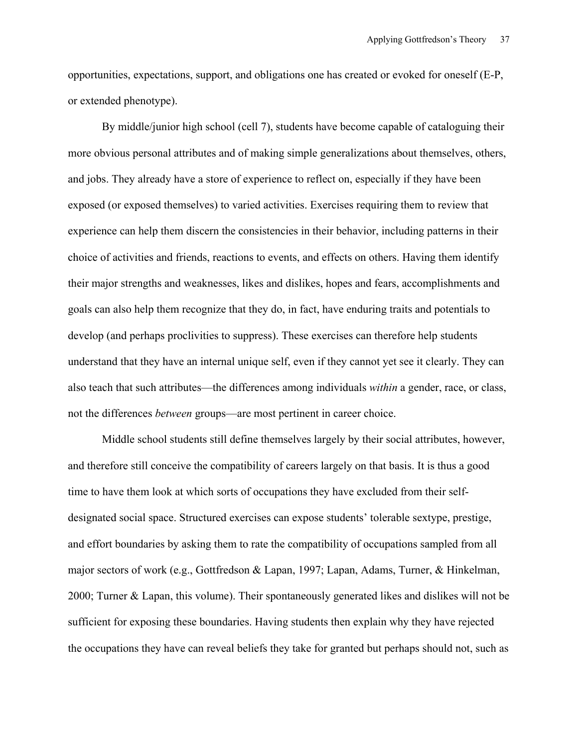opportunities, expectations, support, and obligations one has created or evoked for oneself (E-P, or extended phenotype).

By middle/junior high school (cell 7), students have become capable of cataloguing their more obvious personal attributes and of making simple generalizations about themselves, others, and jobs. They already have a store of experience to reflect on, especially if they have been exposed (or exposed themselves) to varied activities. Exercises requiring them to review that experience can help them discern the consistencies in their behavior, including patterns in their choice of activities and friends, reactions to events, and effects on others. Having them identify their major strengths and weaknesses, likes and dislikes, hopes and fears, accomplishments and goals can also help them recognize that they do, in fact, have enduring traits and potentials to develop (and perhaps proclivities to suppress). These exercises can therefore help students understand that they have an internal unique self, even if they cannot yet see it clearly. They can also teach that such attributes—the differences among individuals *within* a gender, race, or class, not the differences *between* groups—are most pertinent in career choice.

Middle school students still define themselves largely by their social attributes, however, and therefore still conceive the compatibility of careers largely on that basis. It is thus a good time to have them look at which sorts of occupations they have excluded from their self-designated social space. Structured exercises can expose students' tolerable sextype, prestige, and effort boundaries by asking them to rate the compatibility of occupations sampled from all major sectors of work (e.g., Gottfredson & Lapan, 1997; Lapan, Adams, Turner, & Hinkelman, 2000; Turner & Lapan, this volume). Their spontaneously generated likes and dislikes will not be sufficient for exposing these boundaries. Having students then explain why they have rejected the occupations they have can reveal beliefs they take for granted but perhaps should not, such as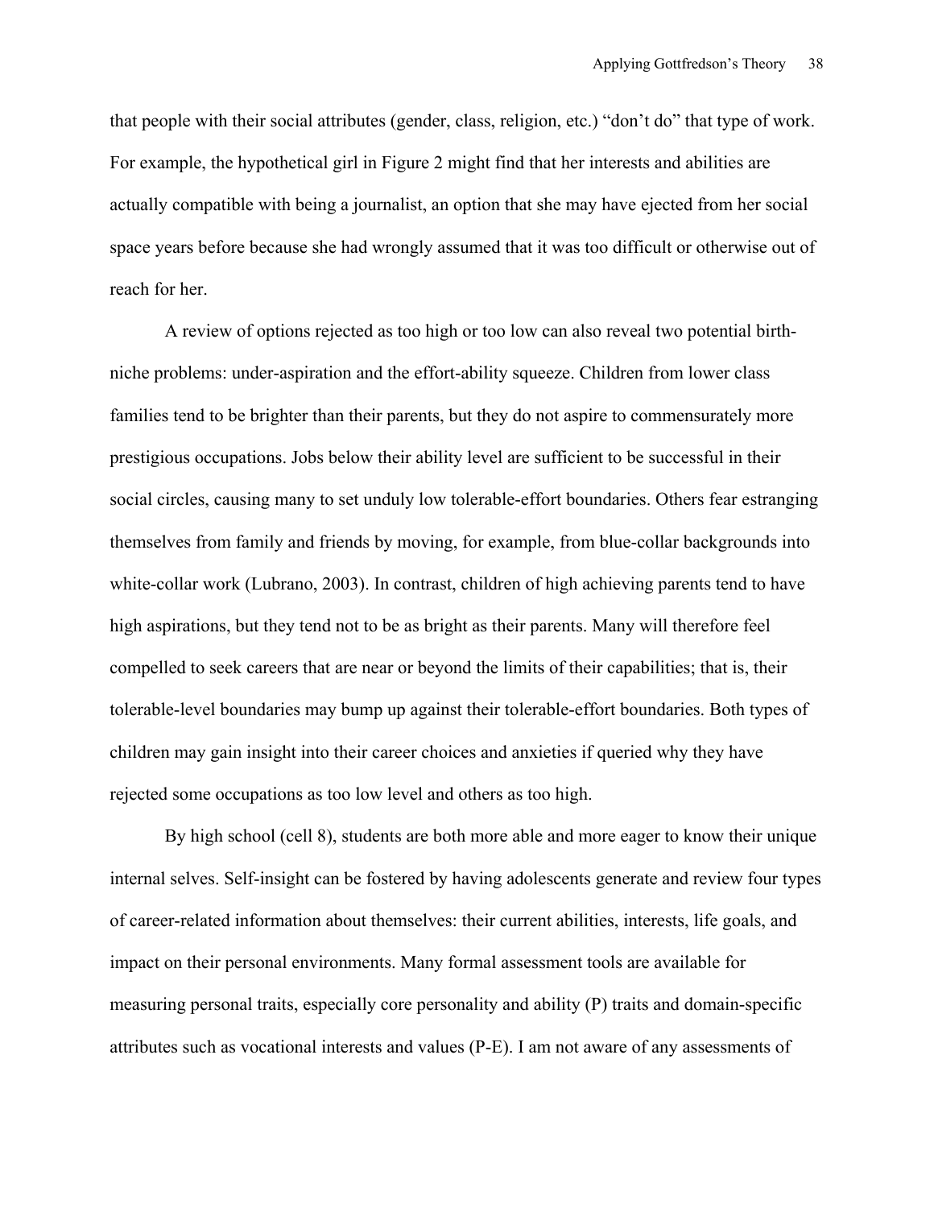that people with their social attributes (gender, class, religion, etc.) “don’t do” that type of work. For example, the hypothetical girl in Figure 2 might find that her interests and abilities are actually compatible with being a journalist, an option that she may have ejected from her social space years before because she had wrongly assumed that it was too difficult or otherwise out of reach for her.

A review of options rejected as too high or too low can also reveal two potential birth-niche problems: under-aspiration and the effort-ability squeeze. Children from lower class families tend to be brighter than their parents, but they do not aspire to commensurately more prestigious occupations. Jobs below their ability level are sufficient to be successful in their social circles, causing many to set unduly low tolerable-effort boundaries. Others fear estranging themselves from family and friends by moving, for example, from blue-collar backgrounds into white-collar work (Lubrano, 2003). In contrast, children of high achieving parents tend to have high aspirations, but they tend not to be as bright as their parents. Many will therefore feel compelled to seek careers that are near or beyond the limits of their capabilities; that is, their tolerable-level boundaries may bump up against their tolerable-effort boundaries. Both types of children may gain insight into their career choices and anxieties if queried why they have rejected some occupations as too low level and others as too high.

By high school (cell 8), students are both more able and more eager to know their unique internal selves. Self-insight can be fostered by having adolescents generate and review four types of career-related information about themselves: their current abilities, interests, life goals, and impact on their personal environments. Many formal assessment tools are available for measuring personal traits, especially core personality and ability (P) traits and domain-specific attributes such as vocational interests and values (P-E). I am not aware of any assessments of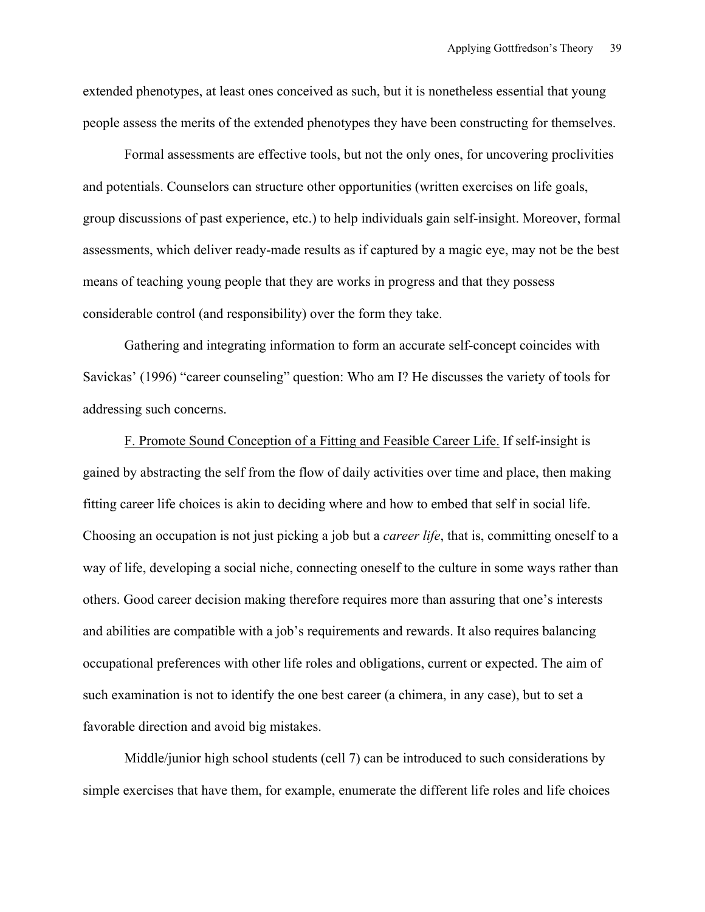extended phenotypes, at least ones conceived as such, but it is nonetheless essential that young people assess the merits of the extended phenotypes they have been constructing for themselves.

Formal assessments are effective tools, but not the only ones, for uncovering proclivities and potentials. Counselors can structure other opportunities (written exercises on life goals, group discussions of past experience, etc.) to help individuals gain self-insight. Moreover, formal assessments, which deliver ready-made results as if captured by a magic eye, may not be the best means of teaching young people that they are works in progress and that they possess considerable control (and responsibility) over the form they take.

Gathering and integrating information to form an accurate self-concept coincides with Savickas' (1996) "career counseling" question: Who am I? He discusses the variety of tools for addressing such concerns.

<u>F. Promote Sound Conception of a Fitting and Feasible Career Life.</u> If self-insight is gained by abstracting the self from the flow of daily activities over time and place, then making fitting career life choices is akin to deciding where and how to embed that self in social life. Choosing an occupation is not just picking a job but a *career life*, that is, committing oneself to a way of life, developing a social niche, connecting oneself to the culture in some ways rather than others. Good career decision making therefore requires more than assuring that one's interests and abilities are compatible with a job's requirements and rewards. It also requires balancing occupational preferences with other life roles and obligations, current or expected. The aim of such examination is not to identify the one best career (a chimera, in any case), but to set a favorable direction and avoid big mistakes.

Middle/junior high school students (cell 7) can be introduced to such considerations by simple exercises that have them, for example, enumerate the different life roles and life choices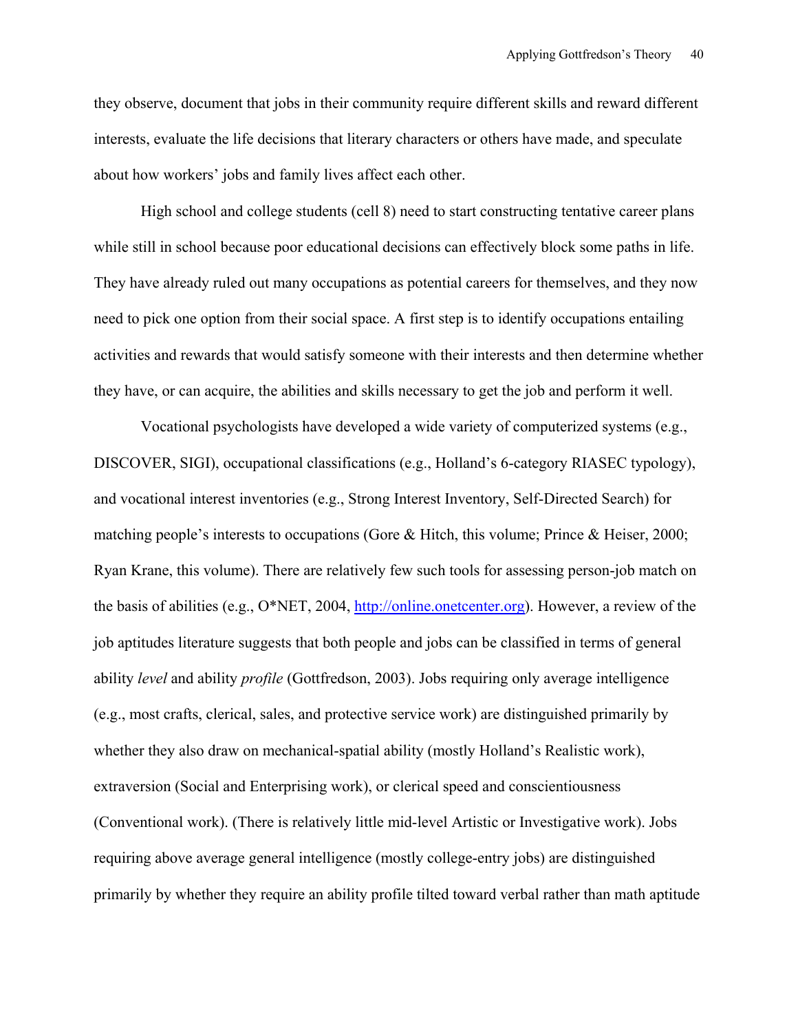they observe, document that jobs in their community require different skills and reward different interests, evaluate the life decisions that literary characters or others have made, and speculate about how workers' jobs and family lives affect each other.

High school and college students (cell 8) need to start constructing tentative career plans while still in school because poor educational decisions can effectively block some paths in life. They have already ruled out many occupations as potential careers for themselves, and they now need to pick one option from their social space. A first step is to identify occupations entailing activities and rewards that would satisfy someone with their interests and then determine whether they have, or can acquire, the abilities and skills necessary to get the job and perform it well.

Vocational psychologists have developed a wide variety of computerized systems (e.g., DISCOVER, SIGI), occupational classifications (e.g., Holland's 6-category RIASEC typology), and vocational interest inventories (e.g., Strong Interest Inventory, Self-Directed Search) for matching people's interests to occupations (Gore & Hitch, this volume; Prince & Heiser, 2000; Ryan Krane, this volume). There are relatively few such tools for assessing person-job match on the basis of abilities (e.g., O*NET, 2004, [http://online.onetcenter.org](http://online.onetcenter.org)). However, a review of the job aptitudes literature suggests that both people and jobs can be classified in terms of general ability *level* and ability *profile* (Gottfredson, 2003). Jobs requiring only average intelligence (e.g., most crafts, clerical, sales, and protective service work) are distinguished primarily by whether they also draw on mechanical-spatial ability (mostly Holland's Realistic work), extraversion (Social and Enterprising work), or clerical speed and conscientiousness (Conventional work). (There is relatively little mid-level Artistic or Investigative work). Jobs requiring above average general intelligence (mostly college-entry jobs) are distinguished primarily by whether they require an ability profile tilted toward verbal rather than math aptitude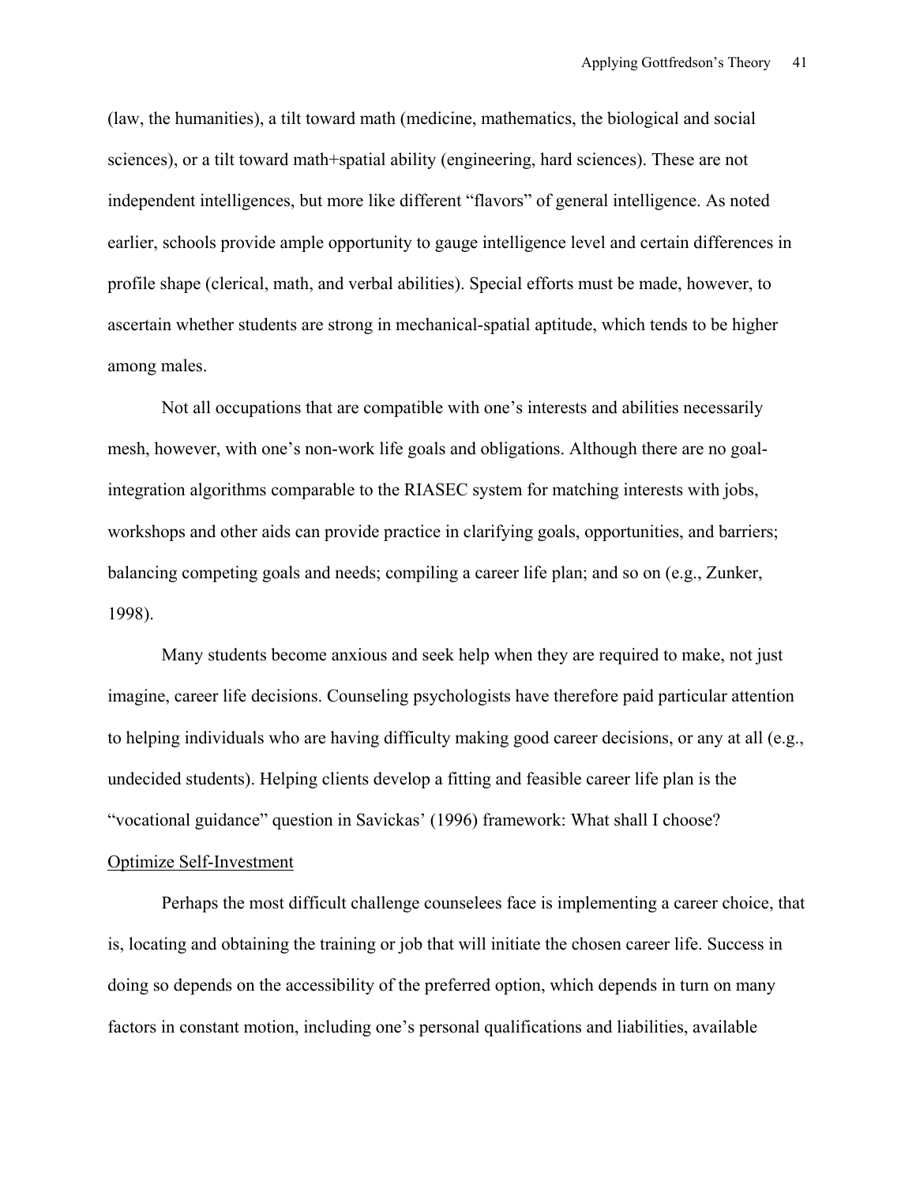(law, the humanities), a tilt toward math (medicine, mathematics, the biological and social sciences), or a tilt toward math+spatial ability (engineering, hard sciences). These are not independent intelligences, but more like different "flavors" of general intelligence. As noted earlier, schools provide ample opportunity to gauge intelligence level and certain differences in profile shape (clerical, math, and verbal abilities). Special efforts must be made, however, to ascertain whether students are strong in mechanical-spatial aptitude, which tends to be higher among males.

Not all occupations that are compatible with one's interests and abilities necessarily mesh, however, with one's non-work life goals and obligations. Although there are no goal-integration algorithms comparable to the RIASEC system for matching interests with jobs, workshops and other aids can provide practice in clarifying goals, opportunities, and barriers; balancing competing goals and needs; compiling a career life plan; and so on (e.g., Zunker, 1998).

Many students become anxious and seek help when they are required to make, not just imagine, career life decisions. Counseling psychologists have therefore paid particular attention to helping individuals who are having difficulty making good career decisions, or any at all (e.g., undecided students). Helping clients develop a fitting and feasible career life plan is the "vocational guidance" question in Savickas' (1996) framework: What shall I choose?

<u>Optimize Self-Investment</u>

Perhaps the most difficult challenge counselees face is implementing a career choice, that is, locating and obtaining the training or job that will initiate the chosen career life. Success in doing so depends on the accessibility of the preferred option, which depends in turn on many factors in constant motion, including one's personal qualifications and liabilities, available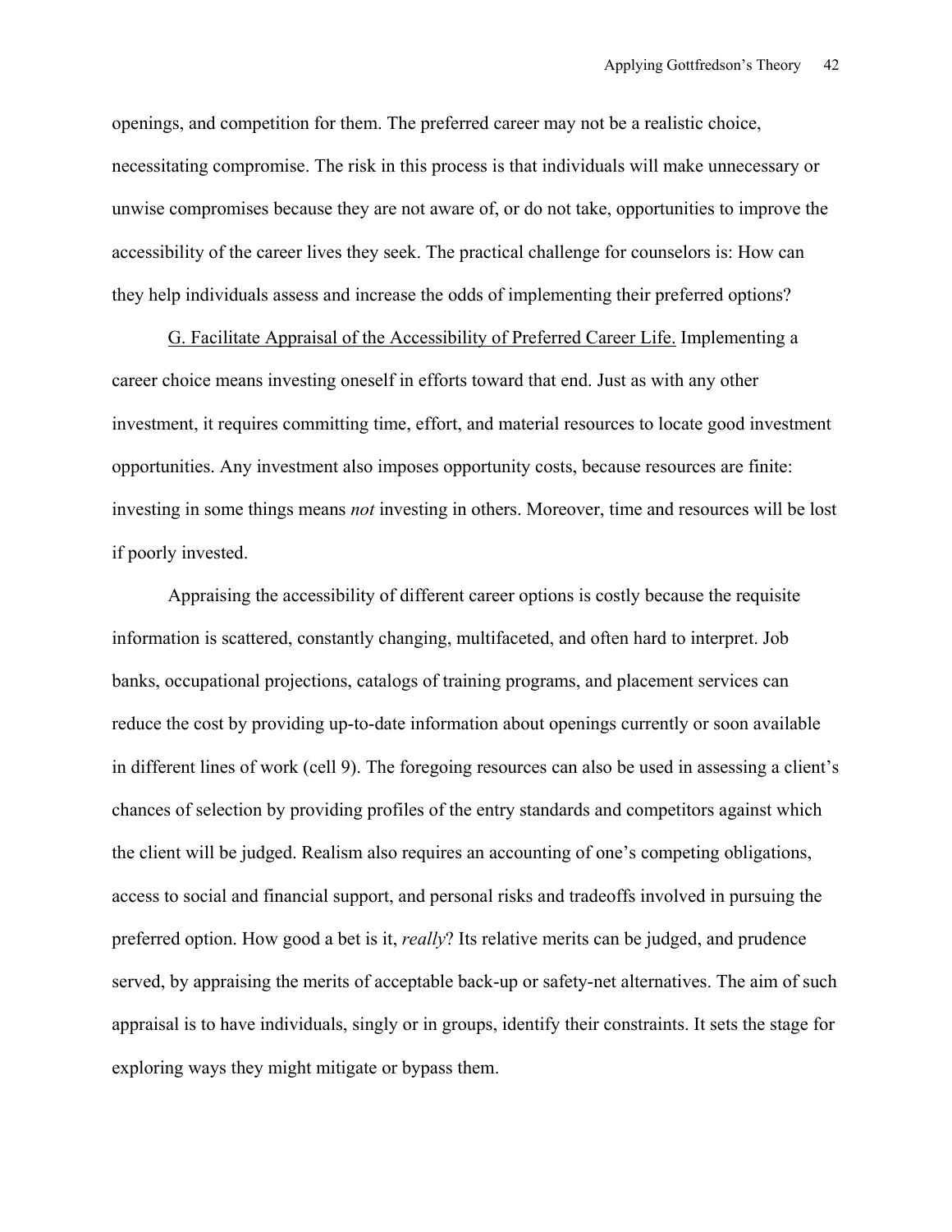openings, and competition for them. The preferred career may not be a realistic choice, necessitating compromise. The risk in this process is that individuals will make unnecessary or unwise compromises because they are not aware of, or do not take, opportunities to improve the accessibility of the career lives they seek. The practical challenge for counselors is: How can they help individuals assess and increase the odds of implementing their preferred options?

<u>G. Facilitate Appraisal of the Accessibility of Preferred Career Life.</u> Implementing a career choice means investing oneself in efforts toward that end. Just as with any other investment, it requires committing time, effort, and material resources to locate good investment opportunities. Any investment also imposes opportunity costs, because resources are finite: investing in some things means *not* investing in others. Moreover, time and resources will be lost if poorly invested.

Appraising the accessibility of different career options is costly because the requisite information is scattered, constantly changing, multifaceted, and often hard to interpret. Job banks, occupational projections, catalogs of training programs, and placement services can reduce the cost by providing up-to-date information about openings currently or soon available in different lines of work (cell 9). The foregoing resources can also be used in assessing a client's chances of selection by providing profiles of the entry standards and competitors against which the client will be judged. Realism also requires an accounting of one's competing obligations, access to social and financial support, and personal risks and tradeoffs involved in pursuing the preferred option. How good a bet is it, *really*? Its relative merits can be judged, and prudence served, by appraising the merits of acceptable back-up or safety-net alternatives. The aim of such appraisal is to have individuals, singly or in groups, identify their constraints. It sets the stage for exploring ways they might mitigate or bypass them.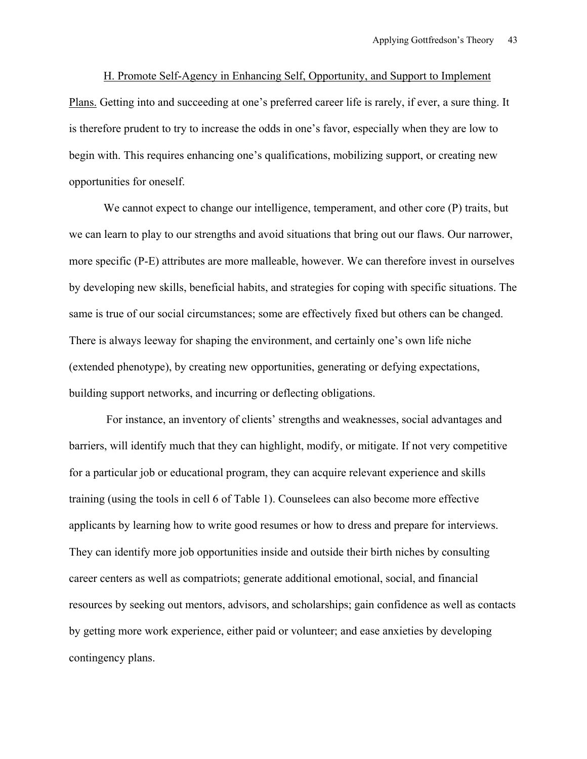H. Promote Self-Agency in Enhancing Self, Opportunity, and Support to Implement Plans. Getting into and succeeding at one's preferred career life is rarely, if ever, a sure thing. It is therefore prudent to try to increase the odds in one's favor, especially when they are low to begin with. This requires enhancing one's qualifications, mobilizing support, or creating new opportunities for oneself.

We cannot expect to change our intelligence, temperament, and other core (P) traits, but we can learn to play to our strengths and avoid situations that bring out our flaws. Our narrower, more specific (P-E) attributes are more malleable, however. We can therefore invest in ourselves by developing new skills, beneficial habits, and strategies for coping with specific situations. The same is true of our social circumstances; some are effectively fixed but others can be changed. There is always leeway for shaping the environment, and certainly one's own life niche (extended phenotype), by creating new opportunities, generating or defying expectations, building support networks, and incurring or deflecting obligations.

For instance, an inventory of clients' strengths and weaknesses, social advantages and barriers, will identify much that they can highlight, modify, or mitigate. If not very competitive for a particular job or educational program, they can acquire relevant experience and skills training (using the tools in cell 6 of Table 1). Counselees can also become more effective applicants by learning how to write good resumes or how to dress and prepare for interviews. They can identify more job opportunities inside and outside their birth niches by consulting career centers as well as compatriots; generate additional emotional, social, and financial resources by seeking out mentors, advisors, and scholarships; gain confidence as well as contacts by getting more work experience, either paid or volunteer; and ease anxieties by developing contingency plans.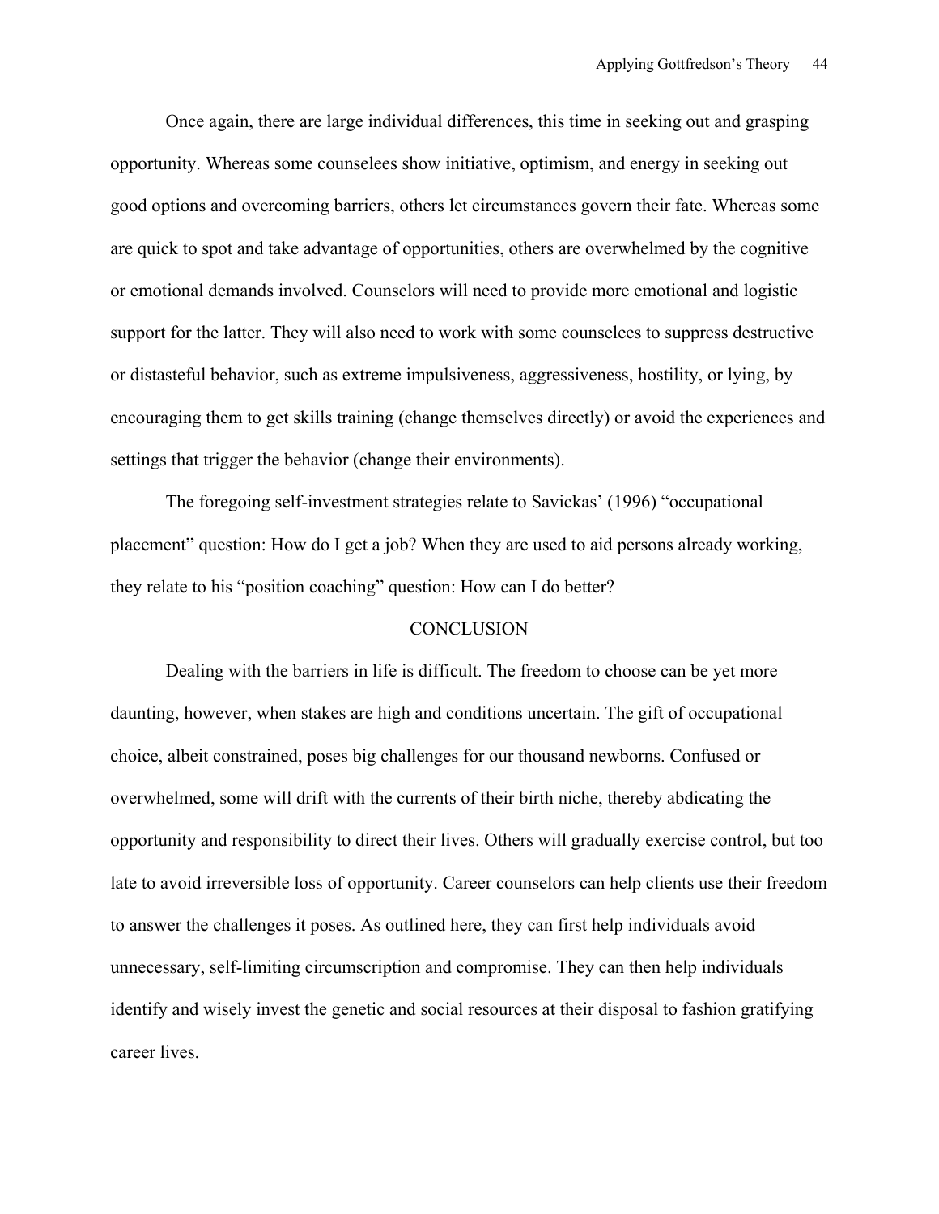Once again, there are large individual differences, this time in seeking out and grasping opportunity. Whereas some counselees show initiative, optimism, and energy in seeking out good options and overcoming barriers, others let circumstances govern their fate. Whereas some are quick to spot and take advantage of opportunities, others are overwhelmed by the cognitive or emotional demands involved. Counselors will need to provide more emotional and logistic support for the latter. They will also need to work with some counselees to suppress destructive or distasteful behavior, such as extreme impulsiveness, aggressiveness, hostility, or lying, by encouraging them to get skills training (change themselves directly) or avoid the experiences and settings that trigger the behavior (change their environments).

The foregoing self-investment strategies relate to Savickas' (1996) "occupational placement" question: How do I get a job? When they are used to aid persons already working, they relate to his "position coaching" question: How can I do better?

## CONCLUSION

Dealing with the barriers in life is difficult. The freedom to choose can be yet more daunting, however, when stakes are high and conditions uncertain. The gift of occupational choice, albeit constrained, poses big challenges for our thousand newborns. Confused or overwhelmed, some will drift with the currents of their birth niche, thereby abdicating the opportunity and responsibility to direct their lives. Others will gradually exercise control, but too late to avoid irreversible loss of opportunity. Career counselors can help clients use their freedom to answer the challenges it poses. As outlined here, they can first help individuals avoid unnecessary, self-limiting circumscription and compromise. They can then help individuals identify and wisely invest the genetic and social resources at their disposal to fashion gratifying career lives.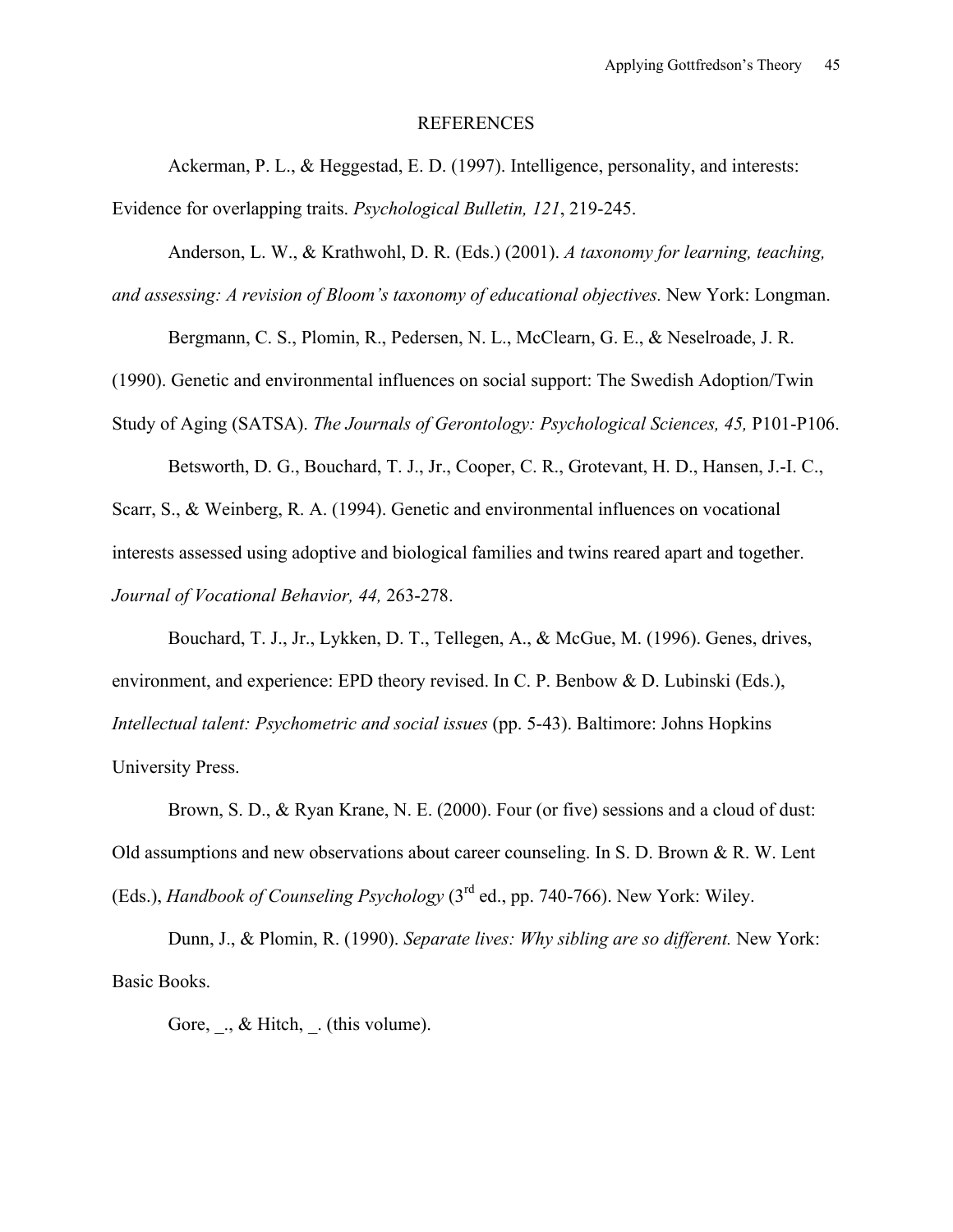# REFERENCES

Ackerman, P. L., & Heggestad, E. D. (1997). Intelligence, personality, and interests: Evidence for overlapping traits. *Psychological Bulletin, 121*, 219-245.

Anderson, L. W., & Krathwohl, D. R. (Eds.) (2001). *A taxonomy for learning, teaching, and assessing: A revision of Bloom's taxonomy of educational objectives.* New York: Longman.

Bergmann, C. S., Plomin, R., Pedersen, N. L., McClearn, G. E., & Neselroade, J. R. (1990). Genetic and environmental influences on social support: The Swedish Adoption/Twin Study of Aging (SATSA). *The Journals of Gerontology: Psychological Sciences, 45,* P101-P106.

Betsworth, D. G., Bouchard, T. J., Jr., Cooper, C. R., Grotevant, H. D., Hansen, J.-I. C., Scarr, S., & Weinberg, R. A. (1994). Genetic and environmental influences on vocational interests assessed using adoptive and biological families and twins reared apart and together. *Journal of Vocational Behavior, 44,* 263-278.

Bouchard, T. J., Jr., Lykken, D. T., Tellegen, A., & McGue, M. (1996). Genes, drives, environment, and experience: EPD theory revised. In C. P. Benbow & D. Lubinski (Eds.), *Intellectual talent: Psychometric and social issues* (pp. 5-43). Baltimore: Johns Hopkins University Press.

Brown, S. D., & Ryan Krane, N. E. (2000). Four (or five) sessions and a cloud of dust: Old assumptions and new observations about career counseling. In S. D. Brown & R. W. Lent (Eds.), *Handbook of Counseling Psychology* (3rd ed., pp. 740-766). New York: Wiley.

Dunn, J., & Plomin, R. (1990). *Separate lives: Why sibling are so different.* New York: Basic Books.

Gore, _., & Hitch, _. (this volume).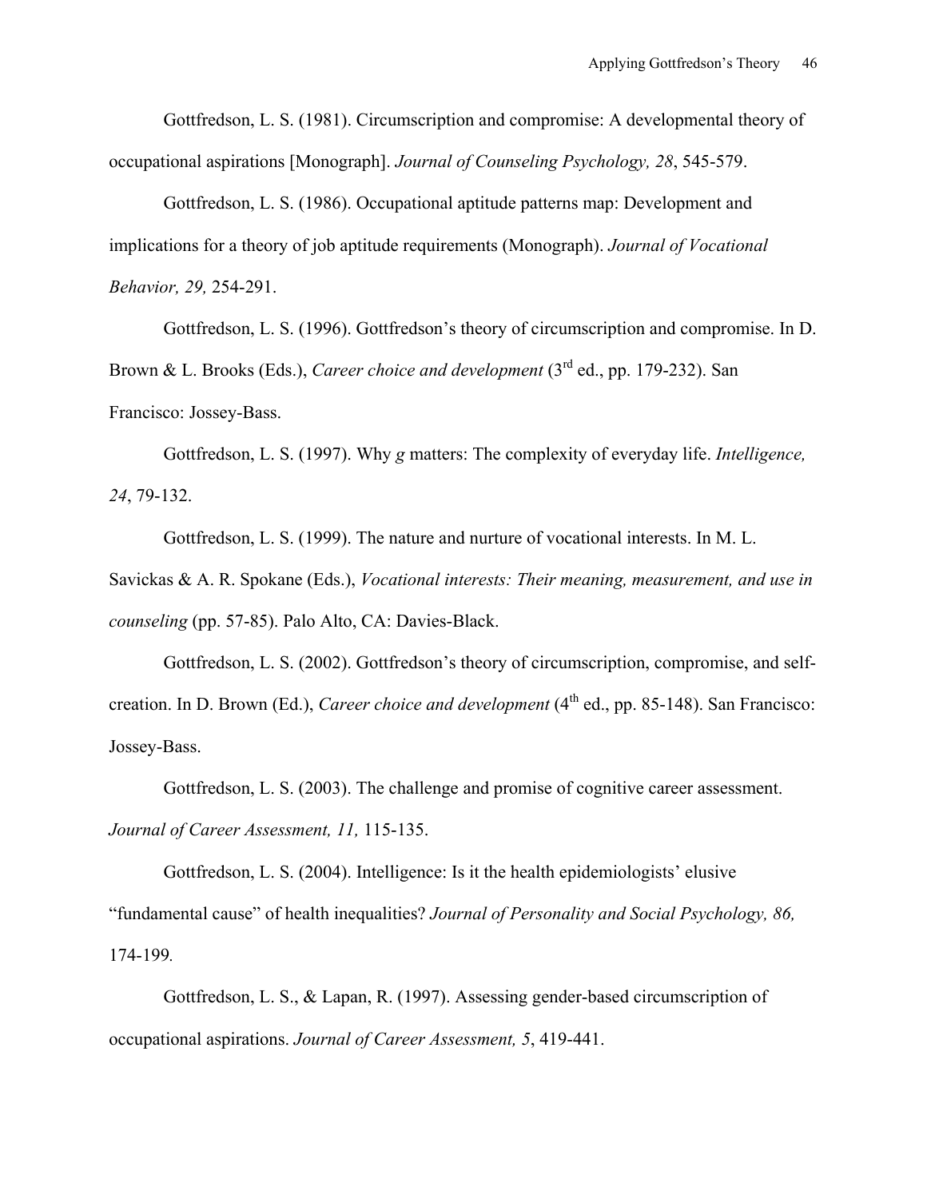Gottfredson, L. S. (1981). Circumscription and compromise: A developmental theory of occupational aspirations [Monograph]. *Journal of Counseling Psychology, 28*, 545-579.

Gottfredson, L. S. (1986). Occupational aptitude patterns map: Development and implications for a theory of job aptitude requirements (Monograph). *Journal of Vocational Behavior, 29,* 254-291.

Gottfredson, L. S. (1996). Gottfredson's theory of circumscription and compromise. In D. Brown & L. Brooks (Eds.), *Career choice and development* (3rd ed., pp. 179-232). San Francisco: Jossey-Bass.

Gottfredson, L. S. (1997). Why *g* matters: The complexity of everyday life. *Intelligence, 24*, 79-132.

Gottfredson, L. S. (1999). The nature and nurture of vocational interests. In M. L. Savickas & A. R. Spokane (Eds.), *Vocational interests: Their meaning, measurement, and use in counseling* (pp. 57-85). Palo Alto, CA: Davies-Black.

Gottfredson, L. S. (2002). Gottfredson's theory of circumscription, compromise, and self-creation. In D. Brown (Ed.), *Career choice and development* (4th ed., pp. 85-148). San Francisco: Jossey-Bass.

Gottfredson, L. S. (2003). The challenge and promise of cognitive career assessment. *Journal of Career Assessment, 11,* 115-135.

Gottfredson, L. S. (2004). Intelligence: Is it the health epidemiologists' elusive "fundamental cause" of health inequalities? *Journal of Personality and Social Psychology, 86,* 174-199*.*

Gottfredson, L. S., & Lapan, R. (1997). Assessing gender-based circumscription of occupational aspirations. *Journal of Career Assessment, 5*, 419-441.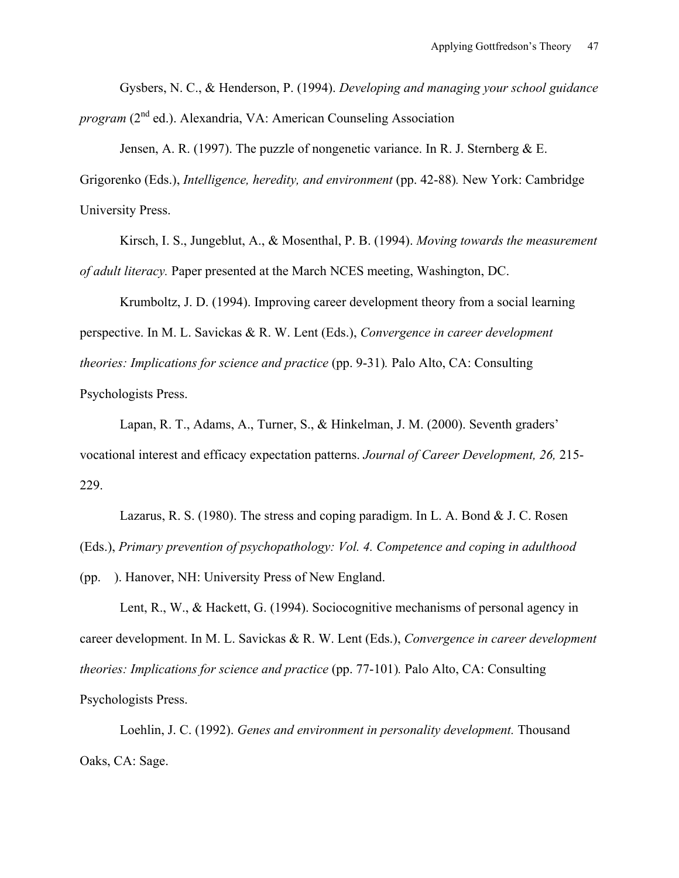Gysbers, N. C., & Henderson, P. (1994). *Developing and managing your school guidance program* (2nd ed.). Alexandria, VA: American Counseling Association

Jensen, A. R. (1997). The puzzle of nongenetic variance. In R. J. Sternberg & E. Grigorenko (Eds.), *Intelligence, heredity, and environment* (pp. 42-88). New York: Cambridge University Press.

Kirsch, I. S., Jungeblut, A., & Mosenthal, P. B. (1994). *Moving towards the measurement of adult literacy.* Paper presented at the March NCES meeting, Washington, DC.

Krumboltz, J. D. (1994). Improving career development theory from a social learning perspective. In M. L. Savickas & R. W. Lent (Eds.), *Convergence in career development theories: Implications for science and practice* (pp. 9-31). Palo Alto, CA: Consulting Psychologists Press.

Lapan, R. T., Adams, A., Turner, S., & Hinkelman, J. M. (2000). Seventh graders' vocational interest and efficacy expectation patterns. *Journal of Career Development, 26,* 215-229.

Lazarus, R. S. (1980). The stress and coping paradigm. In L. A. Bond & J. C. Rosen (Eds.), *Primary prevention of psychopathology: Vol. 4. Competence and coping in adulthood* (pp. ). Hanover, NH: University Press of New England.

Lent, R., W., & Hackett, G. (1994). Sociocognitive mechanisms of personal agency in career development. In M. L. Savickas & R. W. Lent (Eds.), *Convergence in career development theories: Implications for science and practice* (pp. 77-101). Palo Alto, CA: Consulting Psychologists Press.

Loehlin, J. C. (1992). *Genes and environment in personality development.* Thousand Oaks, CA: Sage.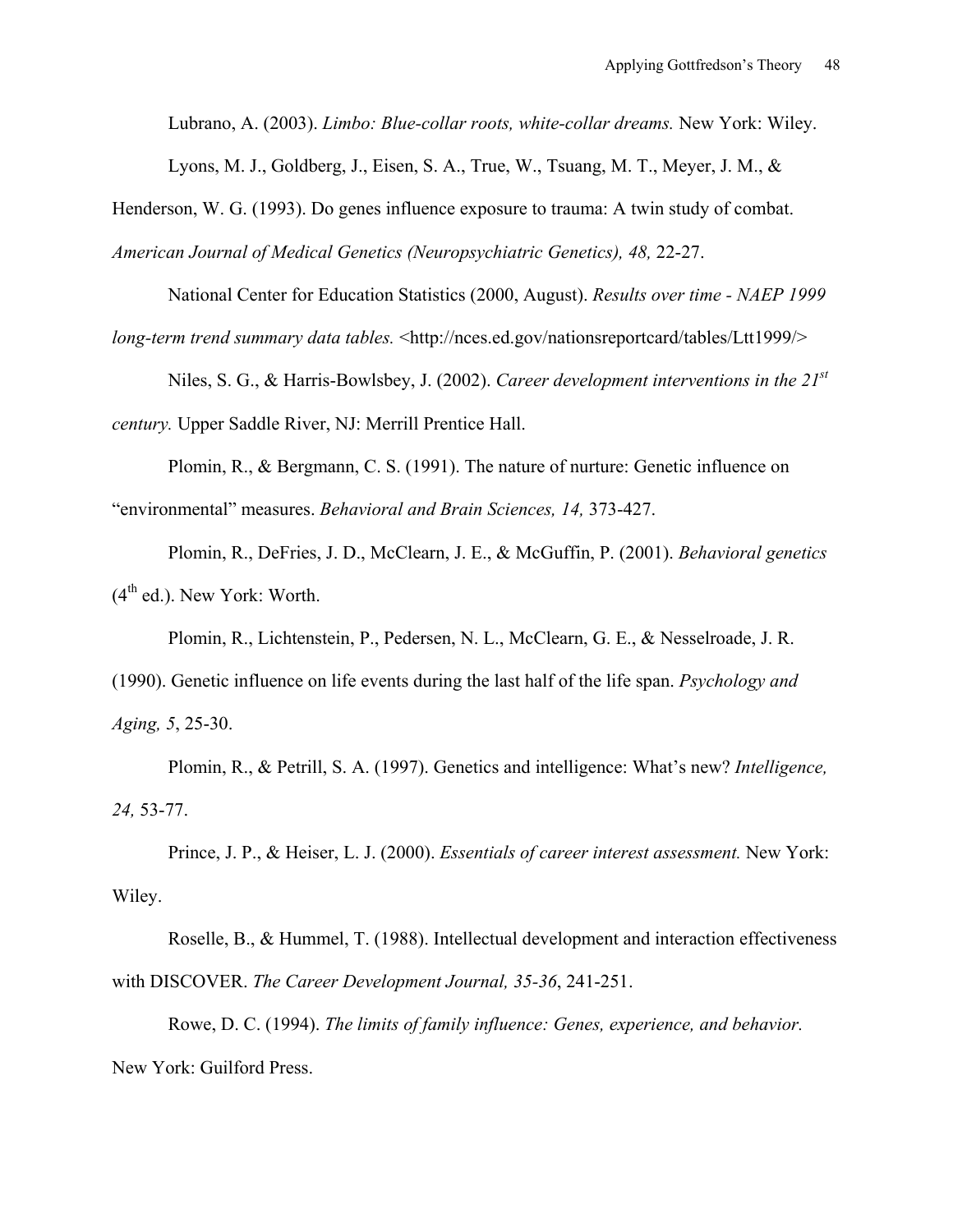Lubrano, A. (2003). *Limbo: Blue-collar roots, white-collar dreams.* New York: Wiley.

Lyons, M. J., Goldberg, J., Eisen, S. A., True, W., Tsuang, M. T., Meyer, J. M., & Henderson, W. G. (1993). Do genes influence exposure to trauma: A twin study of combat. *American Journal of Medical Genetics (Neuropsychiatric Genetics), 48,* 22-27.

National Center for Education Statistics (2000, August). *Results over time - NAEP 1999 long-term trend summary data tables.* <http://nces.ed.gov/nationsreportcard/tables/Ltt1999/>

Niles, S. G., & Harris-Bowlsbey, J. (2002). *Career development interventions in the 21st century.* Upper Saddle River, NJ: Merrill Prentice Hall.

Plomin, R., & Bergmann, C. S. (1991). The nature of nurture: Genetic influence on "environmental" measures. *Behavioral and Brain Sciences, 14,* 373-427.

Plomin, R., DeFries, J. D., McClearn, J. E., & McGuffin, P. (2001). *Behavioral genetics* (4th ed.). New York: Worth.

Plomin, R., Lichtenstein, P., Pedersen, N. L., McClearn, G. E., & Nesselroade, J. R. (1990). Genetic influence on life events during the last half of the life span. *Psychology and Aging, 5*, 25-30.

Plomin, R., & Petrill, S. A. (1997). Genetics and intelligence: What's new? *Intelligence, 24,* 53-77.

Prince, J. P., & Heiser, L. J. (2000). *Essentials of career interest assessment.* New York: Wiley.

Roselle, B., & Hummel, T. (1988). Intellectual development and interaction effectiveness with DISCOVER. *The Career Development Journal, 35-36*, 241-251.

Rowe, D. C. (1994). *The limits of family influence: Genes, experience, and behavior.* New York: Guilford Press.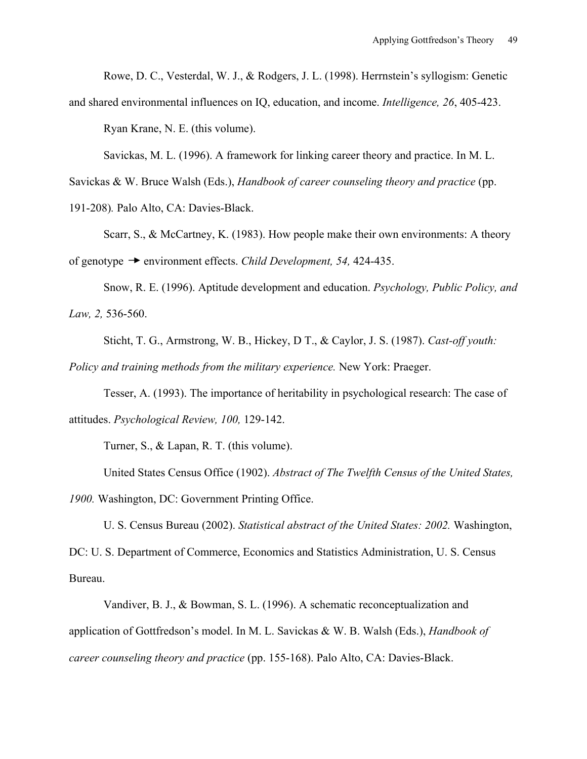Rowe, D. C., Vesterdal, W. J., & Rodgers, J. L. (1998). Herrnstein's syllogism: Genetic and shared environmental influences on IQ, education, and income. *Intelligence, 26*, 405-423.

Ryan Krane, N. E. (this volume).

Savickas, M. L. (1996). A framework for linking career theory and practice. In M. L. Savickas & W. Bruce Walsh (Eds.), *Handbook of career counseling theory and practice* (pp. 191-208). Palo Alto, CA: Davies-Black.

Scarr, S., & McCartney, K. (1983). How people make their own environments: A theory of genotype → environment effects. *Child Development, 54,* 424-435.

Snow, R. E. (1996). Aptitude development and education. *Psychology, Public Policy, and Law, 2,* 536-560.

Sticht, T. G., Armstrong, W. B., Hickey, D T., & Caylor, J. S. (1987). *Cast-off youth: Policy and training methods from the military experience.* New York: Praeger.

Tesser, A. (1993). The importance of heritability in psychological research: The case of attitudes. *Psychological Review, 100,* 129-142.

Turner, S., & Lapan, R. T. (this volume).

United States Census Office (1902). *Abstract of The Twelfth Census of the United States, 1900.* Washington, DC: Government Printing Office.

U. S. Census Bureau (2002). *Statistical abstract of the United States: 2002.* Washington, DC: U. S. Department of Commerce, Economics and Statistics Administration, U. S. Census Bureau.

Vandiver, B. J., & Bowman, S. L. (1996). A schematic reconceptualization and application of Gottfredson's model. In M. L. Savickas & W. B. Walsh (Eds.), *Handbook of career counseling theory and practice* (pp. 155-168). Palo Alto, CA: Davies-Black.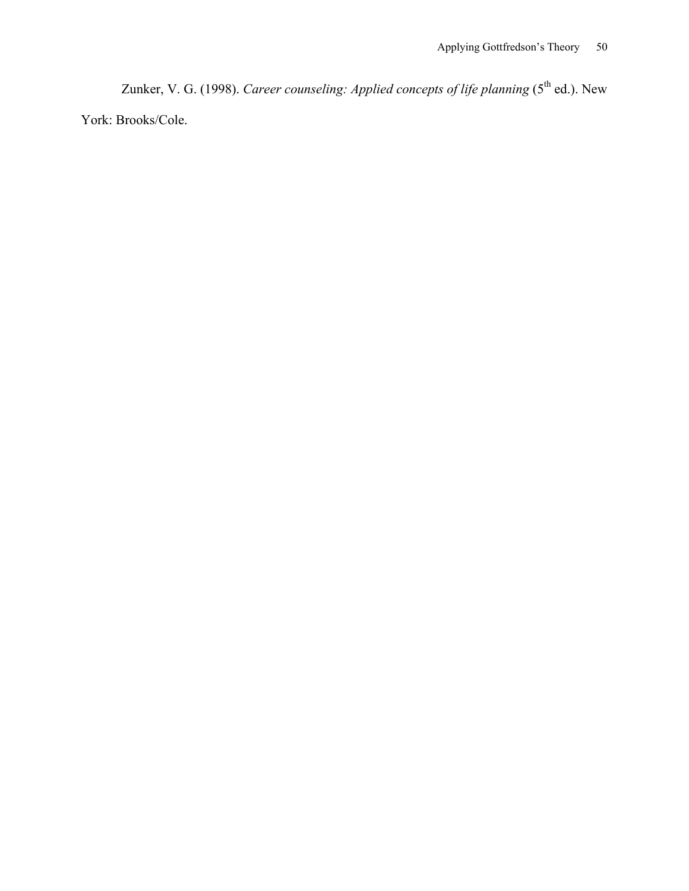Zunker, V. G. (1998). *Career counseling: Applied concepts of life planning* (5th ed.). New York: Brooks/Cole.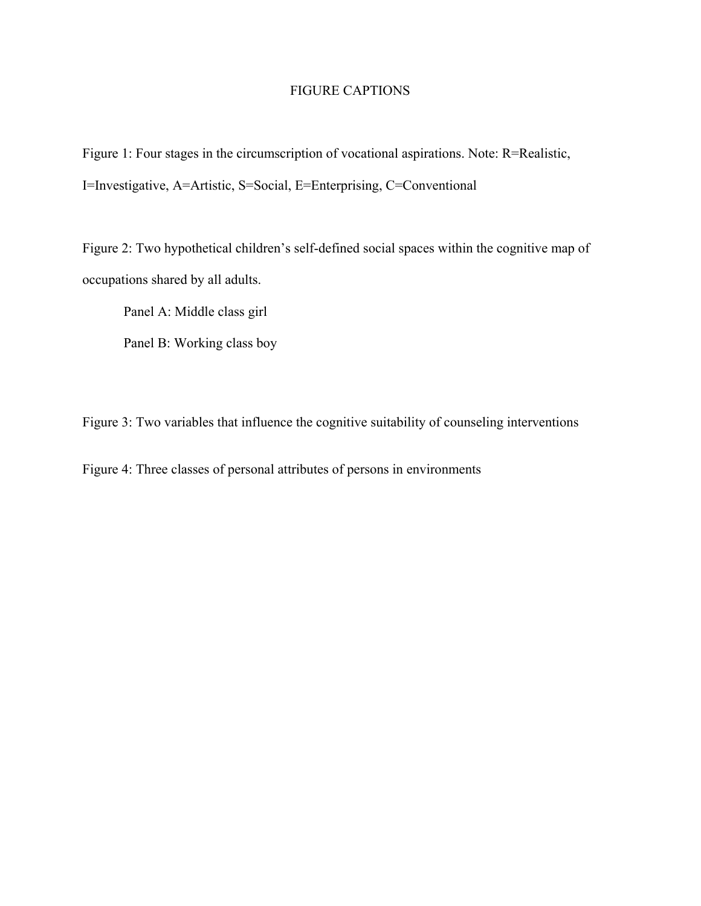# FIGURE CAPTIONS

Figure 1: Four stages in the circumscription of vocational aspirations. Note: R=Realistic, I=Investigative, A=Artistic, S=Social, E=Enterprising, C=Conventional

Figure 2: Two hypothetical children's self-defined social spaces within the cognitive map of occupations shared by all adults.

Panel A: Middle class girl

Panel B: Working class boy

Figure 3: Two variables that influence the cognitive suitability of counseling interventions

Figure 4: Three classes of personal attributes of persons in environments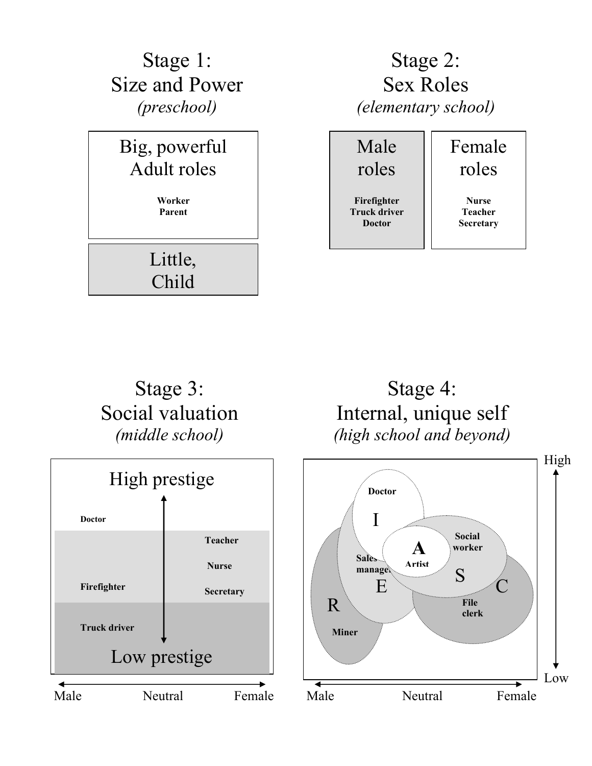## Stage 1: Size and Power
*(preschool)*

Big, powerful Adult roles

**Worker**
**Parent**

Little, Child

## Stage 2: Sex Roles
*(elementary school)*

| Male roles | Female roles |
|---|---|
| **Firefighter** | **Nurse** |
| **Truck driver** | **Teacher** |
| **Doctor** | **Secretary** |

## Stage 3: Social valuation
*(middle school)*

High prestige

**Doctor**

**Teacher**

**Nurse**

**Firefighter**

**Secretary**

**Truck driver**

Low prestige

Male — Neutral — Female

## Stage 4: Internal, unique self
*(high school and beyond)*

High

**Doctor**

I

A **Artist**

**Social worker**

**Sales manager**

E

S

C

R

**File clerk**

**Miner**

Low

Male — Neutral — Female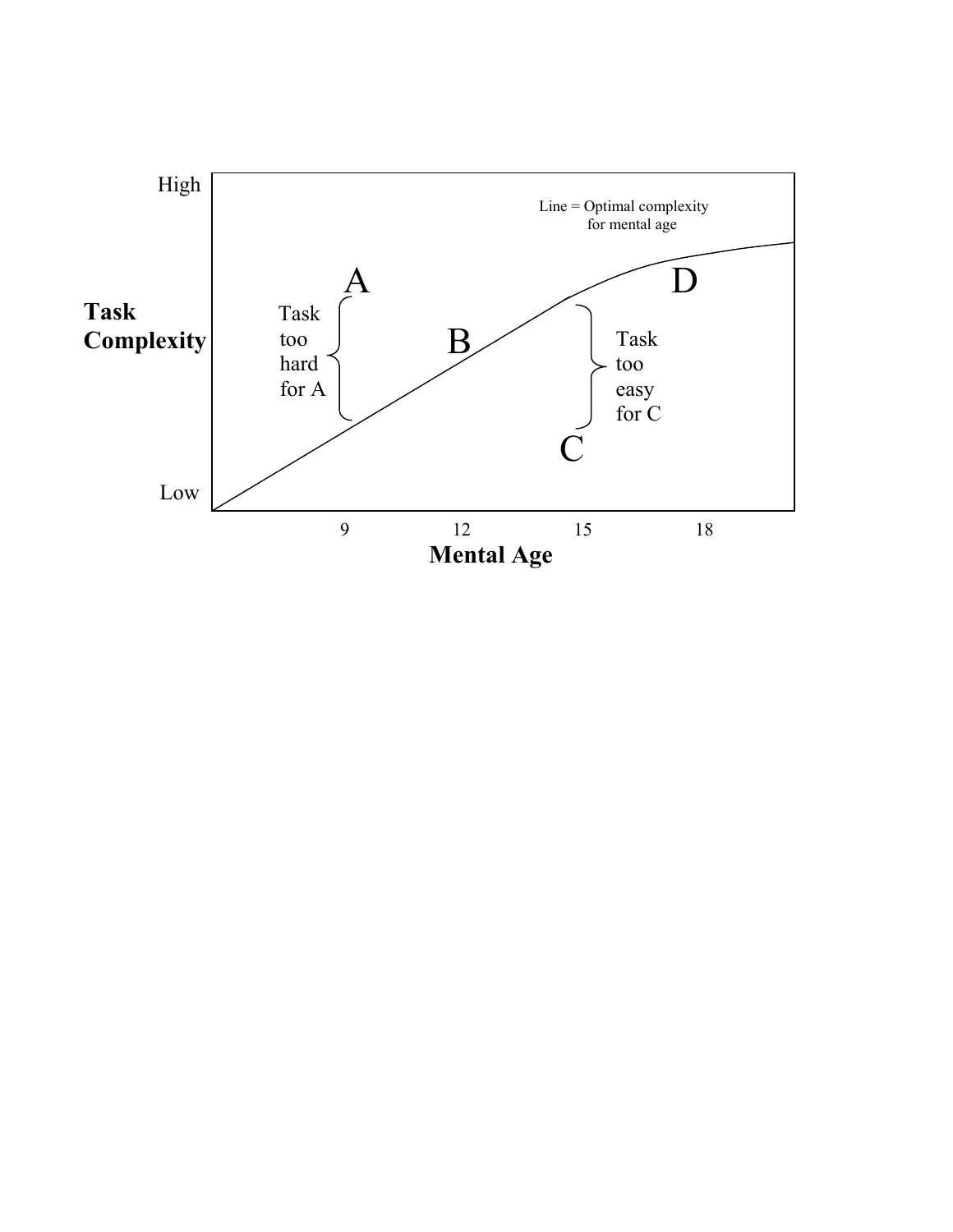High

Line = Optimal complexity for mental age

A

D

Task Complexity

Task too hard for A

B

Task too easy for C

C

Low

9 12 15 18

Mental Age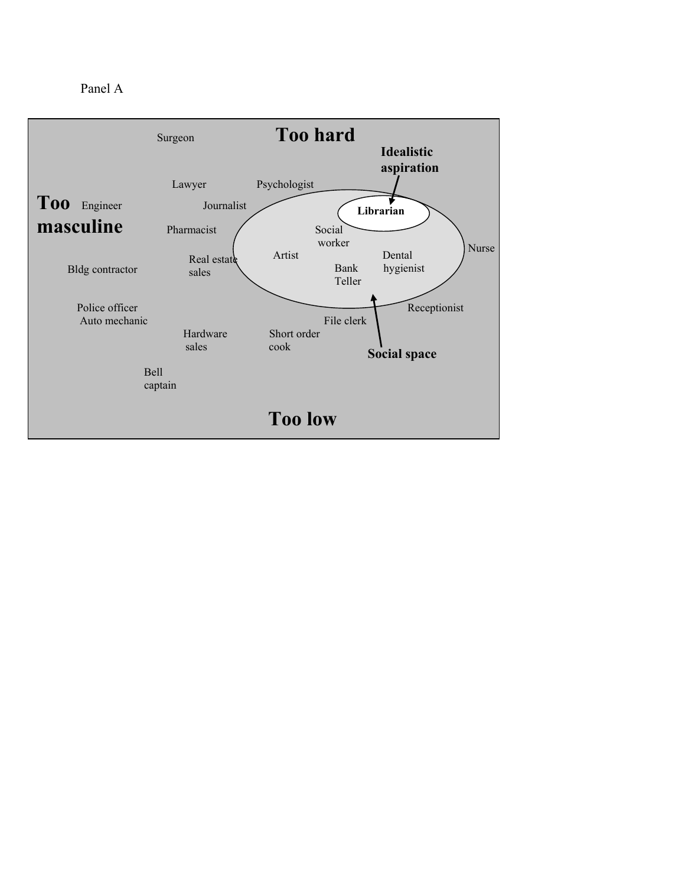Panel A

Too hard

Surgeon

Idealistic aspiration

Lawyer

Psychologist

Too masculine

Engineer

Journalist

Librarian

Pharmacist

Social worker

Nurse

Artist

Dental hygienist

Real estate sales

Bldg contractor

Bank Teller

Police officer

Receptionist

Auto mechanic

File clerk

Hardware sales

Short order cook

Social space

Bell captain

Too low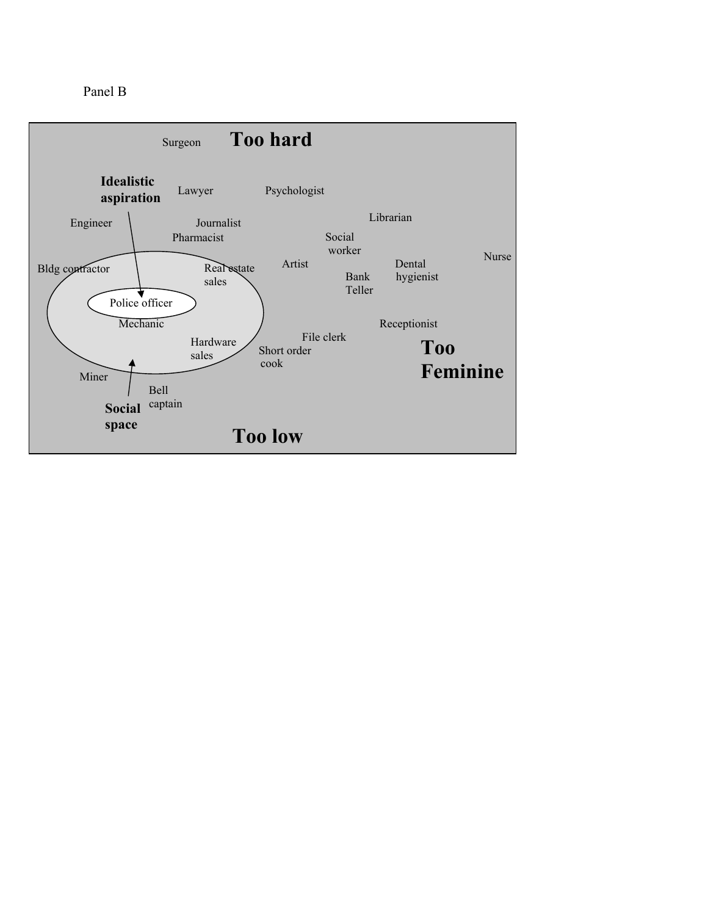Panel B

Surgeon **Too hard**

**Idealistic aspiration** Lawyer Psychologist

Librarian

Engineer Journalist

Pharmacist Social worker

Nurse

Bldg contractor Real estate sales Artist Dental hygienist

Bank Teller

Police officer

Mechanic Receptionist

File clerk

Hardware sales Short order cook **Too Feminine**

Miner

Bell captain

**Social space**

**Too low**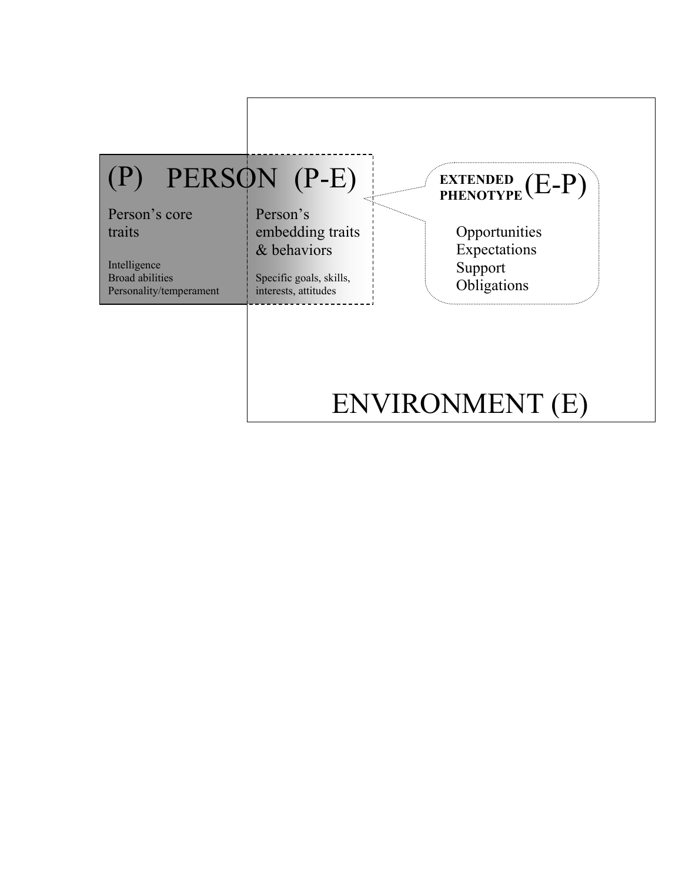(P) PERSON (P-E)

Person's core traits

Intelligence
Broad abilities
Personality/temperament

Person's embedding traits & behaviors

Specific goals, skills, interests, attitudes

**EXTENDED PHENOTYPE** (E-P)

Opportunities
Expectations
Support
Obligations

ENVIRONMENT (E)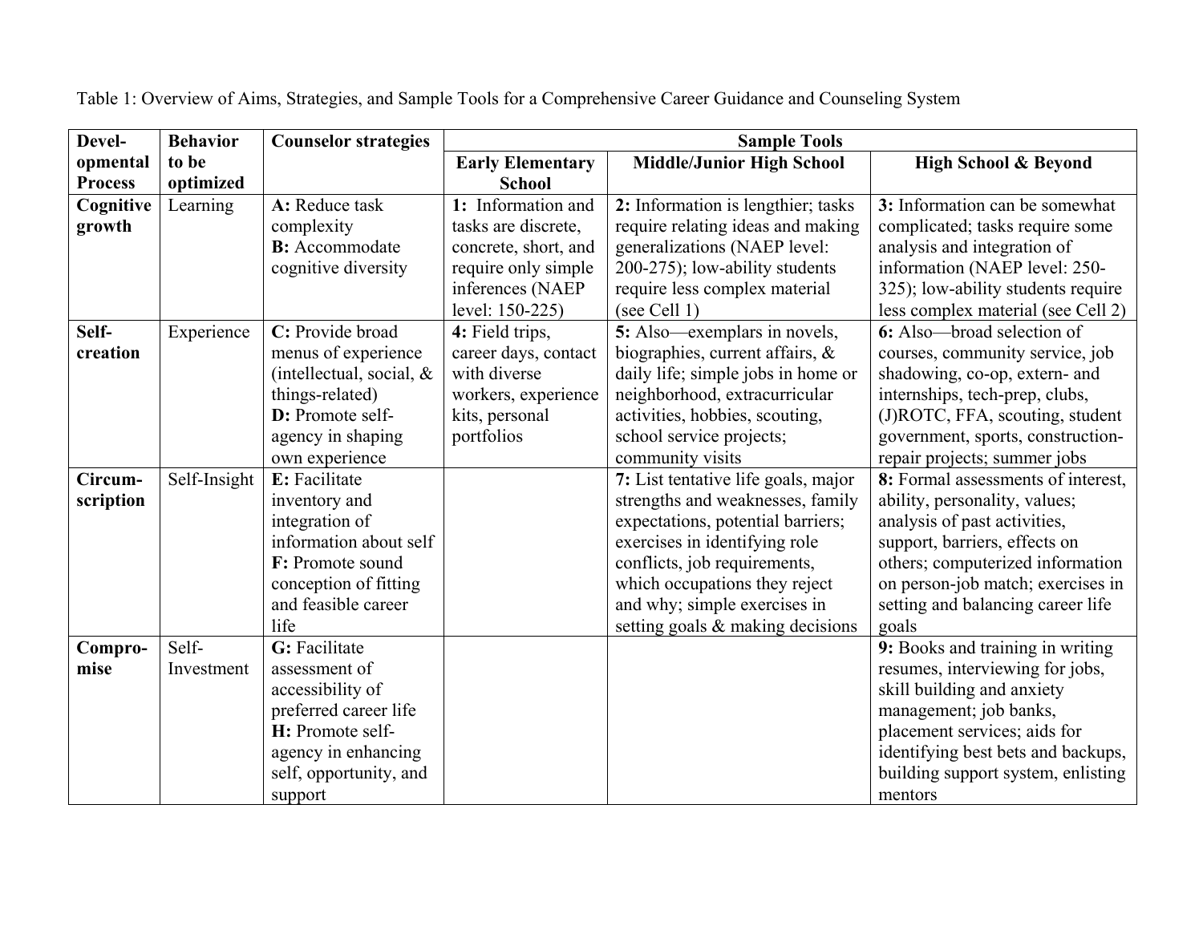Table 1: Overview of Aims, Strategies, and Sample Tools for a Comprehensive Career Guidance and Counseling System

| Developmental Process | Behavior to be optimized | Counselor strategies | Sample Tools | | |
|---|---|---|---|---|---|
| | | | Early Elementary School | Middle/Junior High School | High School & Beyond |
| **Cognitive growth** | Learning | **A:** Reduce task complexity<br>**B:** Accommodate cognitive diversity | **1:** Information and tasks are discrete, concrete, short, and require only simple inferences (NAEP level: 150-225) | **2:** Information is lengthier; tasks require relating ideas and making generalizations (NAEP level: 200-275); low-ability students require less complex material (see Cell 1) | **3:** Information can be somewhat complicated; tasks require some analysis and integration of information (NAEP level: 250-325); low-ability students require less complex material (see Cell 2) |
| **Self-creation** | Experience | **C:** Provide broad menus of experience (intellectual, social, & things-related)<br>**D:** Promote self-agency in shaping own experience | **4:** Field trips, career days, contact with diverse workers, experience kits, personal portfolios | **5:** Also—exemplars in novels, biographies, current affairs, & daily life; simple jobs in home or neighborhood, extracurricular activities, hobbies, scouting, school service projects; community visits | **6:** Also—broad selection of courses, community service, job shadowing, co-op, extern- and internships, tech-prep, clubs, (J)ROTC, FFA, scouting, student government, sports, construction-repair projects; summer jobs |
| **Circumscription** | Self-Insight | **E:** Facilitate inventory and integration of information about self<br>**F:** Promote sound conception of fitting and feasible career life | | **7:** List tentative life goals, major strengths and weaknesses, family expectations, potential barriers; exercises in identifying role conflicts, job requirements, which occupations they reject and why; simple exercises in setting goals & making decisions | **8:** Formal assessments of interest, ability, personality, values; analysis of past activities, support, barriers, effects on others; computerized information on person-job match; exercises in setting and balancing career life goals |
| **Compromise** | Self-Investment | **G:** Facilitate assessment of accessibility of preferred career life<br>**H:** Promote self-agency in enhancing self, opportunity, and support | | | **9:** Books and training in writing resumes, interviewing for jobs, skill building and anxiety management; job banks, placement services; aids for identifying best bets and backups, building support system, enlisting mentors |